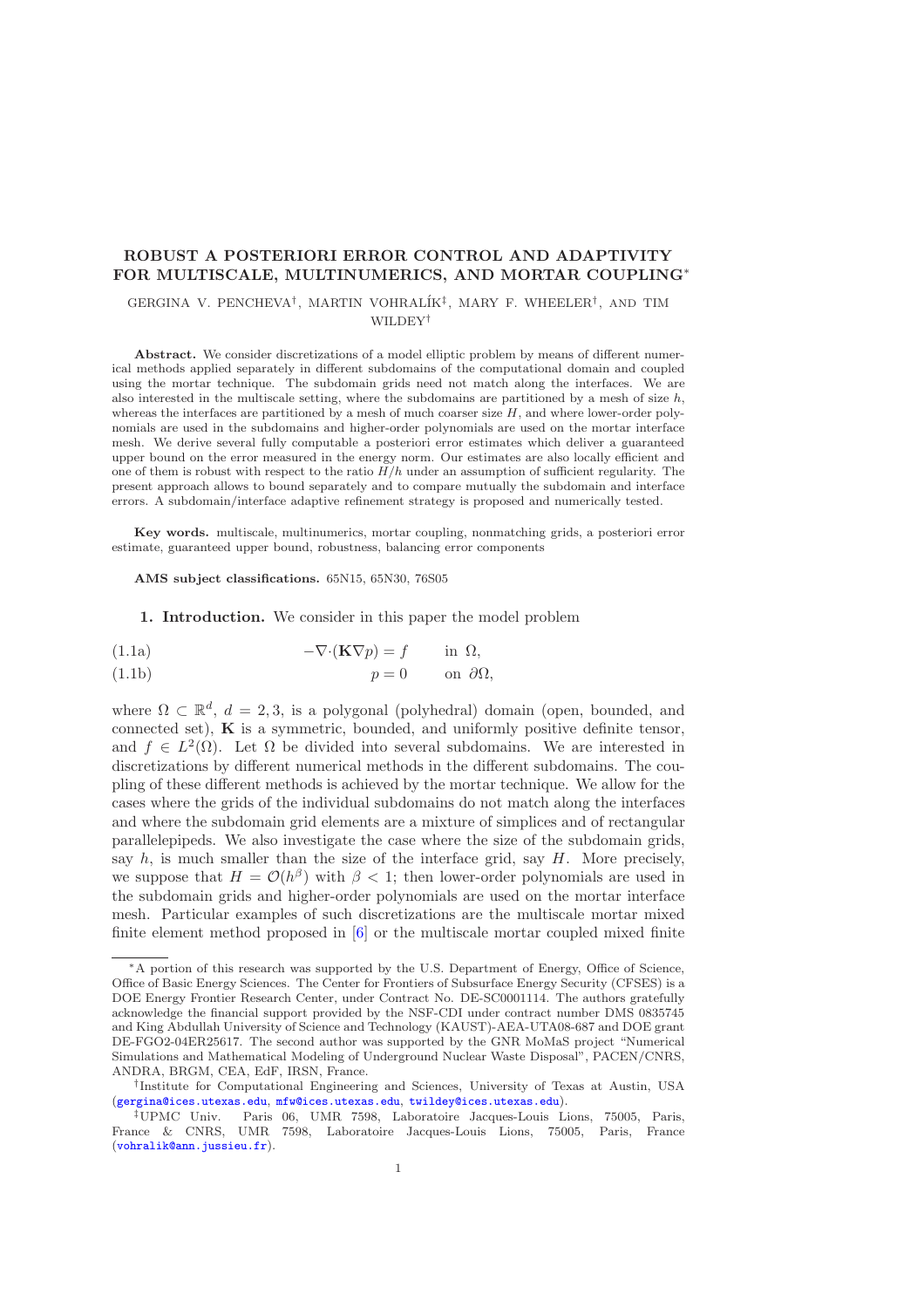# ROBUST A POSTERIORI ERROR CONTROL AND ADAPTIVITY FOR MULTISCALE, MULTINUMERICS, AND MORTAR COUPLING[*]

GERGINA V. PENCHEVA[†], MARTIN VOHRALÍK[‡], MARY F. WHEELER[†], AND TIM WILDEY[†]

**Abstract.** We consider discretizations of a model elliptic problem by means of different numerical methods applied separately in different subdomains of the computational domain and coupled using the mortar technique. The subdomain grids need not match along the interfaces. We are also interested in the multiscale setting, where the subdomains are partitioned by a mesh of size $h$, whereas the interfaces are partitioned by a mesh of much coarser size $H$, and where lower-order polynomials are used in the subdomains and higher-order polynomials are used on the mortar interface mesh. We derive several fully computable a posteriori error estimates which deliver a guaranteed upper bound on the error measured in the energy norm. Our estimates are also locally efficient and one of them is robust with respect to the ratio $H/h$ under an assumption of sufficient regularity. The present approach allows to bound separately and to compare mutually the subdomain and interface errors. A subdomain/interface adaptive refinement strategy is proposed and numerically tested.

**Key words.** multiscale, multinumerics, mortar coupling, nonmatching grids, a posteriori error estimate, guaranteed upper bound, robustness, balancing error components

**AMS subject classifications.** 65N15, 65N30, 76S05

**1. Introduction.** We consider in this paper the model problem

$$-\nabla\cdot(\mathbf{K}\nabla p) = f \qquad \text{in } \Omega, \tag{1.1a}$$

$$p = 0 \qquad \text{on } \partial\Omega, \tag{1.1b}$$

where $\Omega \subset \mathbb{R}^d$, $d = 2, 3$, is a polygonal (polyhedral) domain (open, bounded, and connected set), $\mathbf{K}$ is a symmetric, bounded, and uniformly positive definite tensor, and $f \in L^2(\Omega)$. Let $\Omega$ be divided into several subdomains. We are interested in discretizations by different numerical methods in the different subdomains. The coupling of these different methods is achieved by the mortar technique. We allow for the cases where the grids of the individual subdomains do not match along the interfaces and where the subdomain grid elements are a mixture of simplices and of rectangular parallelepipeds. We also investigate the case where the size of the subdomain grids, say $h$, is much smaller than the size of the interface grid, say $H$. More precisely, we suppose that $H = \mathcal{O}(h^\beta)$ with $\beta < 1$; then lower-order polynomials are used in the subdomain grids and higher-order polynomials are used on the mortar interface mesh. Particular examples of such discretizations are the multiscale mortar mixed finite element method proposed in [6] or the multiscale mortar coupled mixed finite

---

[*] A portion of this research was supported by the U.S. Department of Energy, Office of Science, Office of Basic Energy Sciences. The Center for Frontiers of Subsurface Energy Security (CFSES) is a DOE Energy Frontier Research Center, under Contract No. DE-SC0001114. The authors gratefully acknowledge the financial support provided by the NSF-CDI under contract number DMS 0835745 and King Abdullah University of Science and Technology (KAUST)-AEA-UTA08-687 and DOE grant DE-FGO2-04ER25617. The second author was supported by the GNR MoMaS project "Numerical Simulations and Mathematical Modeling of Underground Nuclear Waste Disposal", PACEN/CNRS, ANDRA, BRGM, CEA, EdF, IRSN, France.

[†] Institute for Computational Engineering and Sciences, University of Texas at Austin, USA (gergina@ices.utexas.edu, mfw@ices.utexas.edu, twildey@ices.utexas.edu).

[‡] UPMC Univ. Paris 06, UMR 7598, Laboratoire Jacques-Louis Lions, 75005, Paris, France & CNRS, UMR 7598, Laboratoire Jacques-Louis Lions, 75005, Paris, France (vohralik@ann.jussieu.fr).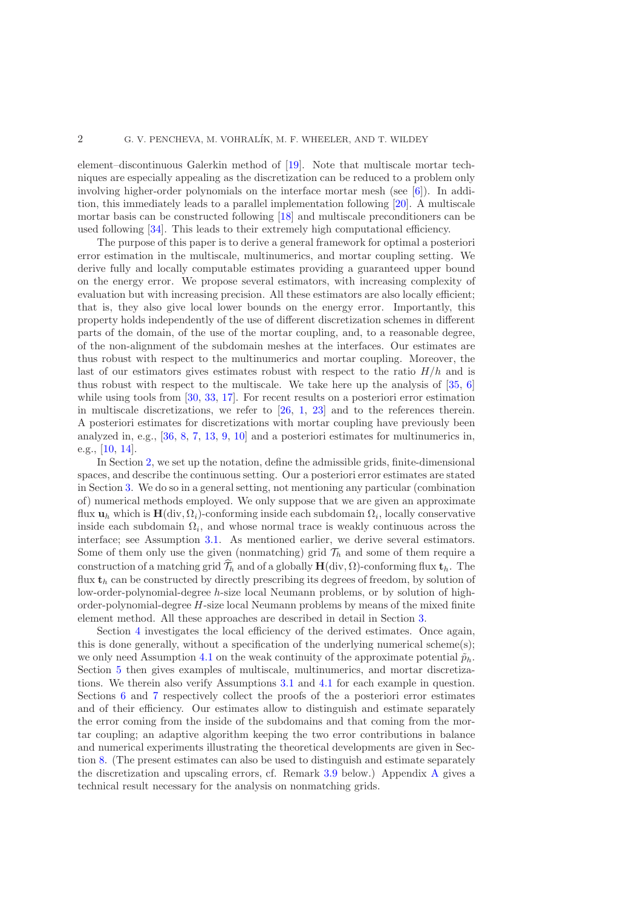element–discontinuous Galerkin method of [19]. Note that multiscale mortar techniques are especially appealing as the discretization can be reduced to a problem only involving higher-order polynomials on the interface mortar mesh (see [6]). In addition, this immediately leads to a parallel implementation following [20]. A multiscale mortar basis can be constructed following [18] and multiscale preconditioners can be used following [34]. This leads to their extremely high computational efficiency.

The purpose of this paper is to derive a general framework for optimal a posteriori error estimation in the multiscale, multinumerics, and mortar coupling setting. We derive fully and locally computable estimates providing a guaranteed upper bound on the energy error. We propose several estimators, with increasing complexity of evaluation but with increasing precision. All these estimators are also locally efficient; that is, they also give local lower bounds on the energy error. Importantly, this property holds independently of the use of different discretization schemes in different parts of the domain, of the use of the mortar coupling, and, to a reasonable degree, of the non-alignment of the subdomain meshes at the interfaces. Our estimates are thus robust with respect to the multinumerics and mortar coupling. Moreover, the last of our estimators gives estimates robust with respect to the ratio $H/h$ and is thus robust with respect to the multiscale. We take here up the analysis of [35, 6] while using tools from [30, 33, 17]. For recent results on a posteriori error estimation in multiscale discretizations, we refer to [26, 1, 23] and to the references therein. A posteriori estimates for discretizations with mortar coupling have previously been analyzed in, e.g., [36, 8, 7, 13, 9, 10] and a posteriori estimates for multinumerics in, e.g., [10, 14].

In Section 2, we set up the notation, define the admissible grids, finite-dimensional spaces, and describe the continuous setting. Our a posteriori error estimates are stated in Section 3. We do so in a general setting, not mentioning any particular (combination of) numerical methods employed. We only suppose that we are given an approximate flux $\mathbf{u}_h$ which is $\mathbf{H}(\mathrm{div}, \Omega_i)$-conforming inside each subdomain $\Omega_i$, locally conservative inside each subdomain $\Omega_i$, and whose normal trace is weakly continuous across the interface; see Assumption 3.1. As mentioned earlier, we derive several estimators. Some of them only use the given (nonmatching) grid $\mathcal{T}_h$ and some of them require a construction of a matching grid $\widehat{\mathcal{T}}_h$ and of a globally $\mathbf{H}(\mathrm{div}, \Omega)$-conforming flux $\mathbf{t}_h$. The flux $\mathbf{t}_h$ can be constructed by directly prescribing its degrees of freedom, by solution of low-order-polynomial-degree $h$-size local Neumann problems, or by solution of high-order-polynomial-degree $H$-size local Neumann problems by means of the mixed finite element method. All these approaches are described in detail in Section 3.

Section 4 investigates the local efficiency of the derived estimates. Once again, this is done generally, without a specification of the underlying numerical scheme(s); we only need Assumption 4.1 on the weak continuity of the approximate potential $\tilde{p}_h$. Section 5 then gives examples of multiscale, multinumerics, and mortar discretizations. We therein also verify Assumptions 3.1 and 4.1 for each example in question. Sections 6 and 7 respectively collect the proofs of the a posteriori error estimates and of their efficiency. Our estimates allow to distinguish and estimate separately the error coming from the inside of the subdomains and that coming from the mortar coupling; an adaptive algorithm keeping the two error contributions in balance and numerical experiments illustrating the theoretical developments are given in Section 8. (The present estimates can also be used to distinguish and estimate separately the discretization and upscaling errors, cf. Remark 3.9 below.) Appendix A gives a technical result necessary for the analysis on nonmatching grids.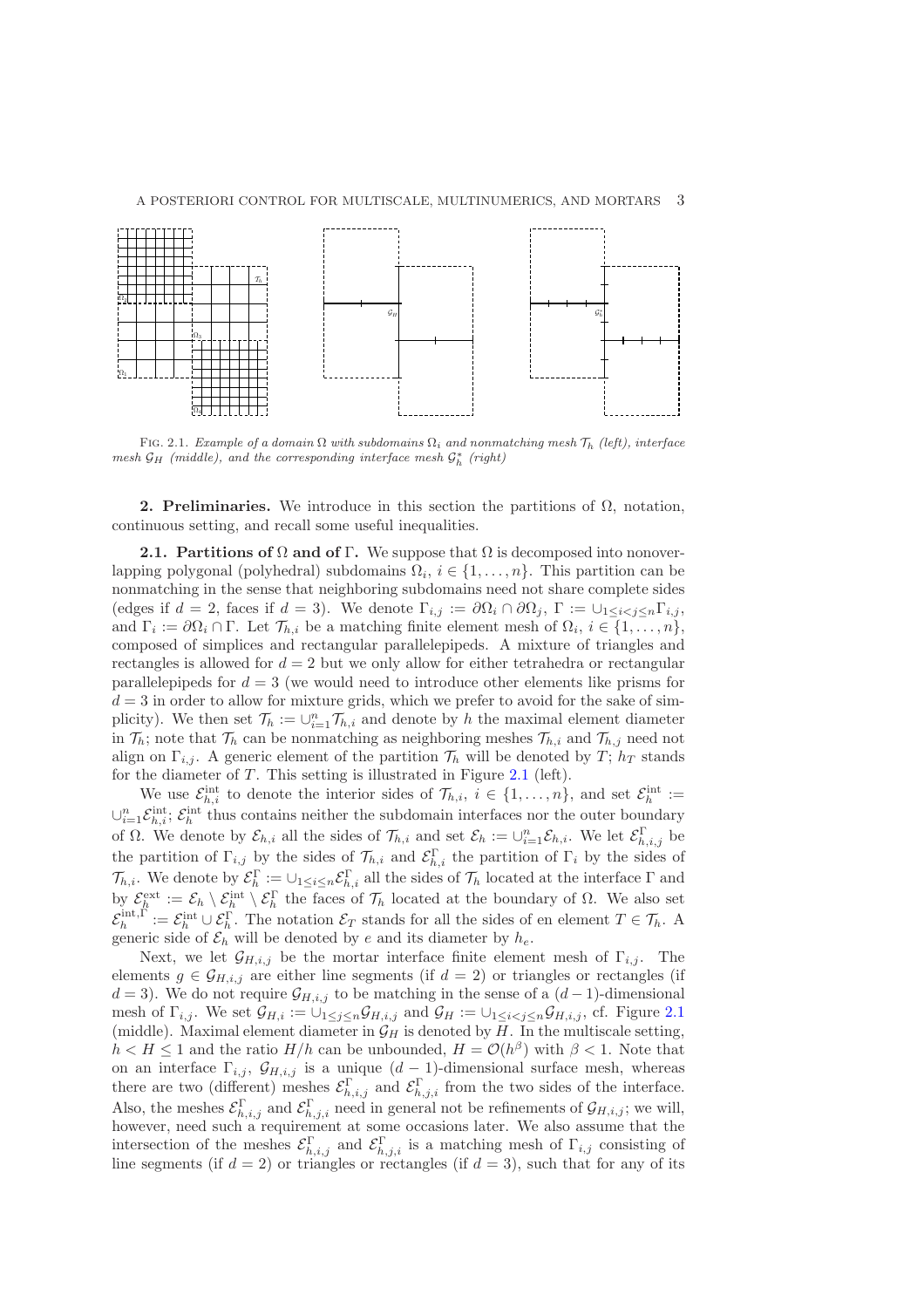Fig. 2.1. *Example of a domain $\Omega$ with subdomains $\Omega_i$ and nonmatching mesh $\mathcal{T}_h$ (left), interface mesh $\mathcal{G}_H$ (middle), and the corresponding interface mesh $\mathcal{G}_h^*$ (right)*

**2. Preliminaries.** We introduce in this section the partitions of $\Omega$, notation, continuous setting, and recall some useful inequalities.

**2.1. Partitions of $\Omega$ and of $\Gamma$.** We suppose that $\Omega$ is decomposed into nonoverlapping polygonal (polyhedral) subdomains $\Omega_i$, $i \in \{1, \ldots, n\}$. This partition can be nonmatching in the sense that neighboring subdomains need not share complete sides (edges if $d = 2$, faces if $d = 3$). We denote $\Gamma_{i,j} := \partial\Omega_i \cap \partial\Omega_j$, $\Gamma := \cup_{1 \leq i < j \leq n} \Gamma_{i,j}$, and $\Gamma_i := \partial\Omega_i \cap \Gamma$. Let $\mathcal{T}_{h,i}$ be a matching finite element mesh of $\Omega_i$, $i \in \{1, \ldots, n\}$, composed of simplices and rectangular parallelepipeds. A mixture of triangles and rectangles is allowed for $d = 2$ but we only allow for either tetrahedra or rectangular parallelepipeds for $d = 3$ (we would need to introduce other elements like prisms for $d = 3$ in order to allow for mixture grids, which we prefer to avoid for the sake of simplicity). We then set $\mathcal{T}_h := \cup_{i=1}^n \mathcal{T}_{h,i}$ and denote by $h$ the maximal element diameter in $\mathcal{T}_h$; note that $\mathcal{T}_h$ can be nonmatching as neighboring meshes $\mathcal{T}_{h,i}$ and $\mathcal{T}_{h,j}$ need not align on $\Gamma_{i,j}$. A generic element of the partition $\mathcal{T}_h$ will be denoted by $T$; $h_T$ stands for the diameter of $T$. This setting is illustrated in Figure 2.1 (left).

We use $\mathcal{E}_{h,i}^{\text{int}}$ to denote the interior sides of $\mathcal{T}_{h,i}$, $i \in \{1, \ldots, n\}$, and set $\mathcal{E}_h^{\text{int}} := \cup_{i=1}^n \mathcal{E}_{h,i}^{\text{int}}$; $\mathcal{E}_h^{\text{int}}$ thus contains neither the subdomain interfaces nor the outer boundary of $\Omega$. We denote by $\mathcal{E}_{h,i}$ all the sides of $\mathcal{T}_{h,i}$ and set $\mathcal{E}_h := \cup_{i=1}^n \mathcal{E}_{h,i}$. We let $\mathcal{E}_{h,i,j}^{\Gamma}$ be the partition of $\Gamma_{i,j}$ by the sides of $\mathcal{T}_{h,i}$ and $\mathcal{E}_{h,i}^{\Gamma}$ the partition of $\Gamma_i$ by the sides of $\mathcal{T}_{h,i}$. We denote by $\mathcal{E}_h^{\Gamma} := \cup_{1 \leq i \leq n} \mathcal{E}_{h,i}^{\Gamma}$ all the sides of $\mathcal{T}_h$ located at the interface $\Gamma$ and by $\mathcal{E}_h^{\text{ext}} := \mathcal{E}_h \setminus \mathcal{E}_h^{\text{int}} \setminus \mathcal{E}_h^{\Gamma}$ the faces of $\mathcal{T}_h$ located at the boundary of $\Omega$. We also set $\mathcal{E}_h^{\text{int},\Gamma} := \mathcal{E}_h^{\text{int}} \cup \mathcal{E}_h^{\Gamma}$. The notation $\mathcal{E}_T$ stands for all the sides of en element $T \in \mathcal{T}_h$. A generic side of $\mathcal{E}_h$ will be denoted by $e$ and its diameter by $h_e$.

Next, we let $\mathcal{G}_{H,i,j}$ be the mortar interface finite element mesh of $\Gamma_{i,j}$. The elements $g \in \mathcal{G}_{H,i,j}$ are either line segments (if $d = 2$) or triangles or rectangles (if $d = 3$). We do not require $\mathcal{G}_{H,i,j}$ to be matching in the sense of a $(d-1)$-dimensional mesh of $\Gamma_{i,j}$. We set $\mathcal{G}_{H,i} := \cup_{1 \leq j \leq n} \mathcal{G}_{H,i,j}$ and $\mathcal{G}_H := \cup_{1 \leq i < j \leq n} \mathcal{G}_{H,i,j}$, cf. Figure 2.1 (middle). Maximal element diameter in $\mathcal{G}_H$ is denoted by $H$. In the multiscale setting, $h < H \leq 1$ and the ratio $H/h$ can be unbounded, $H = \mathcal{O}(h^{\beta})$ with $\beta < 1$. Note that on an interface $\Gamma_{i,j}$, $\mathcal{G}_{H,i,j}$ is a unique $(d-1)$-dimensional surface mesh, whereas there are two (different) meshes $\mathcal{E}_{h,i,j}^{\Gamma}$ and $\mathcal{E}_{h,j,i}^{\Gamma}$ from the two sides of the interface. Also, the meshes $\mathcal{E}_{h,i,j}^{\Gamma}$ and $\mathcal{E}_{h,j,i}^{\Gamma}$ need in general not be refinements of $\mathcal{G}_{H,i,j}$; we will, however, need such a requirement at some occasions later. We also assume that the intersection of the meshes $\mathcal{E}_{h,i,j}^{\Gamma}$ and $\mathcal{E}_{h,j,i}^{\Gamma}$ is a matching mesh of $\Gamma_{i,j}$ consisting of line segments (if $d = 2$) or triangles or rectangles (if $d = 3$), such that for any of its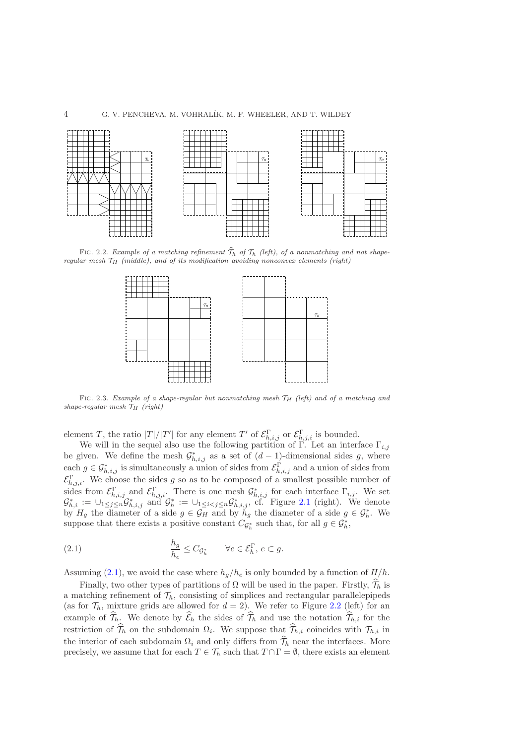FIG. 2.2. *Example of a matching refinement $\widehat{\mathcal{T}}_h$ of $\mathcal{T}_h$ (left), of a nonmatching and not shape-regular mesh $\mathcal{T}_H$ (middle), and of its modification avoiding nonconvex elements (right)*

FIG. 2.3. *Example of a shape-regular but nonmatching mesh $\mathcal{T}_H$ (left) and of a matching and shape-regular mesh $\mathcal{T}_H$ (right)*

element $T$, the ratio $|T|/|T'|$ for any element $T'$ of $\mathcal{E}^{\Gamma}_{h,i,j}$ or $\mathcal{E}^{\Gamma}_{h,j,i}$ is bounded.

We will in the sequel also use the following partition of $\Gamma$. Let an interface $\Gamma_{i,j}$ be given. We define the mesh $\mathcal{G}^*_{h,i,j}$ as a set of $(d-1)$-dimensional sides $g$, where each $g \in \mathcal{G}^*_{h,i,j}$ is simultaneously a union of sides from $\mathcal{E}^{\Gamma}_{h,i,j}$ and a union of sides from $\mathcal{E}^{\Gamma}_{h,j,i}$. We choose the sides $g$ so as to be composed of a smallest possible number of sides from $\mathcal{E}^{\Gamma}_{h,i,j}$ and $\mathcal{E}^{\Gamma}_{h,j,i}$. There is one mesh $\mathcal{G}^*_{h,i,j}$ for each interface $\Gamma_{i,j}$. We set $\mathcal{G}^*_{h,i} := \cup_{1\leq j\leq n}\mathcal{G}^*_{h,i,j}$ and $\mathcal{G}^*_h := \cup_{1\leq i<j\leq n}\mathcal{G}^*_{h,i,j}$, cf. Figure 2.1 (right). We denote by $H_g$ the diameter of a side $g \in \mathcal{G}_H$ and by $h_g$ the diameter of a side $g \in \mathcal{G}^*_h$. We suppose that there exists a positive constant $C_{\mathcal{G}^*_h}$ such that, for all $g \in \mathcal{G}^*_h$,

$$
\frac{h_g}{h_e} \leq C_{\mathcal{G}^*_h} \qquad \forall e \in \mathcal{E}^{\Gamma}_h,\, e \subset g. \tag{2.1}
$$

Assuming (2.1), we avoid the case where $h_g/h_e$ is only bounded by a function of $H/h$.

Finally, two other types of partitions of $\Omega$ will be used in the paper. Firstly, $\widehat{\mathcal{T}}_h$ is a matching refinement of $\mathcal{T}_h$, consisting of simplices and rectangular parallelepipeds (as for $\mathcal{T}_h$, mixture grids are allowed for $d = 2$). We refer to Figure 2.2 (left) for an example of $\widehat{\mathcal{T}}_h$. We denote by $\widehat{\mathcal{E}}_h$ the sides of $\widehat{\mathcal{T}}_h$ and use the notation $\widehat{\mathcal{T}}_{h,i}$ for the restriction of $\widehat{\mathcal{T}}_h$ on the subdomain $\Omega_i$. We suppose that $\widehat{\mathcal{T}}_{h,i}$ coincides with $\mathcal{T}_{h,i}$ in the interior of each subdomain $\Omega_i$ and only differs from $\widehat{\mathcal{T}}_h$ near the interfaces. More precisely, we assume that for each $T \in \mathcal{T}_h$ such that $T \cap \Gamma = \emptyset$, there exists an element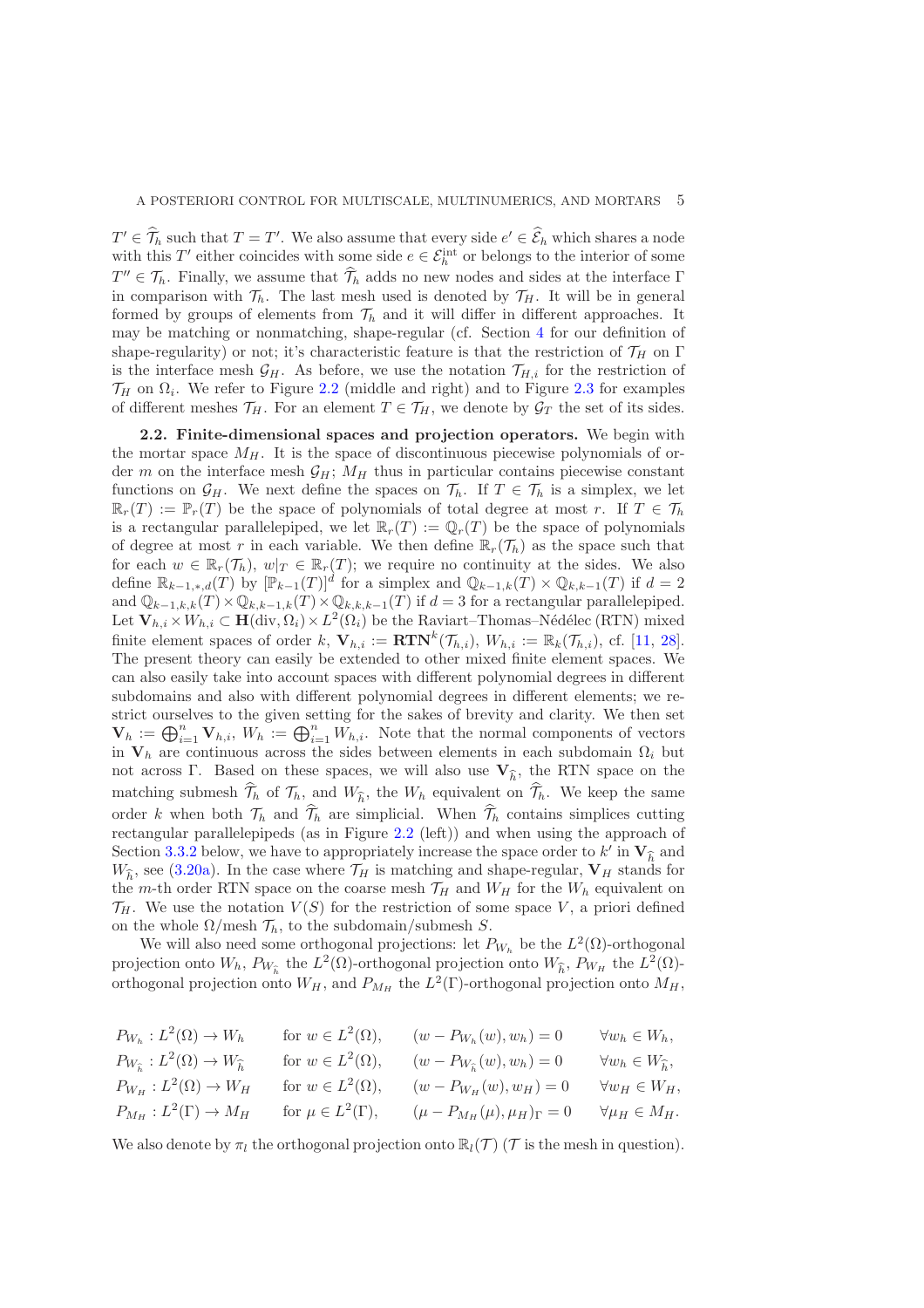$T' \in \widehat{\mathcal{T}}_h$ such that $T = T'$. We also assume that every side $e' \in \widehat{\mathcal{E}}_h$ which shares a node with this $T'$ either coincides with some side $e \in \mathcal{E}_h^{\mathrm{int}}$ or belongs to the interior of some $T'' \in \mathcal{T}_h$. Finally, we assume that $\widehat{\mathcal{T}}_h$ adds no new nodes and sides at the interface $\Gamma$ in comparison with $\mathcal{T}_h$. The last mesh used is denoted by $\mathcal{T}_H$. It will be in general formed by groups of elements from $\mathcal{T}_h$ and it will differ in different approaches. It may be matching or nonmatching, shape-regular (cf. Section 4 for our definition of shape-regularity) or not; it's characteristic feature is that the restriction of $\mathcal{T}_H$ on $\Gamma$ is the interface mesh $\mathcal{G}_H$. As before, we use the notation $\mathcal{T}_{H,i}$ for the restriction of $\mathcal{T}_H$ on $\Omega_i$. We refer to Figure 2.2 (middle and right) and to Figure 2.3 for examples of different meshes $\mathcal{T}_H$. For an element $T \in \mathcal{T}_H$, we denote by $\mathcal{G}_T$ the set of its sides.

**2.2. Finite-dimensional spaces and projection operators.** We begin with the mortar space $M_H$. It is the space of discontinuous piecewise polynomials of order $m$ on the interface mesh $\mathcal{G}_H$; $M_H$ thus in particular contains piecewise constant functions on $\mathcal{G}_H$. We next define the spaces on $\mathcal{T}_h$. If $T \in \mathcal{T}_h$ is a simplex, we let $\mathbb{R}_r(T) := \mathbb{P}_r(T)$ be the space of polynomials of total degree at most $r$. If $T \in \mathcal{T}_h$ is a rectangular parallelepiped, we let $\mathbb{R}_r(T) := \mathbb{Q}_r(T)$ be the space of polynomials of degree at most $r$ in each variable. We then define $\mathbb{R}_r(\mathcal{T}_h)$ as the space such that for each $w \in \mathbb{R}_r(\mathcal{T}_h)$, $w|_T \in \mathbb{R}_r(T)$; we require no continuity at the sides. We also define $\mathbb{R}_{k-1,*,d}(T)$ by $[\mathbb{P}_{k-1}(T)]^d$ for a simplex and $\mathbb{Q}_{k-1,k}(T) \times \mathbb{Q}_{k,k-1}(T)$ if $d = 2$ and $\mathbb{Q}_{k-1,k,k}(T) \times \mathbb{Q}_{k,k-1,k}(T) \times \mathbb{Q}_{k,k,k-1}(T)$ if $d = 3$ for a rectangular parallelepiped. Let $\mathbf{V}_{h,i} \times W_{h,i} \subset \mathbf{H}(\mathrm{div}, \Omega_i) \times L^2(\Omega_i)$ be the Raviart–Thomas–Nédélec (RTN) mixed finite element spaces of order $k$, $\mathbf{V}_{h,i} := \mathbf{RTN}^k(\mathcal{T}_{h,i})$, $W_{h,i} := \mathbb{R}_k(\mathcal{T}_{h,i})$, cf. [11, 28]. The present theory can easily be extended to other mixed finite element spaces. We can also easily take into account spaces with different polynomial degrees in different subdomains and also with different polynomial degrees in different elements; we restrict ourselves to the given setting for the sakes of brevity and clarity. We then set $\mathbf{V}_h := \bigoplus_{i=1}^n \mathbf{V}_{h,i}$, $W_h := \bigoplus_{i=1}^n W_{h,i}$. Note that the normal components of vectors in $\mathbf{V}_h$ are continuous across the sides between elements in each subdomain $\Omega_i$ but not across $\Gamma$. Based on these spaces, we will also use $\mathbf{V}_{\widehat{h}}$, the RTN space on the matching submesh $\widehat{\mathcal{T}}_h$ of $\mathcal{T}_h$, and $W_{\widehat{h}}$, the $W_h$ equivalent on $\widehat{\mathcal{T}}_h$. We keep the same order $k$ when both $\mathcal{T}_h$ and $\widehat{\mathcal{T}}_h$ are simplicial. When $\widehat{\mathcal{T}}_h$ contains simplices cutting rectangular parallelepipeds (as in Figure 2.2 (left)) and when using the approach of Section 3.3.2 below, we have to appropriately increase the space order to $k'$ in $\mathbf{V}_{\widehat{h}}$ and $W_{\widehat{h}}$, see (3.20a). In the case where $\mathcal{T}_H$ is matching and shape-regular, $\mathbf{V}_H$ stands for the $m$-th order RTN space on the coarse mesh $\mathcal{T}_H$ and $W_H$ for the $W_h$ equivalent on $\mathcal{T}_H$. We use the notation $V(S)$ for the restriction of some space $V$, a priori defined on the whole $\Omega$/mesh $\mathcal{T}_h$, to the subdomain/submesh $S$.

We will also need some orthogonal projections: let $P_{W_h}$ be the $L^2(\Omega)$-orthogonal projection onto $W_h$, $P_{W_{\widehat{h}}}$ the $L^2(\Omega)$-orthogonal projection onto $W_{\widehat{h}}$, $P_{W_H}$ the $L^2(\Omega)$-orthogonal projection onto $W_H$, and $P_{M_H}$ the $L^2(\Gamma)$-orthogonal projection onto $M_H$,

$$
\begin{array}{llll}
P_{W_h} : L^2(\Omega) \to W_h & \text{for } w \in L^2(\Omega), & (w - P_{W_h}(w), w_h) = 0 & \forall w_h \in W_h, \\
P_{W_{\widehat{h}}} : L^2(\Omega) \to W_{\widehat{h}} & \text{for } w \in L^2(\Omega), & (w - P_{W_{\widehat{h}}}(w), w_h) = 0 & \forall w_h \in W_{\widehat{h}}, \\
P_{W_H} : L^2(\Omega) \to W_H & \text{for } w \in L^2(\Omega), & (w - P_{W_H}(w), w_H) = 0 & \forall w_H \in W_H, \\
P_{M_H} : L^2(\Gamma) \to M_H & \text{for } \mu \in L^2(\Gamma), & (\mu - P_{M_H}(\mu), \mu_H)_\Gamma = 0 & \forall \mu_H \in M_H.
\end{array}
$$

We also denote by $\pi_l$ the orthogonal projection onto $\mathbb{R}_l(\mathcal{T})$ ($\mathcal{T}$ is the mesh in question).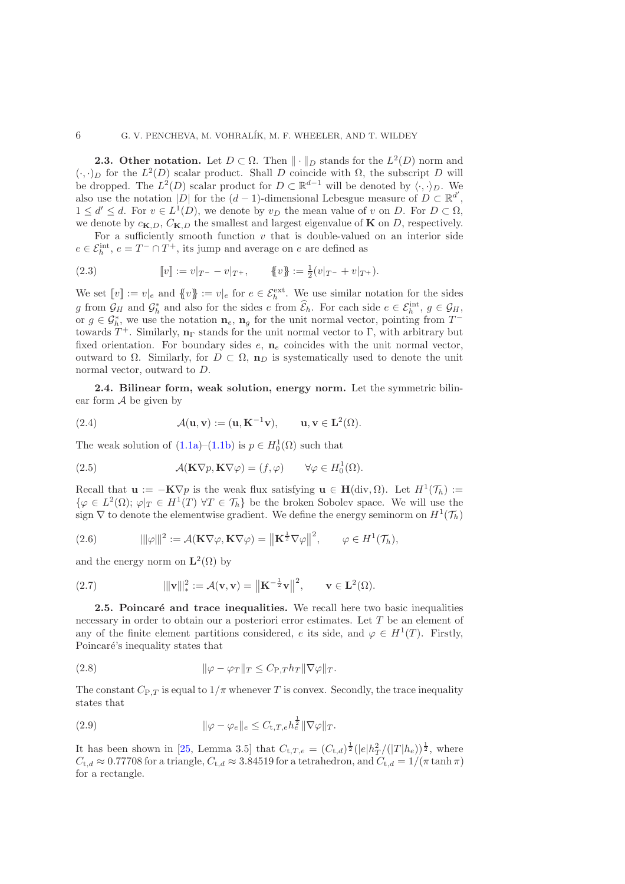**2.3. Other notation.** Let $D \subset \Omega$. Then $\|\cdot\|_D$ stands for the $L^2(D)$ norm and $(\cdot,\cdot)_D$ for the $L^2(D)$ scalar product. Shall $D$ coincide with $\Omega$, the subscript $D$ will be dropped. The $L^2(D)$ scalar product for $D \subset \mathbb{R}^{d-1}$ will be denoted by $\langle \cdot,\cdot\rangle_D$. We also use the notation $|D|$ for the $(d-1)$-dimensional Lebesgue measure of $D \subset \mathbb{R}^{d'}$, $1 \le d' \le d$. For $v \in L^1(D)$, we denote by $v_D$ the mean value of $v$ on $D$. For $D \subset \Omega$, we denote by $c_{\mathbf{K},D}$, $C_{\mathbf{K},D}$ the smallest and largest eigenvalue of $\mathbf{K}$ on $D$, respectively.

For a sufficiently smooth function $v$ that is double-valued on an interior side $e \in \mathcal{E}_h^{\rm int}$, $e = T^- \cap T^+$, its jump and average on $e$ are defined as

$$
[\![v]\!] := v|_{T^-} - v|_{T^+}, \qquad \{\!\{v\}\!\} := \tfrac{1}{2}(v|_{T^-} + v|_{T^+}). \tag{2.3}
$$

We set $[\![v]\!] := v|_e$ and $\{\!\{v\}\!\} := v|_e$ for $e \in \mathcal{E}_h^{\rm ext}$. We use similar notation for the sides $g$ from $\mathcal{G}_H$ and $\mathcal{G}_h^*$ and also for the sides $e$ from $\widehat{\mathcal{E}}_h$. For each side $e \in \mathcal{E}_h^{\rm int}$, $g \in \mathcal{G}_H$, or $g \in \mathcal{G}_h^*$, we use the notation $\mathbf{n}_e$, $\mathbf{n}_g$ for the unit normal vector, pointing from $T^-$ towards $T^+$. Similarly, $\mathbf{n}_\Gamma$ stands for the unit normal vector to $\Gamma$, with arbitrary but fixed orientation. For boundary sides $e$, $\mathbf{n}_e$ coincides with the unit normal vector, outward to $\Omega$. Similarly, for $D \subset \Omega$, $\mathbf{n}_D$ is systematically used to denote the unit normal vector, outward to $D$.

**2.4. Bilinear form, weak solution, energy norm.** Let the symmetric bilinear form $\mathcal{A}$ be given by

$$
\mathcal{A}(\mathbf{u},\mathbf{v}) := (\mathbf{u}, \mathbf{K}^{-1}\mathbf{v}), \qquad \mathbf{u},\mathbf{v} \in \mathbf{L}^2(\Omega). \tag{2.4}
$$

The weak solution of (1.1a)–(1.1b) is $p \in H_0^1(\Omega)$ such that

$$
\mathcal{A}(\mathbf{K}\nabla p, \mathbf{K}\nabla\varphi) = (f,\varphi) \qquad \forall \varphi \in H_0^1(\Omega). \tag{2.5}
$$

Recall that $\mathbf{u} := -\mathbf{K}\nabla p$ is the weak flux satisfying $\mathbf{u} \in \mathbf{H}(\mathrm{div},\Omega)$. Let $H^1(\mathcal{T}_h) := \{\varphi \in L^2(\Omega);\, \varphi|_T \in H^1(T)\ \forall T \in \mathcal{T}_h\}$ be the broken Sobolev space. We will use the sign $\nabla$ to denote the elementwise gradient. We define the energy seminorm on $H^1(\mathcal{T}_h)$

$$
|||\varphi|||^2 := \mathcal{A}(\mathbf{K}\nabla\varphi, \mathbf{K}\nabla\varphi) = \left\|\mathbf{K}^{\frac{1}{2}}\nabla\varphi\right\|^2, \qquad \varphi \in H^1(\mathcal{T}_h), \tag{2.6}
$$

and the energy norm on $\mathbf{L}^2(\Omega)$ by

$$
|||\mathbf{v}|||_*^2 := \mathcal{A}(\mathbf{v},\mathbf{v}) = \left\|\mathbf{K}^{-\frac{1}{2}}\mathbf{v}\right\|^2, \qquad \mathbf{v} \in \mathbf{L}^2(\Omega). \tag{2.7}
$$

**2.5. Poincaré and trace inequalities.** We recall here two basic inequalities necessary in order to obtain our a posteriori error estimates. Let $T$ be an element of any of the finite element partitions considered, $e$ its side, and $\varphi \in H^1(T)$. Firstly, Poincaré's inequality states that

$$
\|\varphi - \varphi_T\|_T \le C_{\mathrm{P},T} h_T \|\nabla\varphi\|_T. \tag{2.8}
$$

The constant $C_{\mathrm{P},T}$ is equal to $1/\pi$ whenever $T$ is convex. Secondly, the trace inequality states that

$$
\|\varphi - \varphi_e\|_e \le C_{\mathrm{t},T,e} h_e^{\frac{1}{2}} \|\nabla\varphi\|_T. \tag{2.9}
$$

It has been shown in [25, Lemma 3.5] that $C_{\mathrm{t},T,e} = (C_{\mathrm{t},d})^{\frac{1}{2}}(|e|h_T^2/(|T|h_e))^{\frac{1}{2}}$, where $C_{\mathrm{t},d} \approx 0.77708$ for a triangle, $C_{\mathrm{t},d} \approx 3.84519$ for a tetrahedron, and $C_{\mathrm{t},d} = 1/(\pi\tanh\pi)$ for a rectangle.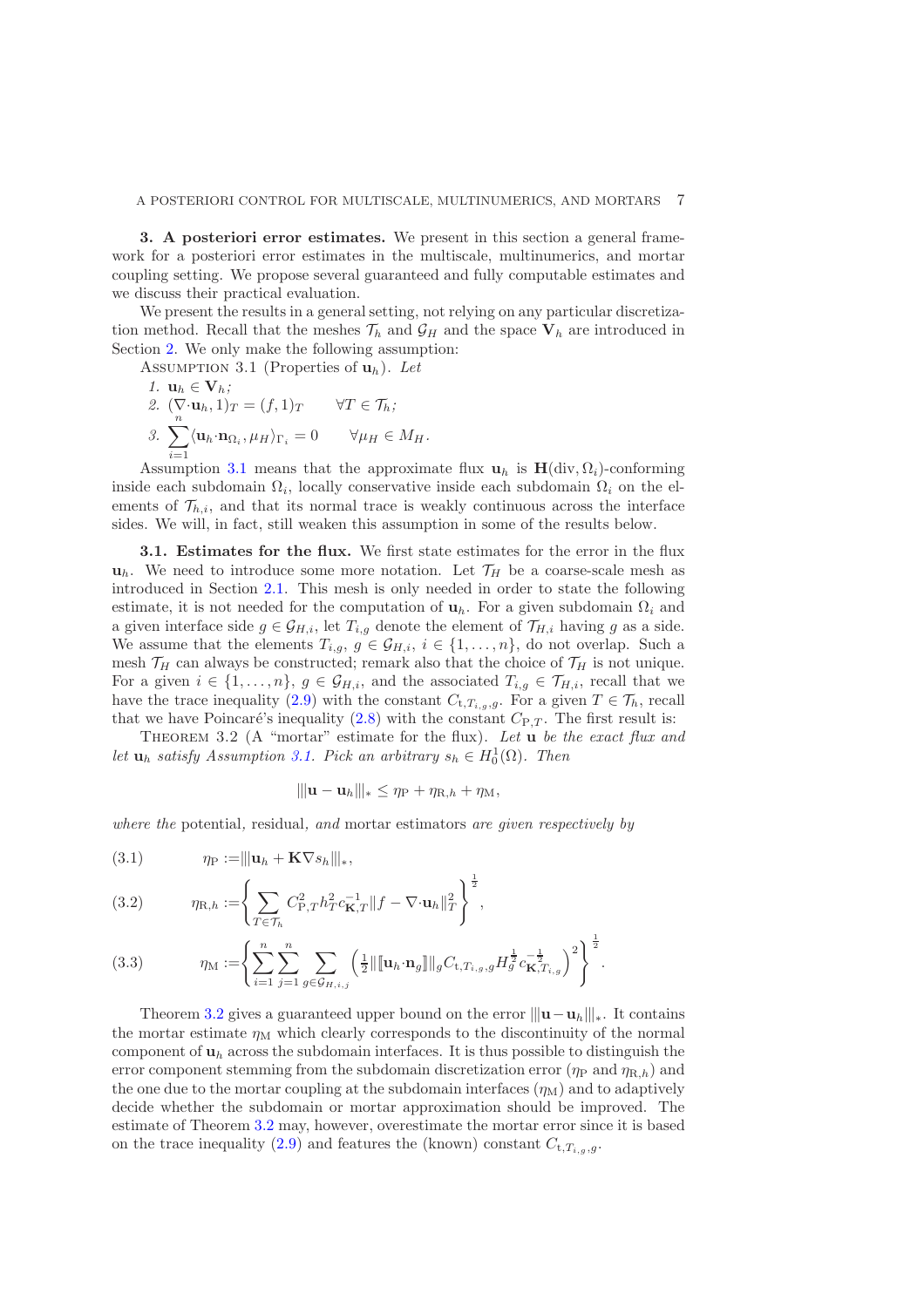**3. A posteriori error estimates.** We present in this section a general framework for a posteriori error estimates in the multiscale, multinumerics, and mortar coupling setting. We propose several guaranteed and fully computable estimates and we discuss their practical evaluation.

We present the results in a general setting, not relying on any particular discretization method. Recall that the meshes $\mathcal{T}_h$ and $\mathcal{G}_H$ and the space $\mathbf{V}_h$ are introduced in Section 2. We only make the following assumption:

ASSUMPTION 3.1 (Properties of $\mathbf{u}_h$). *Let*

1. $\mathbf{u}_h \in \mathbf{V}_h$;
2. $(\nabla{\cdot}\mathbf{u}_h, 1)_T = (f, 1)_T \qquad \forall T \in \mathcal{T}_h$;
3. $\sum_{i=1}^{n} \langle \mathbf{u}_h{\cdot}\mathbf{n}_{\Omega_i}, \mu_H\rangle_{\Gamma_i} = 0 \qquad \forall \mu_H \in M_H$.

Assumption 3.1 means that the approximate flux $\mathbf{u}_h$ is $\mathbf{H}(\mathrm{div}, \Omega_i)$-conforming inside each subdomain $\Omega_i$, locally conservative inside each subdomain $\Omega_i$ on the elements of $\mathcal{T}_{h,i}$, and that its normal trace is weakly continuous across the interface sides. We will, in fact, still weaken this assumption in some of the results below.

**3.1. Estimates for the flux.** We first state estimates for the error in the flux $\mathbf{u}_h$. We need to introduce some more notation. Let $\mathcal{T}_H$ be a coarse-scale mesh as introduced in Section 2.1. This mesh is only needed in order to state the following estimate, it is not needed for the computation of $\mathbf{u}_h$. For a given subdomain $\Omega_i$ and a given interface side $g \in \mathcal{G}_{H,i}$, let $T_{i,g}$ denote the element of $\mathcal{T}_{H,i}$ having $g$ as a side. We assume that the elements $T_{i,g}$, $g \in \mathcal{G}_{H,i}$, $i \in \{1, \ldots, n\}$, do not overlap. Such a mesh $\mathcal{T}_H$ can always be constructed; remark also that the choice of $\mathcal{T}_H$ is not unique. For a given $i \in \{1, \ldots, n\}$, $g \in \mathcal{G}_{H,i}$, and the associated $T_{i,g} \in \mathcal{T}_{H,i}$, recall that we have the trace inequality (2.9) with the constant $C_{\mathrm{t},T_{i,g},g}$. For a given $T \in \mathcal{T}_h$, recall that we have Poincaré's inequality (2.8) with the constant $C_{\mathrm{P},T}$. The first result is:

THEOREM 3.2 (A "mortar" estimate for the flux). *Let $\mathbf{u}$ be the exact flux and let $\mathbf{u}_h$ satisfy Assumption 3.1. Pick an arbitrary $s_h \in H_0^1(\Omega)$. Then*

$$|||\mathbf{u} - \mathbf{u}_h|||_* \leq \eta_{\mathrm{P}} + \eta_{\mathrm{R},h} + \eta_{\mathrm{M}},$$

*where the* potential, residual, *and* mortar estimators *are given respectively by*

$$\eta_{\mathrm{P}} := |||\mathbf{u}_h + \mathbf{K}\nabla s_h|||_*, \tag{3.1}$$

$$\eta_{\mathrm{R},h} := \left\{ \sum_{T \in \mathcal{T}_h} C_{\mathrm{P},T}^2 h_T^2 c_{\mathbf{K},T}^{-1} \|f - \nabla{\cdot}\mathbf{u}_h\|_T^2 \right\}^{\frac{1}{2}}, \tag{3.2}$$

$$\eta_{\mathrm{M}} := \left\{ \sum_{i=1}^{n} \sum_{j=1}^{n} \sum_{g \in \mathcal{G}_{H,i,j}} \left( \tfrac{1}{2} \| [\![ \mathbf{u}_h{\cdot}\mathbf{n}_g ]\!] \|_g C_{\mathrm{t},T_{i,g},g} H_g^{\frac{1}{2}} c_{\mathbf{K},T_{i,g}}^{-\frac{1}{2}} \right)^2 \right\}^{\frac{1}{2}}. \tag{3.3}$$

Theorem 3.2 gives a guaranteed upper bound on the error $|||\mathbf{u} - \mathbf{u}_h|||_*$. It contains the mortar estimate $\eta_{\mathrm{M}}$ which clearly corresponds to the discontinuity of the normal component of $\mathbf{u}_h$ across the subdomain interfaces. It is thus possible to distinguish the error component stemming from the subdomain discretization error ($\eta_{\mathrm{P}}$ and $\eta_{\mathrm{R},h}$) and the one due to the mortar coupling at the subdomain interfaces ($\eta_{\mathrm{M}}$) and to adaptively decide whether the subdomain or mortar approximation should be improved. The estimate of Theorem 3.2 may, however, overestimate the mortar error since it is based on the trace inequality (2.9) and features the (known) constant $C_{\mathrm{t},T_{i,g},g}$.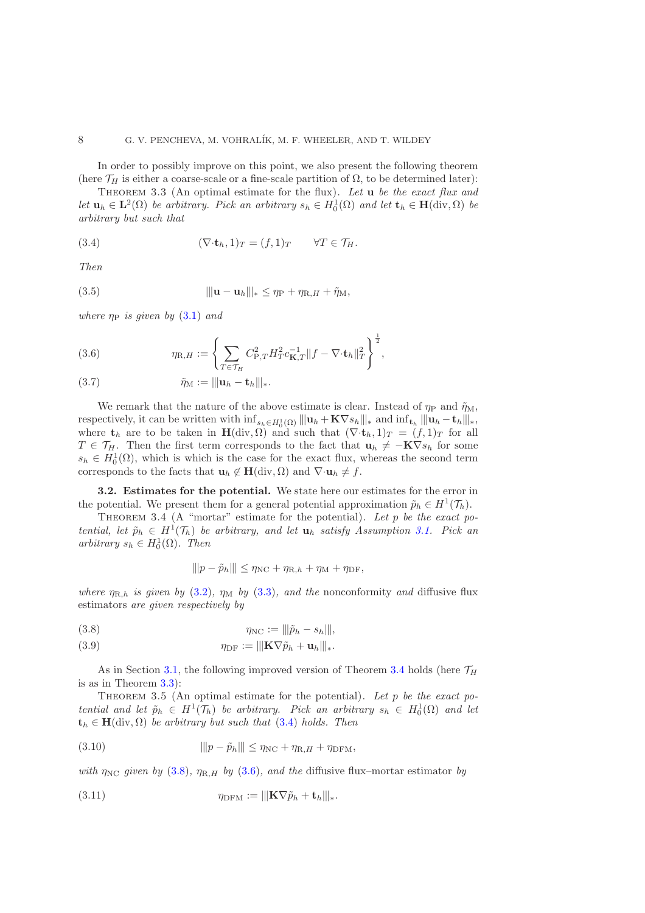In order to possibly improve on this point, we also present the following theorem (here $\mathcal{T}_H$ is either a coarse-scale or a fine-scale partition of $\Omega$, to be determined later):

THEOREM 3.3 (An optimal estimate for the flux). *Let $\mathbf{u}$ be the exact flux and let $\mathbf{u}_h \in \mathbf{L}^2(\Omega)$ be arbitrary. Pick an arbitrary $s_h \in H_0^1(\Omega)$ and let $\mathbf{t}_h \in \mathbf{H}(\mathrm{div}, \Omega)$ be arbitrary but such that*

$$(\nabla \cdot \mathbf{t}_h, 1)_T = (f, 1)_T \qquad \forall T \in \mathcal{T}_H. \tag{3.4}$$

*Then*

$$|||\mathbf{u} - \mathbf{u}_h|||_* \leq \eta_{\mathrm{P}} + \eta_{\mathrm{R},H} + \tilde{\eta}_{\mathrm{M}}, \tag{3.5}$$

*where $\eta_{\mathrm{P}}$ is given by (3.1) and*

$$\eta_{\mathrm{R},H} := \left\{ \sum_{T \in \mathcal{T}_H} C_{\mathrm{P},T}^2 H_T^2 c_{\mathbf{K},T}^{-1} \|f - \nabla \cdot \mathbf{t}_h\|_T^2 \right\}^{\frac{1}{2}}, \tag{3.6}$$

$$\tilde{\eta}_{\mathrm{M}} := |||\mathbf{u}_h - \mathbf{t}_h|||_*. \tag{3.7}$$

We remark that the nature of the above estimate is clear. Instead of $\eta_{\mathrm{P}}$ and $\tilde{\eta}_{\mathrm{M}}$, respectively, it can be written with $\inf_{s_h \in H_0^1(\Omega)} |||\mathbf{u}_h + \mathbf{K}\nabla s_h|||_*$ and $\inf_{\mathbf{t}_h} |||\mathbf{u}_h - \mathbf{t}_h|||_*$, where $\mathbf{t}_h$ are to be taken in $\mathbf{H}(\mathrm{div}, \Omega)$ and such that $(\nabla \cdot \mathbf{t}_h, 1)_T = (f, 1)_T$ for all $T \in \mathcal{T}_H$. Then the first term corresponds to the fact that $\mathbf{u}_h \neq -\mathbf{K}\nabla s_h$ for some $s_h \in H_0^1(\Omega)$, which is which is the case for the exact flux, whereas the second term corresponds to the facts that $\mathbf{u}_h \notin \mathbf{H}(\mathrm{div}, \Omega)$ and $\nabla \cdot \mathbf{u}_h \neq f$.

**3.2. Estimates for the potential.** We state here our estimates for the error in the potential. We present them for a general potential approximation $\tilde{p}_h \in H^1(\mathcal{T}_h)$.

THEOREM 3.4 (A "mortar" estimate for the potential). *Let $p$ be the exact potential, let $\tilde{p}_h \in H^1(\mathcal{T}_h)$ be arbitrary, and let $\mathbf{u}_h$ satisfy Assumption 3.1. Pick an arbitrary $s_h \in H_0^1(\Omega)$. Then*

$$|||p - \tilde{p}_h||| \leq \eta_{\mathrm{NC}} + \eta_{\mathrm{R},h} + \eta_{\mathrm{M}} + \eta_{\mathrm{DF}},$$

*where $\eta_{\mathrm{R},h}$ is given by (3.2), $\eta_{\mathrm{M}}$ by (3.3), and the* nonconformity *and* diffusive flux *estimators are given respectively by*

$$\eta_{\mathrm{NC}} := |||\tilde{p}_h - s_h|||, \tag{3.8}$$

$$\eta_{\mathrm{DF}} := |||\mathbf{K}\nabla \tilde{p}_h + \mathbf{u}_h|||_*. \tag{3.9}$$

As in Section 3.1, the following improved version of Theorem 3.4 holds (here $\mathcal{T}_H$ is as in Theorem 3.3):

THEOREM 3.5 (An optimal estimate for the potential). *Let $p$ be the exact potential and let $\tilde{p}_h \in H^1(\mathcal{T}_h)$ be arbitrary. Pick an arbitrary $s_h \in H_0^1(\Omega)$ and let $\mathbf{t}_h \in \mathbf{H}(\mathrm{div}, \Omega)$ be arbitrary but such that (3.4) holds. Then*

$$|||p - \tilde{p}_h||| \leq \eta_{\mathrm{NC}} + \eta_{\mathrm{R},H} + \eta_{\mathrm{DFM}}, \tag{3.10}$$

*with $\eta_{\mathrm{NC}}$ given by (3.8), $\eta_{\mathrm{R},H}$ by (3.6), and the* diffusive flux–mortar estimator *by*

$$\eta_{\mathrm{DFM}} := |||\mathbf{K}\nabla \tilde{p}_h + \mathbf{t}_h|||_*. \tag{3.11}$$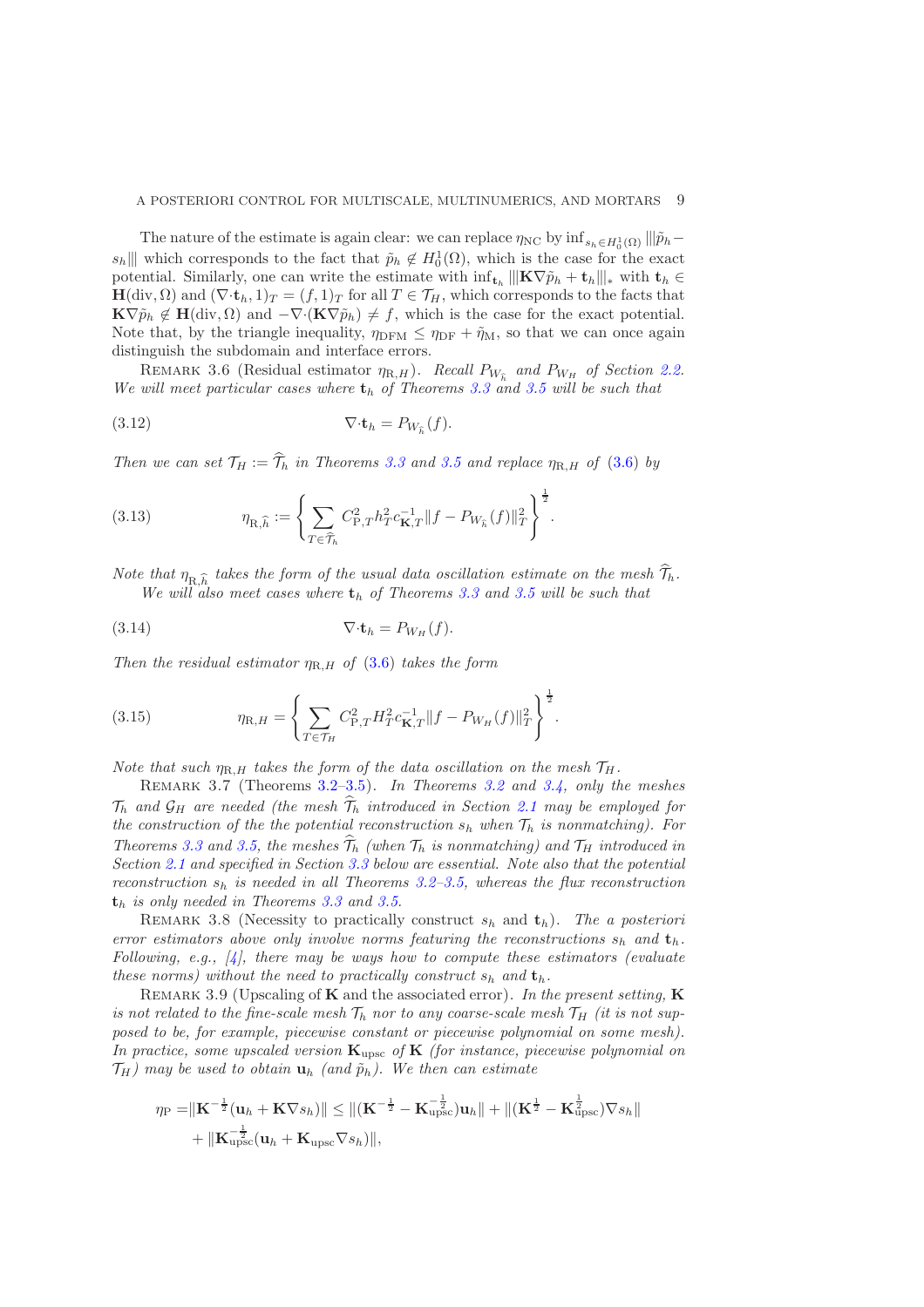The nature of the estimate is again clear: we can replace $\eta_{\rm NC}$ by $\inf_{s_h \in H_0^1(\Omega)} |||\tilde{p}_h - s_h|||$ which corresponds to the fact that $\tilde{p}_h \notin H_0^1(\Omega)$, which is the case for the exact potential. Similarly, one can write the estimate with $\inf_{\mathbf{t}_h} |||\mathbf{K}\nabla\tilde{p}_h + \mathbf{t}_h|||_*$ with $\mathbf{t}_h \in \mathbf{H}(\mathrm{div}, \Omega)$ and $(\nabla\cdot\mathbf{t}_h, 1)_T = (f, 1)_T$ for all $T \in \mathcal{T}_H$, which corresponds to the facts that $\mathbf{K}\nabla\tilde{p}_h \notin \mathbf{H}(\mathrm{div}, \Omega)$ and $-\nabla\cdot(\mathbf{K}\nabla\tilde{p}_h) \neq f$, which is the case for the exact potential. Note that, by the triangle inequality, $\eta_{\rm DFM} \leq \eta_{\rm DF} + \tilde{\eta}_{\rm M}$, so that we can once again distinguish the subdomain and interface errors.

Remark 3.6 (Residual estimator $\eta_{{\rm R},H}$). *Recall $P_{W_{\widehat{h}}}$ and $P_{W_H}$ of Section 2.2. We will meet particular cases where $\mathbf{t}_h$ of Theorems 3.3 and 3.5 will be such that*

$$\nabla\cdot\mathbf{t}_h = P_{W_{\widehat{h}}}(f). \tag{3.12}$$

*Then we can set $\mathcal{T}_H := \widehat{\mathcal{T}}_h$ in Theorems 3.3 and 3.5 and replace $\eta_{{\rm R},H}$ of (3.6) by*

$$\eta_{{\rm R},\widehat{h}} := \left\{ \sum_{T \in \widehat{\mathcal{T}}_h} C_{{\rm P},T}^2 h_T^2 c_{\mathbf{K},T}^{-1} \|f - P_{W_{\widehat{h}}}(f)\|_T^2 \right\}^{\frac{1}{2}}. \tag{3.13}$$

*Note that $\eta_{{\rm R},\widehat{h}}$ takes the form of the usual data oscillation estimate on the mesh $\widehat{\mathcal{T}}_h$.*

*We will also meet cases where $\mathbf{t}_h$ of Theorems 3.3 and 3.5 will be such that*

$$\nabla\cdot\mathbf{t}_h = P_{W_H}(f). \tag{3.14}$$

*Then the residual estimator $\eta_{{\rm R},H}$ of (3.6) takes the form*

$$\eta_{{\rm R},H} = \left\{ \sum_{T \in \mathcal{T}_H} C_{{\rm P},T}^2 H_T^2 c_{\mathbf{K},T}^{-1} \|f - P_{W_H}(f)\|_T^2 \right\}^{\frac{1}{2}}. \tag{3.15}$$

*Note that such $\eta_{{\rm R},H}$ takes the form of the data oscillation on the mesh $\mathcal{T}_H$.*

Remark 3.7 (Theorems 3.2–3.5). *In Theorems 3.2 and 3.4, only the meshes $\mathcal{T}_h$ and $\mathcal{G}_H$ are needed (the mesh $\widehat{\mathcal{T}}_h$ introduced in Section 2.1 may be employed for the construction of the the potential reconstruction $s_h$ when $\mathcal{T}_h$ is nonmatching). For Theorems 3.3 and 3.5, the meshes $\widehat{\mathcal{T}}_h$ (when $\mathcal{T}_h$ is nonmatching) and $\mathcal{T}_H$ introduced in Section 2.1 and specified in Section 3.3 below are essential. Note also that the potential reconstruction $s_h$ is needed in all Theorems 3.2–3.5, whereas the flux reconstruction $\mathbf{t}_h$ is only needed in Theorems 3.3 and 3.5.*

Remark 3.8 (Necessity to practically construct $s_h$ and $\mathbf{t}_h$). *The a posteriori error estimators above only involve norms featuring the reconstructions $s_h$ and $\mathbf{t}_h$. Following, e.g., [4], there may be ways how to compute these estimators (evaluate these norms) without the need to practically construct $s_h$ and $\mathbf{t}_h$.*

Remark 3.9 (Upscaling of $\mathbf{K}$ and the associated error). *In the present setting, $\mathbf{K}$ is not related to the fine-scale mesh $\mathcal{T}_h$ nor to any coarse-scale mesh $\mathcal{T}_H$ (it is not supposed to be, for example, piecewise constant or piecewise polynomial on some mesh). In practice, some upscaled version $\mathbf{K}_{\rm upsc}$ of $\mathbf{K}$ (for instance, piecewise polynomial on $\mathcal{T}_H$) may be used to obtain $\mathbf{u}_h$ (and $\tilde{p}_h$). We then can estimate*

$$\begin{aligned}
\eta_{\rm P} =& \|\mathbf{K}^{-\frac{1}{2}}(\mathbf{u}_h + \mathbf{K}\nabla s_h)\| \leq \|(\mathbf{K}^{-\frac{1}{2}} - \mathbf{K}_{\rm upsc}^{-\frac{1}{2}})\mathbf{u}_h\| + \|(\mathbf{K}^{\frac{1}{2}} - \mathbf{K}_{\rm upsc}^{\frac{1}{2}})\nabla s_h\| \\
&+ \|\mathbf{K}_{\rm upsc}^{-\frac{1}{2}}(\mathbf{u}_h + \mathbf{K}_{\rm upsc}\nabla s_h)\|,
\end{aligned}$$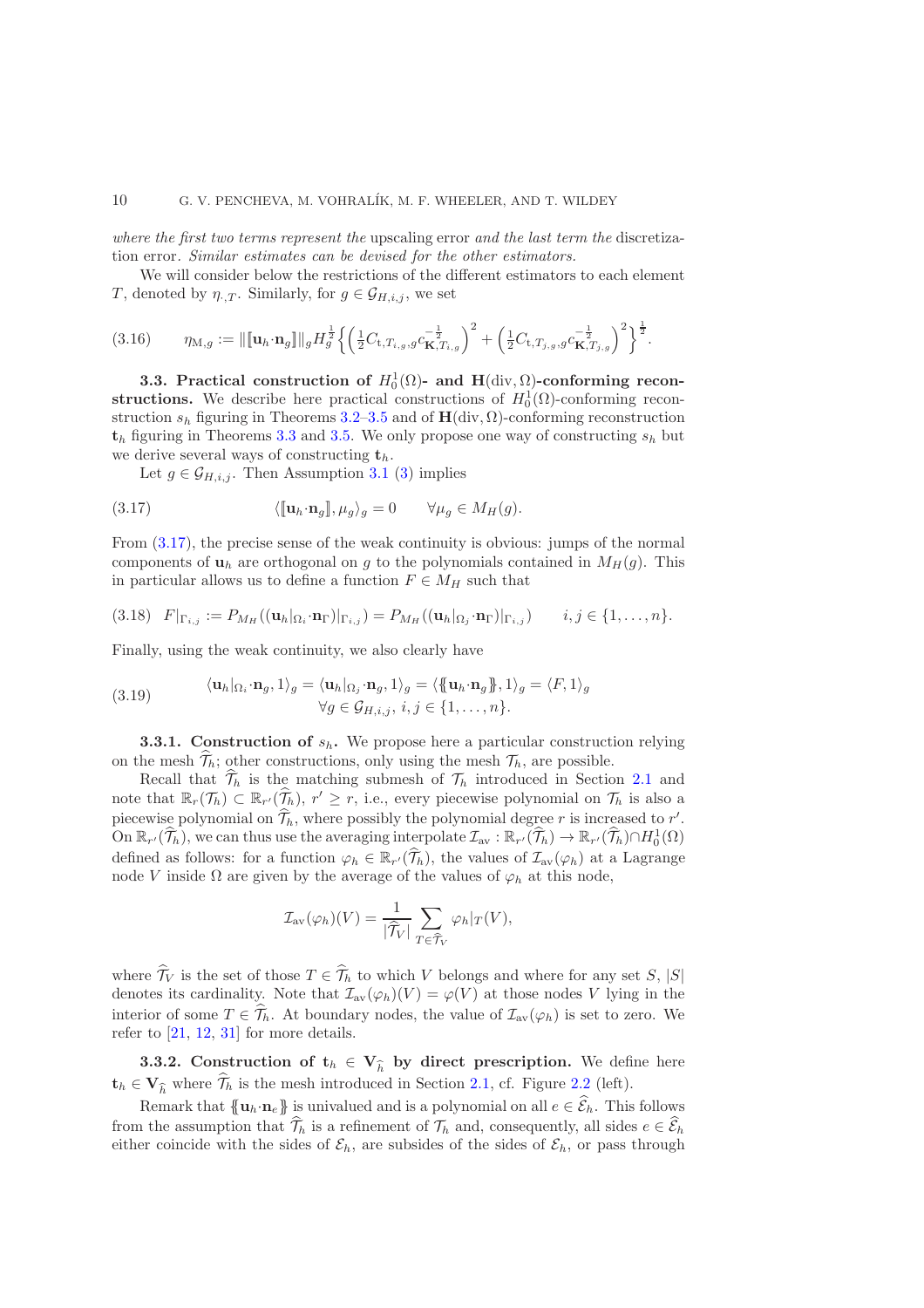*where the first two terms represent the* upscaling error *and the last term the* discretization error. *Similar estimates can be devised for the other estimators.*

We will consider below the restrictions of the different estimators to each element $T$, denoted by $\eta_{\cdot,T}$. Similarly, for $g \in \mathcal{G}_{H,i,j}$, we set

$$\eta_{\mathrm{M},g} := \|[\![\mathbf{u}_h{\cdot}\mathbf{n}_g]\!]\|_g H_g^{\frac{1}{2}} \Big\{ \Big( \tfrac{1}{2} C_{\mathrm{t},T_{i,g},g} c_{\mathbf{K},T_{i,g}}^{-\frac{1}{2}} \Big)^2 + \Big( \tfrac{1}{2} C_{\mathrm{t},T_{j,g},g} c_{\mathbf{K},T_{j,g}}^{-\frac{1}{2}} \Big)^2 \Big\}^{\frac{1}{2}}. \tag{3.16}$$

### 3.3. Practical construction of $H_0^1(\Omega)$- and $\mathbf{H}(\mathrm{div},\Omega)$-conforming reconstructions.

We describe here practical constructions of $H_0^1(\Omega)$-conforming reconstruction $s_h$ figuring in Theorems 3.2–3.5 and of $\mathbf{H}(\mathrm{div},\Omega)$-conforming reconstruction $\mathbf{t}_h$ figuring in Theorems 3.3 and 3.5. We only propose one way of constructing $s_h$ but we derive several ways of constructing $\mathbf{t}_h$.

Let $g \in \mathcal{G}_{H,i,j}$. Then Assumption 3.1 (3) implies

$$\langle [\![\mathbf{u}_h{\cdot}\mathbf{n}_g]\!], \mu_g \rangle_g = 0 \qquad \forall \mu_g \in M_H(g). \tag{3.17}$$

From (3.17), the precise sense of the weak continuity is obvious: jumps of the normal components of $\mathbf{u}_h$ are orthogonal on $g$ to the polynomials contained in $M_H(g)$. This in particular allows us to define a function $F \in M_H$ such that

$$F|_{\Gamma_{i,j}} := P_{M_H}((\mathbf{u}_h|_{\Omega_i}{\cdot}\mathbf{n}_\Gamma)|_{\Gamma_{i,j}}) = P_{M_H}((\mathbf{u}_h|_{\Omega_j}{\cdot}\mathbf{n}_\Gamma)|_{\Gamma_{i,j}}) \qquad i,j \in \{1,\ldots,n\}. \tag{3.18}$$

Finally, using the weak continuity, we also clearly have

$$\begin{gathered} \langle \mathbf{u}_h|_{\Omega_i}{\cdot}\mathbf{n}_g, 1 \rangle_g = \langle \mathbf{u}_h|_{\Omega_j}{\cdot}\mathbf{n}_g, 1 \rangle_g = \langle \{\!\{\mathbf{u}_h{\cdot}\mathbf{n}_g\}\!\}, 1 \rangle_g = \langle F, 1 \rangle_g \\ \forall g \in \mathcal{G}_{H,i,j},\ i,j \in \{1,\ldots,n\}. \end{gathered} \tag{3.19}$$

#### 3.3.1. Construction of $s_h$.

We propose here a particular construction relying on the mesh $\widehat{\mathcal{T}}_h$; other constructions, only using the mesh $\mathcal{T}_h$, are possible.

Recall that $\widehat{\mathcal{T}}_h$ is the matching submesh of $\mathcal{T}_h$ introduced in Section 2.1 and note that $\mathbb{R}_r(\mathcal{T}_h) \subset \mathbb{R}_{r'}(\widehat{\mathcal{T}}_h)$, $r' \geq r$, i.e., every piecewise polynomial on $\mathcal{T}_h$ is also a piecewise polynomial on $\widehat{\mathcal{T}}_h$, where possibly the polynomial degree $r$ is increased to $r'$. On $\mathbb{R}_{r'}(\widehat{\mathcal{T}}_h)$, we can thus use the averaging interpolate $\mathcal{I}_{\mathrm{av}} : \mathbb{R}_{r'}(\widehat{\mathcal{T}}_h) \to \mathbb{R}_{r'}(\widehat{\mathcal{T}}_h) \cap H_0^1(\Omega)$ defined as follows: for a function $\varphi_h \in \mathbb{R}_{r'}(\widehat{\mathcal{T}}_h)$, the values of $\mathcal{I}_{\mathrm{av}}(\varphi_h)$ at a Lagrange node $V$ inside $\Omega$ are given by the average of the values of $\varphi_h$ at this node,

$$\mathcal{I}_{\mathrm{av}}(\varphi_h)(V) = \frac{1}{|\widehat{\mathcal{T}}_V|} \sum_{T \in \widehat{\mathcal{T}}_V} \varphi_h|_T(V),$$

where $\widehat{\mathcal{T}}_V$ is the set of those $T \in \widehat{\mathcal{T}}_h$ to which $V$ belongs and where for any set $S$, $|S|$ denotes its cardinality. Note that $\mathcal{I}_{\mathrm{av}}(\varphi_h)(V) = \varphi(V)$ at those nodes $V$ lying in the interior of some $T \in \widehat{\mathcal{T}}_h$. At boundary nodes, the value of $\mathcal{I}_{\mathrm{av}}(\varphi_h)$ is set to zero. We refer to [21, 12, 31] for more details.

#### 3.3.2. Construction of $\mathbf{t}_h \in \mathbf{V}_{\widehat{h}}$ by direct prescription.

We define here $\mathbf{t}_h \in \mathbf{V}_{\widehat{h}}$ where $\widehat{\mathcal{T}}_h$ is the mesh introduced in Section 2.1, cf. Figure 2.2 (left).

Remark that $\{\!\{\mathbf{u}_h{\cdot}\mathbf{n}_e\}\!\}$ is univalued and is a polynomial on all $e \in \widehat{\mathcal{E}}_h$. This follows from the assumption that $\widehat{\mathcal{T}}_h$ is a refinement of $\mathcal{T}_h$ and, consequently, all sides $e \in \widehat{\mathcal{E}}_h$ either coincide with the sides of $\mathcal{E}_h$, are subsides of the sides of $\mathcal{E}_h$, or pass through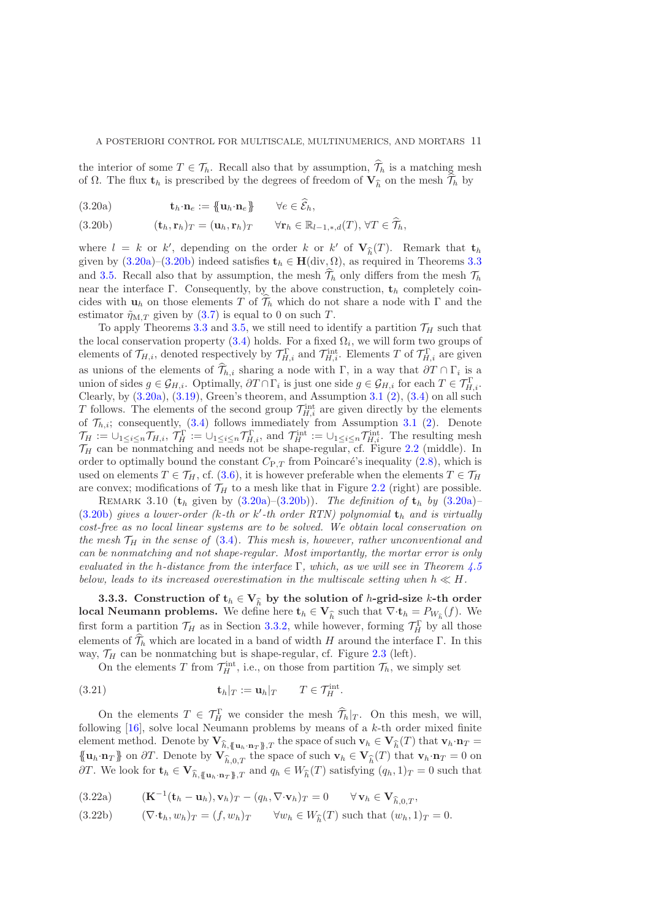the interior of some $T \in \mathcal{T}_h$. Recall also that by assumption, $\widehat{\mathcal{T}}_h$ is a matching mesh of $\Omega$. The flux $\mathbf{t}_h$ is prescribed by the degrees of freedom of $\mathbf{V}_{\widehat{h}}$ on the mesh $\widehat{\mathcal{T}}_h$ by

$$\mathbf{t}_h{\cdot}\mathbf{n}_e := \{\!\{\mathbf{u}_h{\cdot}\mathbf{n}_e\}\!\} \qquad \forall e \in \widehat{\mathcal{E}}_h, \tag{3.20a}$$

$$(\mathbf{t}_h, \mathbf{r}_h)_T = (\mathbf{u}_h, \mathbf{r}_h)_T \qquad \forall \mathbf{r}_h \in \mathbb{R}_{l-1,*,d}(T),\ \forall T \in \widehat{\mathcal{T}}_h, \tag{3.20b}$$

where $l = k$ or $k'$, depending on the order $k$ or $k'$ of $\mathbf{V}_{\widehat{h}}(T)$. Remark that $\mathbf{t}_h$ given by (3.20a)–(3.20b) indeed satisfies $\mathbf{t}_h \in \mathbf{H}(\mathrm{div}, \Omega)$, as required in Theorems 3.3 and 3.5. Recall also that by assumption, the mesh $\widehat{\mathcal{T}}_h$ only differs from the mesh $\mathcal{T}_h$ near the interface $\Gamma$. Consequently, by the above construction, $\mathbf{t}_h$ completely coincides with $\mathbf{u}_h$ on those elements $T$ of $\widehat{\mathcal{T}}_h$ which do not share a node with $\Gamma$ and the estimator $\tilde{\eta}_{\mathrm{M},T}$ given by (3.7) is equal to 0 on such $T$.

To apply Theorems 3.3 and 3.5, we still need to identify a partition $\mathcal{T}_H$ such that the local conservation property (3.4) holds. For a fixed $\Omega_i$, we will form two groups of elements of $\mathcal{T}_{H,i}$, denoted respectively by $\mathcal{T}^{\Gamma}_{H,i}$ and $\mathcal{T}^{\mathrm{int}}_{H,i}$. Elements $T$ of $\mathcal{T}^{\Gamma}_{H,i}$ are given as unions of the elements of $\widehat{\mathcal{T}}_{h,i}$ sharing a node with $\Gamma$, in a way that $\partial T \cap \Gamma_i$ is a union of sides $g \in \mathcal{G}_{H,i}$. Optimally, $\partial T \cap \Gamma_i$ is just one side $g \in \mathcal{G}_{H,i}$ for each $T \in \mathcal{T}^{\Gamma}_{H,i}$. Clearly, by (3.20a), (3.19), Green's theorem, and Assumption 3.1 (2), (3.4) on all such $T$ follows. The elements of the second group $\mathcal{T}^{\mathrm{int}}_{H,i}$ are given directly by the elements of $\mathcal{T}_{h,i}$; consequently, (3.4) follows immediately from Assumption 3.1 (2). Denote $\mathcal{T}_H := \cup_{1\le i\le n}\mathcal{T}_{H,i}$, $\mathcal{T}^{\Gamma}_H := \cup_{1\le i\le n}\mathcal{T}^{\Gamma}_{H,i}$, and $\mathcal{T}^{\mathrm{int}}_H := \cup_{1\le i\le n}\mathcal{T}^{\mathrm{int}}_{H,i}$. The resulting mesh $\mathcal{T}_H$ can be nonmatching and needs not be shape-regular, cf. Figure 2.2 (middle). In order to optimally bound the constant $C_{\mathrm{P},T}$ from Poincaré's inequality (2.8), which is used on elements $T \in \mathcal{T}_H$, cf. (3.6), it is however preferable when the elements $T \in \mathcal{T}_H$ are convex; modifications of $\mathcal{T}_H$ to a mesh like that in Figure 2.2 (right) are possible.

Remark 3.10 ($\mathbf{t}_h$ given by (3.20a)–(3.20b)). *The definition of $\mathbf{t}_h$ by (3.20a)–(3.20b) gives a lower-order ($k$-th or $k'$-th order RTN) polynomial $\mathbf{t}_h$ and is virtually cost-free as no local linear systems are to be solved. We obtain local conservation on the mesh $\mathcal{T}_H$ in the sense of (3.4). This mesh is, however, rather unconventional and can be nonmatching and not shape-regular. Most importantly, the mortar error is only evaluated in the $h$-distance from the interface $\Gamma$, which, as we will see in Theorem 4.5 below, leads to its increased overestimation in the multiscale setting when $h \ll H$.*

#### 3.3.3. Construction of $\mathbf{t}_h \in \mathbf{V}_{\widehat{h}}$ by the solution of $h$-grid-size $k$-th order local Neumann problems.

We define here $\mathbf{t}_h \in \mathbf{V}_{\widehat{h}}$ such that $\nabla{\cdot}\mathbf{t}_h = P_{W_{\widehat{h}}}(f)$. We first form a partition $\mathcal{T}_H$ as in Section 3.3.2, while however, forming $\mathcal{T}^{\Gamma}_H$ by all those elements of $\widehat{\mathcal{T}}_h$ which are located in a band of width $H$ around the interface $\Gamma$. In this way, $\mathcal{T}_H$ can be nonmatching but is shape-regular, cf. Figure 2.3 (left).

On the elements $T$ from $\mathcal{T}^{\mathrm{int}}_H$, i.e., on those from partition $\mathcal{T}_h$, we simply set

$$\mathbf{t}_h|_T := \mathbf{u}_h|_T \qquad T \in \mathcal{T}^{\mathrm{int}}_H. \tag{3.21}$$

On the elements $T \in \mathcal{T}^{\Gamma}_H$ we consider the mesh $\widehat{\mathcal{T}}_h|_T$. On this mesh, we will, following [16], solve local Neumann problems by means of a $k$-th order mixed finite element method. Denote by $\mathbf{V}_{\widehat{h},\{\!\{\mathbf{u}_h\cdot\mathbf{n}_T\}\!\},T}$ the space of such $\mathbf{v}_h \in \mathbf{V}_{\widehat{h}}(T)$ that $\mathbf{v}_h{\cdot}\mathbf{n}_T = \{\!\{\mathbf{u}_h{\cdot}\mathbf{n}_T\}\!\}$ on $\partial T$. Denote by $\mathbf{V}_{\widehat{h},0,T}$ the space of such $\mathbf{v}_h \in \mathbf{V}_{\widehat{h}}(T)$ that $\mathbf{v}_h{\cdot}\mathbf{n}_T = 0$ on $\partial T$. We look for $\mathbf{t}_h \in \mathbf{V}_{\widehat{h},\{\!\{\mathbf{u}_h\cdot\mathbf{n}_T\}\!\},T}$ and $q_h \in W_{\widehat{h}}(T)$ satisfying $(q_h, 1)_T = 0$ such that

$$(\mathbf{K}^{-1}(\mathbf{t}_h - \mathbf{u}_h), \mathbf{v}_h)_T - (q_h, \nabla{\cdot}\mathbf{v}_h)_T = 0 \qquad \forall\, \mathbf{v}_h \in \mathbf{V}_{\widehat{h},0,T}, \tag{3.22a}$$

$$(\nabla{\cdot}\mathbf{t}_h, w_h)_T = (f, w_h)_T \qquad \forall w_h \in W_{\widehat{h}}(T) \text{ such that } (w_h, 1)_T = 0. \tag{3.22b}$$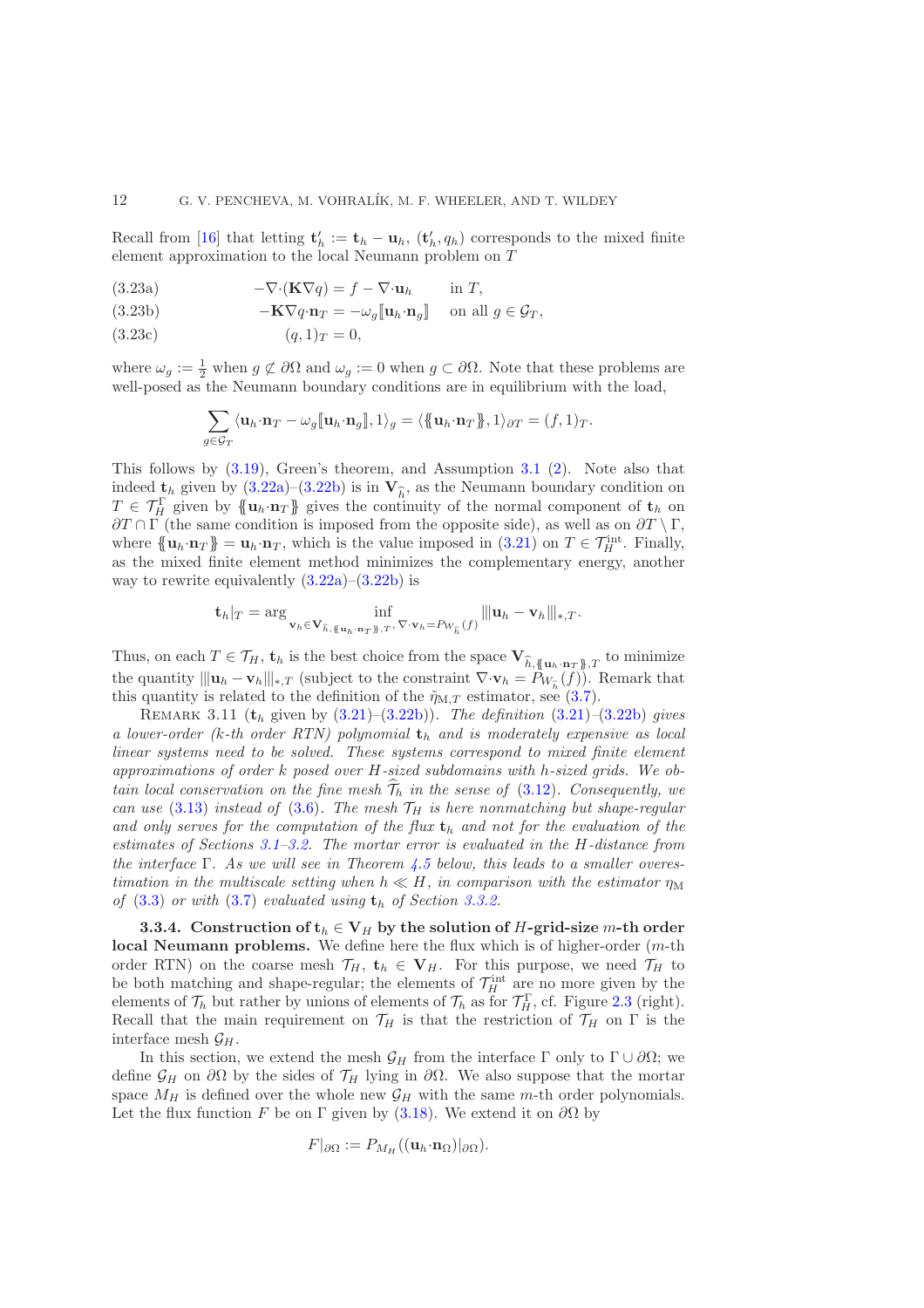Recall from [16] that letting $\mathbf{t}'_h := \mathbf{t}_h - \mathbf{u}_h$, $(\mathbf{t}'_h, q_h)$ corresponds to the mixed finite element approximation to the local Neumann problem on $T$

$$-\nabla\cdot(\mathbf{K}\nabla q) = f - \nabla\cdot\mathbf{u}_h \qquad \text{in } T, \tag{3.23a}$$

$$-\mathbf{K}\nabla q\cdot\mathbf{n}_T = -\omega_g [\![\mathbf{u}_h\cdot\mathbf{n}_g]\!] \qquad \text{on all } g \in \mathcal{G}_T, \tag{3.23b}$$

$$(q, 1)_T = 0, \tag{3.23c}$$

where $\omega_g := \frac{1}{2}$ when $g \not\subset \partial\Omega$ and $\omega_g := 0$ when $g \subset \partial\Omega$. Note that these problems are well-posed as the Neumann boundary conditions are in equilibrium with the load,

$$\sum_{g\in\mathcal{G}_T} \langle \mathbf{u}_h\cdot\mathbf{n}_T - \omega_g [\![\mathbf{u}_h\cdot\mathbf{n}_g]\!], 1\rangle_g = \langle \{\!\{\mathbf{u}_h\cdot\mathbf{n}_T\}\!\}, 1\rangle_{\partial T} = (f, 1)_T.$$

This follows by (3.19), Green's theorem, and Assumption 3.1 (2). Note also that indeed $\mathbf{t}_h$ given by (3.22a)–(3.22b) is in $\mathbf{V}_{\widehat{h}}$, as the Neumann boundary condition on $T \in \mathcal{T}_H^\Gamma$ given by $\{\!\{\mathbf{u}_h\cdot\mathbf{n}_T\}\!\}$ gives the continuity of the normal component of $\mathbf{t}_h$ on $\partial T \cap \Gamma$ (the same condition is imposed from the opposite side), as well as on $\partial T \setminus \Gamma$, where $\{\!\{\mathbf{u}_h\cdot\mathbf{n}_T\}\!\} = \mathbf{u}_h\cdot\mathbf{n}_T$, which is the value imposed in (3.21) on $T \in \mathcal{T}_H^{\rm int}$. Finally, as the mixed finite element method minimizes the complementary energy, another way to rewrite equivalently (3.22a)–(3.22b) is

$$\mathbf{t}_h|_T = \arg \inf_{\mathbf{v}_h\in\mathbf{V}_{\widehat{h},\{\!\{\mathbf{u}_h\cdot\mathbf{n}_T\}\!\},T},\ \nabla\cdot\mathbf{v}_h = P_{W_{\widehat{h}}}(f)} |\!|\!|\mathbf{u}_h - \mathbf{v}_h|\!|\!|_{*,T}.$$

Thus, on each $T \in \mathcal{T}_H$, $\mathbf{t}_h$ is the best choice from the space $\mathbf{V}_{\widehat{h},\{\!\{\mathbf{u}_h\cdot\mathbf{n}_T\}\!\},T}$ to minimize the quantity $|\!|\!|\mathbf{u}_h - \mathbf{v}_h|\!|\!|_{*,T}$ (subject to the constraint $\nabla\cdot\mathbf{v}_h = P_{W_{\widehat{h}}}(f)$). Remark that this quantity is related to the definition of the $\tilde{\eta}_{{\rm M},T}$ estimator, see (3.7).

Remark 3.11 ($\mathbf{t}_h$ given by (3.21)–(3.22b)). *The definition (3.21)–(3.22b) gives a lower-order ($k$-th order RTN) polynomial $\mathbf{t}_h$ and is moderately expensive as local linear systems need to be solved. These systems correspond to mixed finite element approximations of order $k$ posed over $H$-sized subdomains with $h$-sized grids. We obtain local conservation on the fine mesh $\widehat{\mathcal{T}}_h$ in the sense of (3.12). Consequently, we can use (3.13) instead of (3.6). The mesh $\mathcal{T}_H$ is here nonmatching but shape-regular and only serves for the computation of the flux $\mathbf{t}_h$ and not for the evaluation of the estimates of Sections 3.1–3.2. The mortar error is evaluated in the $H$-distance from the interface $\Gamma$. As we will see in Theorem 4.5 below, this leads to a smaller overestimation in the multiscale setting when $h \ll H$, in comparison with the estimator $\eta_{\rm M}$ of (3.3) or with (3.7) evaluated using $\mathbf{t}_h$ of Section 3.3.2.*

**3.3.4. Construction of $\mathbf{t}_h \in \mathbf{V}_H$ by the solution of $H$-grid-size $m$-th order local Neumann problems.** We define here the flux which is of higher-order ($m$-th order RTN) on the coarse mesh $\mathcal{T}_H$, $\mathbf{t}_h \in \mathbf{V}_H$. For this purpose, we need $\mathcal{T}_H$ to be both matching and shape-regular; the elements of $\mathcal{T}_H^{\rm int}$ are no more given by the elements of $\mathcal{T}_h$ but rather by unions of elements of $\mathcal{T}_h$ as for $\mathcal{T}_H^\Gamma$, cf. Figure 2.3 (right). Recall that the main requirement on $\mathcal{T}_H$ is that the restriction of $\mathcal{T}_H$ on $\Gamma$ is the interface mesh $\mathcal{G}_H$.

In this section, we extend the mesh $\mathcal{G}_H$ from the interface $\Gamma$ only to $\Gamma \cup \partial\Omega$; we define $\mathcal{G}_H$ on $\partial\Omega$ by the sides of $\mathcal{T}_H$ lying in $\partial\Omega$. We also suppose that the mortar space $M_H$ is defined over the whole new $\mathcal{G}_H$ with the same $m$-th order polynomials. Let the flux function $F$ be on $\Gamma$ given by (3.18). We extend it on $\partial\Omega$ by

$$F|_{\partial\Omega} := P_{M_H}((\mathbf{u}_h\cdot\mathbf{n}_\Omega)|_{\partial\Omega}).$$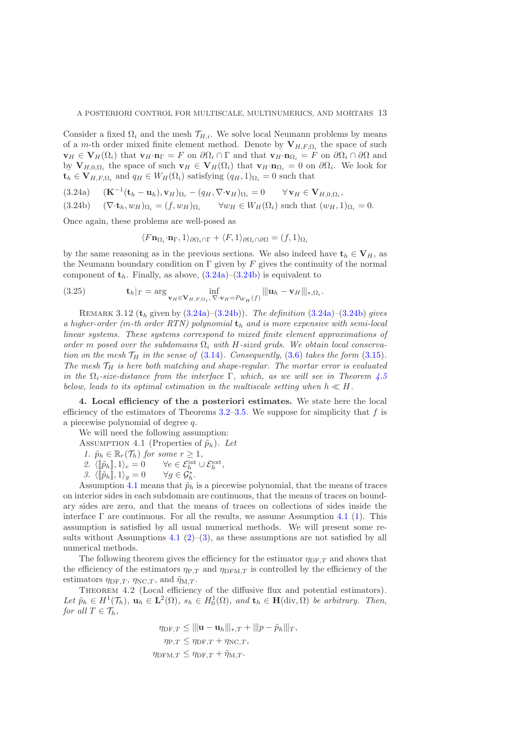Consider a fixed $\Omega_i$ and the mesh $\mathcal{T}_{H,i}$. We solve local Neumann problems by means of a $m$-th order mixed finite element method. Denote by $\mathbf{V}_{H,F,\Omega_i}$ the space of such $\mathbf{v}_H \in \mathbf{V}_H(\Omega_i)$ that $\mathbf{v}_H{\cdot}\mathbf{n}_\Gamma = F$ on $\partial\Omega_i \cap \Gamma$ and that $\mathbf{v}_H{\cdot}\mathbf{n}_{\Omega_i} = F$ on $\partial\Omega_i \cap \partial\Omega$ and by $\mathbf{V}_{H,0,\Omega_i}$ the space of such $\mathbf{v}_H \in \mathbf{V}_H(\Omega_i)$ that $\mathbf{v}_H{\cdot}\mathbf{n}_{\Omega_i} = 0$ on $\partial\Omega_i$. We look for $\mathbf{t}_h \in \mathbf{V}_{H,F,\Omega_i}$ and $q_H \in W_H(\Omega_i)$ satisfying $(q_H, 1)_{\Omega_i} = 0$ such that

$$(\mathbf{K}^{-1}(\mathbf{t}_h - \mathbf{u}_h), \mathbf{v}_H)_{\Omega_i} - (q_H, \nabla{\cdot}\mathbf{v}_H)_{\Omega_i} = 0 \qquad \forall\, \mathbf{v}_H \in \mathbf{V}_{H,0,\Omega_i}, \tag{3.24a}$$

$$(\nabla{\cdot}\mathbf{t}_h, w_H)_{\Omega_i} = (f, w_H)_{\Omega_i} \qquad \forall w_H \in W_H(\Omega_i) \text{ such that } (w_H, 1)_{\Omega_i} = 0. \tag{3.24b}$$

Once again, these problems are well-posed as

$$\langle F\mathbf{n}_{\Omega_i}{\cdot}\mathbf{n}_\Gamma, 1\rangle_{\partial\Omega_i\cap\Gamma} + \langle F, 1\rangle_{\partial\Omega_i\cap\partial\Omega} = (f, 1)_{\Omega_i}$$

by the same reasoning as in the previous sections. We also indeed have $\mathbf{t}_h \in \mathbf{V}_H$, as the Neumann boundary condition on $\Gamma$ given by $F$ gives the continuity of the normal component of $\mathbf{t}_h$. Finally, as above, (3.24a)–(3.24b) is equivalent to

$$\mathbf{t}_h|_T = \arg \inf_{\mathbf{v}_H \in \mathbf{V}_{H,F,\Omega_i},\, \nabla{\cdot}\mathbf{v}_H = P_{W_H}(f)} |||\mathbf{u}_h - \mathbf{v}_H|||_{*,\Omega_i}. \tag{3.25}$$

Remark 3.12 ($\mathbf{t}_h$ given by (3.24a)–(3.24b)). *The definition (3.24a)–(3.24b) gives a higher-order ($m$-th order RTN) polynomial $\mathbf{t}_h$ and is more expensive with semi-local linear systems. These systems correspond to mixed finite element approximations of order $m$ posed over the subdomains $\Omega_i$ with $H$-sized grids. We obtain local conservation on the mesh $\mathcal{T}_H$ in the sense of (3.14). Consequently, (3.6) takes the form (3.15). The mesh $\mathcal{T}_H$ is here both matching and shape-regular. The mortar error is evaluated in the $\Omega_i$-size-distance from the interface $\Gamma$, which, as we will see in Theorem 4.5 below, leads to its optimal estimation in the multiscale setting when $h \ll H$.*

## 4. Local efficiency of the a posteriori estimates.

We state here the local efficiency of the estimators of Theorems 3.2–3.5. We suppose for simplicity that $f$ is a piecewise polynomial of degree $q$.

We will need the following assumption:

Assumption 4.1 (Properties of $\tilde{p}_h$). *Let*

1. $\tilde{p}_h \in \mathbb{R}_r(\mathcal{T}_h)$ *for some* $r \geq 1$,
2. $\langle [\![\tilde{p}_h]\!], 1\rangle_e = 0 \qquad \forall e \in \mathcal{E}_h^{\rm int} \cup \mathcal{E}_h^{\rm ext}$,
3. $\langle [\![\tilde{p}_h]\!], 1\rangle_g = 0 \qquad \forall g \in \mathcal{G}_h^*$.

Assumption 4.1 means that $\tilde{p}_h$ is a piecewise polynomial, that the means of traces on interior sides in each subdomain are continuous, that the means of traces on boundary sides are zero, and that the means of traces on collections of sides inside the interface $\Gamma$ are continuous. For all the results, we assume Assumption 4.1 (1). This assumption is satisfied by all usual numerical methods. We will present some results without Assumptions 4.1 (2)–(3), as these assumptions are not satisfied by all numerical methods.

The following theorem gives the efficiency for the estimator $\eta_{{\rm DF},T}$ and shows that the efficiency of the estimators $\eta_{{\rm P},T}$ and $\eta_{{\rm DFM},T}$ is controlled by the efficiency of the estimators $\eta_{{\rm DF},T}$, $\eta_{{\rm NC},T}$, and $\tilde{\eta}_{{\rm M},T}$.

Theorem 4.2 (Local efficiency of the diffusive flux and potential estimators). *Let $\tilde{p}_h \in H^1(\mathcal{T}_h)$, $\mathbf{u}_h \in \mathbf{L}^2(\Omega)$, $s_h \in H_0^1(\Omega)$, and $\mathbf{t}_h \in \mathbf{H}({\rm div}, \Omega)$ be arbitrary. Then, for all $T \in \mathcal{T}_h$,*

$$\eta_{{\rm DF},T} \leq |||\mathbf{u} - \mathbf{u}_h|||_{*,T} + |||p - \tilde{p}_h|||_T,$$

$$\eta_{{\rm P},T} \leq \eta_{{\rm DF},T} + \eta_{{\rm NC},T},$$

$$\eta_{{\rm DFM},T} \leq \eta_{{\rm DF},T} + \tilde{\eta}_{{\rm M},T}.$$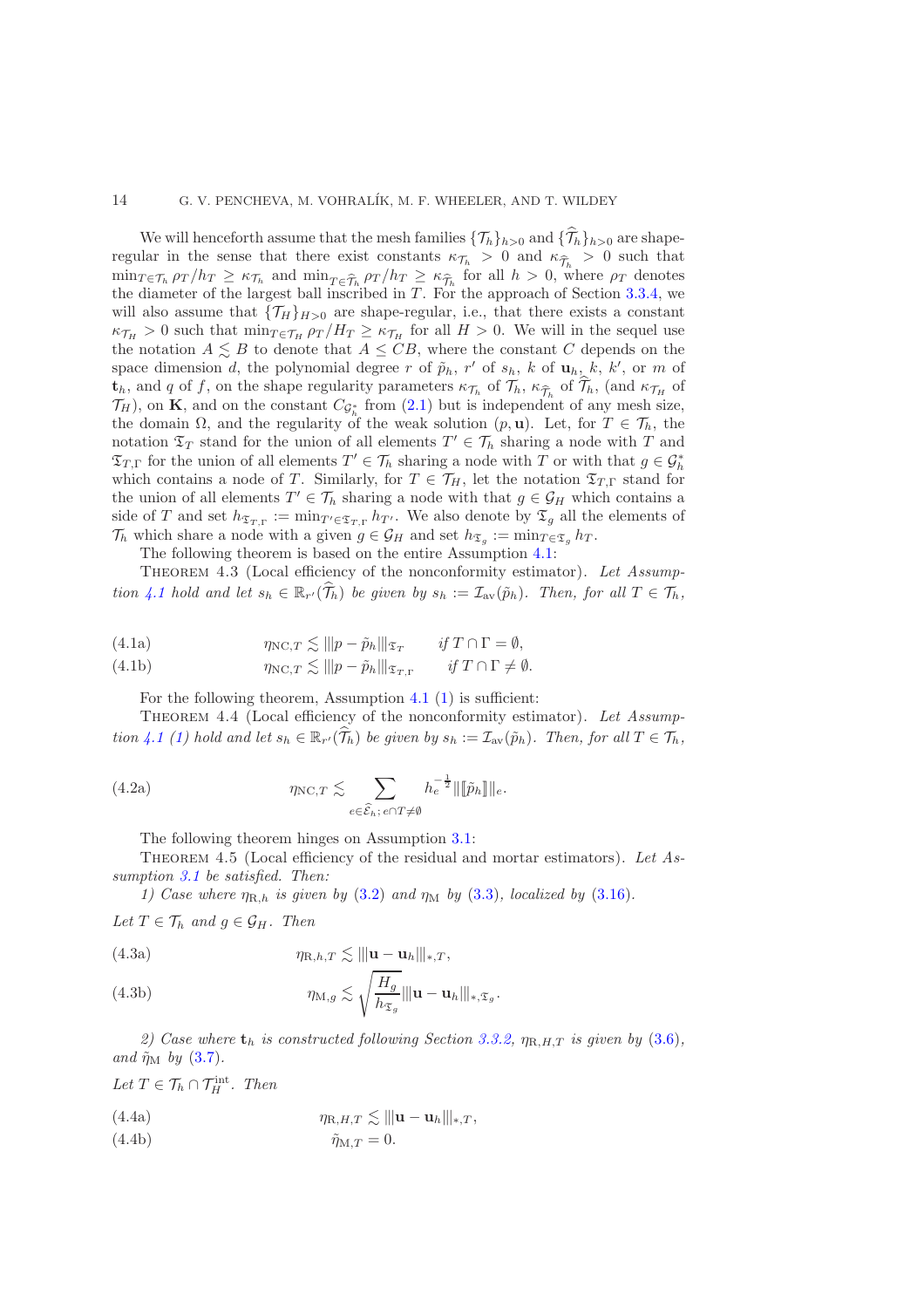We will henceforth assume that the mesh families $\{\mathcal{T}_h\}_{h>0}$ and $\{\widehat{\mathcal{T}}_h\}_{h>0}$ are shape-regular in the sense that there exist constants $\kappa_{\mathcal{T}_h} > 0$ and $\kappa_{\widehat{\mathcal{T}}_h} > 0$ such that $\min_{T\in\mathcal{T}_h} \rho_T/h_T \geq \kappa_{\mathcal{T}_h}$ and $\min_{T\in\widehat{\mathcal{T}}_h} \rho_T/h_T \geq \kappa_{\widehat{\mathcal{T}}_h}$ for all $h > 0$, where $\rho_T$ denotes the diameter of the largest ball inscribed in $T$. For the approach of Section 3.3.4, we will also assume that $\{\mathcal{T}_H\}_{H>0}$ are shape-regular, i.e., that there exists a constant $\kappa_{\mathcal{T}_H} > 0$ such that $\min_{T\in\mathcal{T}_H} \rho_T/H_T \geq \kappa_{\mathcal{T}_H}$ for all $H > 0$. We will in the sequel use the notation $A \lesssim B$ to denote that $A \leq CB$, where the constant $C$ depends on the space dimension $d$, the polynomial degree $r$ of $\tilde{p}_h$, $r'$ of $s_h$, $k$ of $\mathbf{u}_h$, $k$, $k'$, or $m$ of $\mathbf{t}_h$, and $q$ of $f$, on the shape regularity parameters $\kappa_{\mathcal{T}_h}$ of $\mathcal{T}_h$, $\kappa_{\widehat{\mathcal{T}}_h}$ of $\widehat{\mathcal{T}}_h$, (and $\kappa_{\mathcal{T}_H}$ of $\mathcal{T}_H$), on $\mathbf{K}$, and on the constant $C_{\mathcal{G}_h^*}$ from (2.1) but is independent of any mesh size, the domain $\Omega$, and the regularity of the weak solution $(p, \mathbf{u})$. Let, for $T \in \mathcal{T}_h$, the notation $\mathfrak{T}_T$ stand for the union of all elements $T' \in \mathcal{T}_h$ sharing a node with $T$ and $\mathfrak{T}_{T,\Gamma}$ for the union of all elements $T' \in \mathcal{T}_h$ sharing a node with $T$ or with that $g \in \mathcal{G}_h^*$ which contains a node of $T$. Similarly, for $T \in \mathcal{T}_H$, let the notation $\mathfrak{T}_{T,\Gamma}$ stand for the union of all elements $T' \in \mathcal{T}_h$ sharing a node with that $g \in \mathcal{G}_H$ which contains a side of $T$ and set $h_{\mathfrak{T}_{T,\Gamma}} := \min_{T'\in\mathfrak{T}_{T,\Gamma}} h_{T'}$. We also denote by $\mathfrak{T}_g$ all the elements of $\mathcal{T}_h$ which share a node with a given $g \in \mathcal{G}_H$ and set $h_{\mathfrak{T}_g} := \min_{T\in\mathfrak{T}_g} h_T$.

The following theorem is based on the entire Assumption 4.1:

Theorem 4.3 (Local efficiency of the nonconformity estimator). *Let Assumption 4.1 hold and let $s_h \in \mathbb{R}_{r'}(\widehat{\mathcal{T}}_h)$ be given by $s_h := \mathcal{I}_{\mathrm{av}}(\tilde{p}_h)$. Then, for all $T \in \mathcal{T}_h$,*

$$\eta_{\mathrm{NC},T} \lesssim |||p - \tilde{p}_h|||_{\mathfrak{T}_T} \qquad \text{if } T \cap \Gamma = \emptyset, \tag{4.1a}$$

$$\eta_{\mathrm{NC},T} \lesssim |||p - \tilde{p}_h|||_{\mathfrak{T}_{T,\Gamma}} \qquad \text{if } T \cap \Gamma \neq \emptyset. \tag{4.1b}$$

For the following theorem, Assumption 4.1 (1) is sufficient:

Theorem 4.4 (Local efficiency of the nonconformity estimator). *Let Assumption 4.1 (1) hold and let $s_h \in \mathbb{R}_{r'}(\widehat{\mathcal{T}}_h)$ be given by $s_h := \mathcal{I}_{\mathrm{av}}(\tilde{p}_h)$. Then, for all $T \in \mathcal{T}_h$,*

$$\eta_{\mathrm{NC},T} \lesssim \sum_{e\in\widehat{\mathcal{E}}_h;\, e\cap T\neq\emptyset} h_e^{-\frac{1}{2}} \|[\![\tilde{p}_h]\!]\|_e. \tag{4.2a}$$

The following theorem hinges on Assumption 3.1:

Theorem 4.5 (Local efficiency of the residual and mortar estimators). *Let Assumption 3.1 be satisfied. Then:*

*1) Case where $\eta_{\mathrm{R},h}$ is given by (3.2) and $\eta_{\mathrm{M}}$ by (3.3), localized by (3.16).*

*Let $T \in \mathcal{T}_h$ and $g \in \mathcal{G}_H$. Then*

$$\eta_{\mathrm{R},h,T} \lesssim |||\mathbf{u} - \mathbf{u}_h|||_{*,T}, \tag{4.3a}$$

$$\eta_{\mathrm{M},g} \lesssim \sqrt{\frac{H_g}{h_{\mathfrak{T}_g}}} |||\mathbf{u} - \mathbf{u}_h|||_{*,\mathfrak{T}_g}. \tag{4.3b}$$

*2) Case where $\mathbf{t}_h$ is constructed following Section 3.3.2, $\eta_{\mathrm{R},H,T}$ is given by (3.6), and $\tilde{\eta}_{\mathrm{M}}$ by (3.7).*

*Let $T \in \mathcal{T}_h \cap \mathcal{T}_H^{\mathrm{int}}$. Then*

$$\eta_{\mathrm{R},H,T} \lesssim |||\mathbf{u} - \mathbf{u}_h|||_{*,T}, \tag{4.4a}$$

$$\tilde{\eta}_{\mathrm{M},T} = 0. \tag{4.4b}$$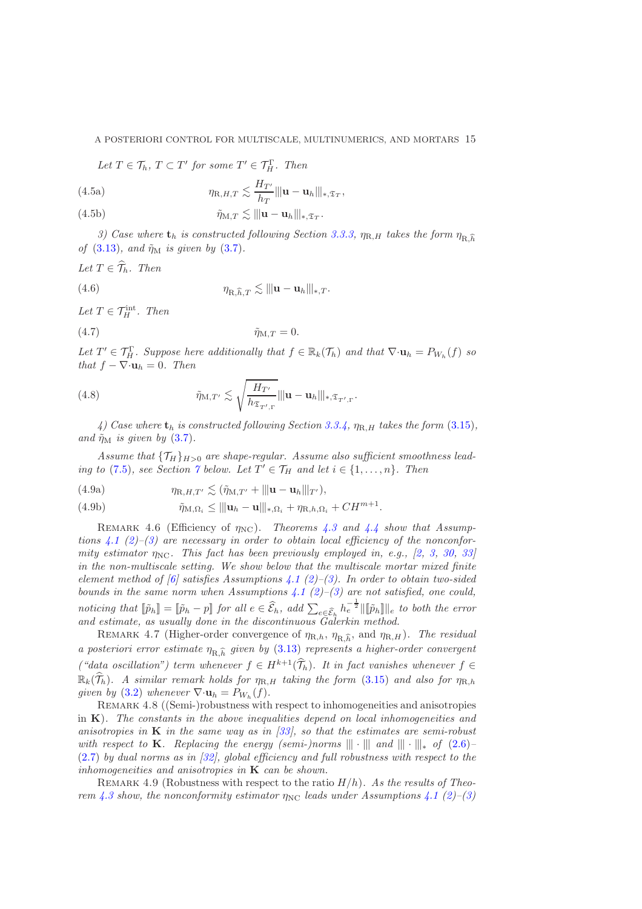*Let $T \in \mathcal{T}_h$, $T \subset T'$ for some $T' \in \mathcal{T}_H^\Gamma$. Then*

$$\eta_{\mathrm{R},H,T} \lesssim \frac{H_{T'}}{h_T} |||\mathbf{u} - \mathbf{u}_h|||_{*,\mathfrak{T}_T}, \tag{4.5a}$$

$$\tilde{\eta}_{\mathrm{M},T} \lesssim |||\mathbf{u} - \mathbf{u}_h|||_{*,\mathfrak{T}_T}. \tag{4.5b}$$

*3) Case where $\mathbf{t}_h$ is constructed following Section 3.3.3, $\eta_{\mathrm{R},H}$ takes the form $\eta_{\mathrm{R},\widehat{h}}$ of (3.13), and $\tilde{\eta}_{\mathrm{M}}$ is given by (3.7).*

*Let $T \in \widehat{\mathcal{T}}_h$. Then*

$$\eta_{\mathrm{R},\widehat{h},T} \lesssim |||\mathbf{u} - \mathbf{u}_h|||_{*,T}. \tag{4.6}$$

*Let $T \in \mathcal{T}_H^{\mathrm{int}}$. Then*

$$\tilde{\eta}_{\mathrm{M},T} = 0. \tag{4.7}$$

*Let $T' \in \mathcal{T}_H^\Gamma$. Suppose here additionally that $f \in \mathbb{R}_k(\mathcal{T}_h)$ and that $\nabla{\cdot}\mathbf{u}_h = P_{W_h}(f)$ so that $f - \nabla{\cdot}\mathbf{u}_h = 0$. Then*

$$\tilde{\eta}_{\mathrm{M},T'} \lesssim \sqrt{\frac{H_{T'}}{h_{\mathfrak{T}_{T',\Gamma}}}} |||\mathbf{u} - \mathbf{u}_h|||_{*,\mathfrak{T}_{T',\Gamma}}. \tag{4.8}$$

*4) Case where $\mathbf{t}_h$ is constructed following Section 3.3.4, $\eta_{\mathrm{R},H}$ takes the form (3.15), and $\tilde{\eta}_{\mathrm{M}}$ is given by (3.7).*

*Assume that $\{\mathcal{T}_H\}_{H>0}$ are shape-regular. Assume also sufficient smoothness leading to (7.5), see Section 7 below. Let $T' \in \mathcal{T}_H$ and let $i \in \{1, \ldots, n\}$. Then*

$$\eta_{\mathrm{R},H,T'} \lesssim (\tilde{\eta}_{\mathrm{M},T'} + |||\mathbf{u} - \mathbf{u}_h|||_{T'}), \tag{4.9a}$$

$$\tilde{\eta}_{\mathrm{M},\Omega_i} \le |||\mathbf{u}_h - \mathbf{u}|||_{*,\Omega_i} + \eta_{\mathrm{R},h,\Omega_i} + CH^{m+1}. \tag{4.9b}$$

Remark 4.6 (Efficiency of $\eta_{\mathrm{NC}}$). *Theorems 4.3 and 4.4 show that Assumptions 4.1 (2)–(3) are necessary in order to obtain local efficiency of the nonconformity estimator $\eta_{\mathrm{NC}}$. This fact has been previously employed in, e.g., [2, 3, 30, 33] in the non-multiscale setting. We show below that the multiscale mortar mixed finite element method of [6] satisfies Assumptions 4.1 (2)–(3). In order to obtain two-sided bounds in the same norm when Assumptions 4.1 (2)–(3) are not satisfied, one could, noticing that $[\![\tilde{p}_h]\!] = [\![\tilde{p}_h - p]\!]$ for all $e \in \widehat{\mathcal{E}}_h$, add $\sum_{e \in \widehat{\mathcal{E}}_h} h_e^{-\frac{1}{2}} \|[\![\tilde{p}_h]\!]\|_e$ to both the error and estimate, as usually done in the discontinuous Galerkin method.*

Remark 4.7 (Higher-order convergence of $\eta_{\mathrm{R},h}$, $\eta_{\mathrm{R},\widehat{h}}$, and $\eta_{\mathrm{R},H}$). *The residual a posteriori error estimate $\eta_{\mathrm{R},\widehat{h}}$ given by (3.13) represents a higher-order convergent ("data oscillation") term whenever $f \in H^{k+1}(\widehat{\mathcal{T}}_h)$. It in fact vanishes whenever $f \in \mathbb{R}_k(\widehat{\mathcal{T}}_h)$. A similar remark holds for $\eta_{\mathrm{R},H}$ taking the form (3.15) and also for $\eta_{\mathrm{R},h}$ given by (3.2) whenever $\nabla{\cdot}\mathbf{u}_h = P_{W_h}(f)$.*

Remark 4.8 ((Semi-)robustness with respect to inhomogeneities and anisotropies in $\mathbf{K}$). *The constants in the above inequalities depend on local inhomogeneities and anisotropies in $\mathbf{K}$ in the same way as in [33], so that the estimates are semi-robust with respect to $\mathbf{K}$. Replacing the energy (semi-)norms $|||\cdot|||$ and $|||\cdot|||_*$ of (2.6)–(2.7) by dual norms as in [32], global efficiency and full robustness with respect to the inhomogeneities and anisotropies in $\mathbf{K}$ can be shown.*

Remark 4.9 (Robustness with respect to the ratio $H/h$). *As the results of Theorem 4.3 show, the nonconformity estimator $\eta_{\mathrm{NC}}$ leads under Assumptions 4.1 (2)–(3)*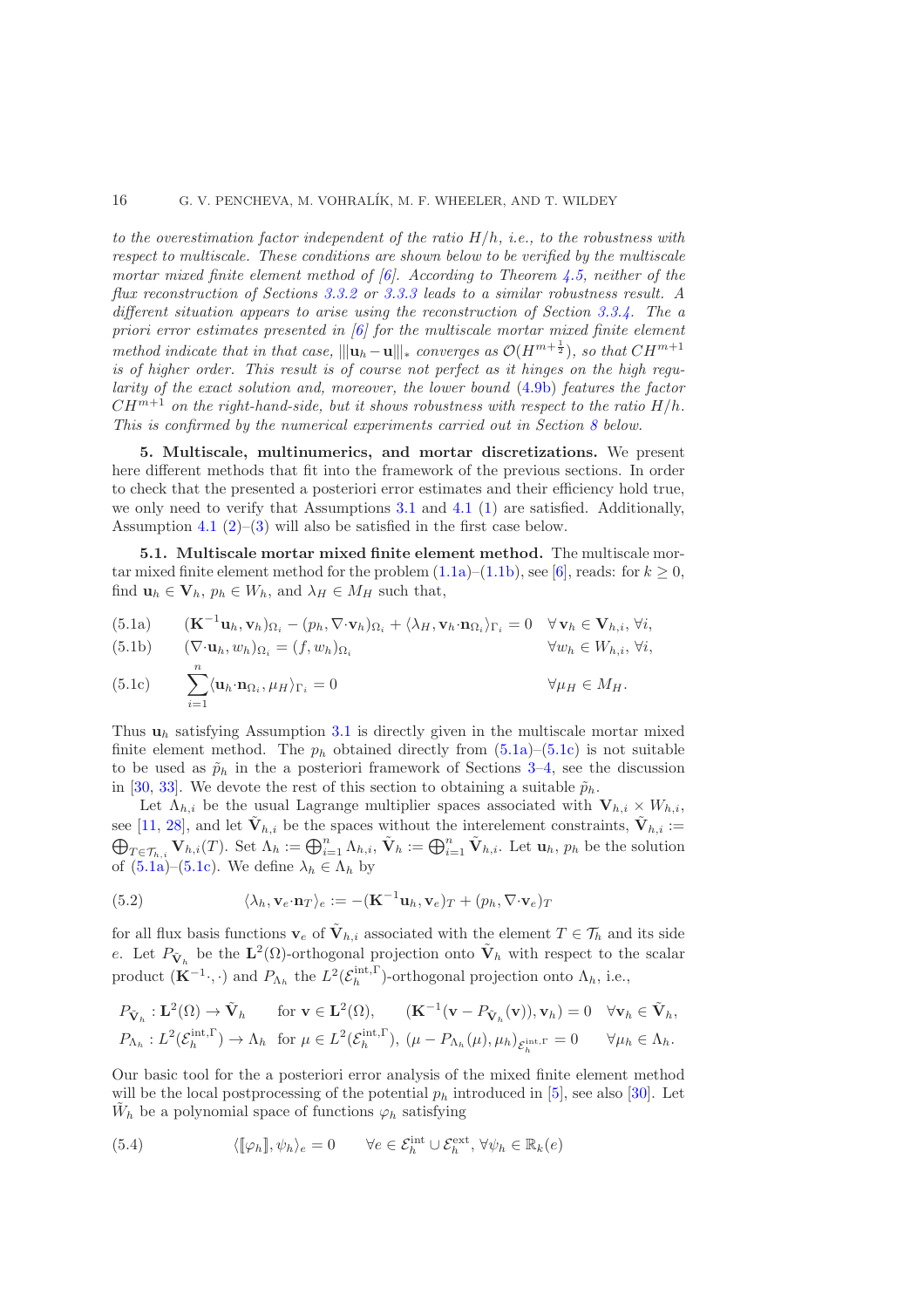*to the overestimation factor independent of the ratio $H/h$, i.e., to the robustness with respect to multiscale. These conditions are shown below to be verified by the multiscale mortar mixed finite element method of [6]. According to Theorem 4.5, neither of the flux reconstruction of Sections 3.3.2 or 3.3.3 leads to a similar robustness result. A different situation appears to arise using the reconstruction of Section 3.3.4. The a priori error estimates presented in [6] for the multiscale mortar mixed finite element method indicate that in that case, $|||\mathbf{u}_h - \mathbf{u}|||_*$ converges as $\mathcal{O}(H^{m+\frac{1}{2}})$, so that $CH^{m+1}$ is of higher order. This result is of course not perfect as it hinges on the high regularity of the exact solution and, moreover, the lower bound (4.9b) features the factor $CH^{m+1}$ on the right-hand-side, but it shows robustness with respect to the ratio $H/h$. This is confirmed by the numerical experiments carried out in Section 8 below.*

## 5. Multiscale, multinumerics, and mortar discretizations.

We present here different methods that fit into the framework of the previous sections. In order to check that the presented a posteriori error estimates and their efficiency hold true, we only need to verify that Assumptions 3.1 and 4.1 (1) are satisfied. Additionally, Assumption 4.1 (2)–(3) will also be satisfied in the first case below.

### 5.1. Multiscale mortar mixed finite element method.

The multiscale mortar mixed finite element method for the problem (1.1a)–(1.1b), see [6], reads: for $k \geq 0$, find $\mathbf{u}_h \in \mathbf{V}_h$, $p_h \in W_h$, and $\lambda_H \in M_H$ such that,

$$
(\mathbf{K}^{-1}\mathbf{u}_h, \mathbf{v}_h)_{\Omega_i} - (p_h, \nabla\cdot\mathbf{v}_h)_{\Omega_i} + \langle \lambda_H, \mathbf{v}_h\cdot\mathbf{n}_{\Omega_i}\rangle_{\Gamma_i} = 0 \quad \forall\, \mathbf{v}_h \in \mathbf{V}_{h,i},\ \forall i, \tag{5.1a}
$$

$$
(\nabla\cdot\mathbf{u}_h, w_h)_{\Omega_i} = (f, w_h)_{\Omega_i} \quad \forall w_h \in W_{h,i},\ \forall i, \tag{5.1b}
$$

$$
\sum_{i=1}^{n} \langle \mathbf{u}_h\cdot\mathbf{n}_{\Omega_i}, \mu_H\rangle_{\Gamma_i} = 0 \quad \forall \mu_H \in M_H. \tag{5.1c}
$$

Thus $\mathbf{u}_h$ satisfying Assumption 3.1 is directly given in the multiscale mortar mixed finite element method. The $p_h$ obtained directly from (5.1a)–(5.1c) is not suitable to be used as $\tilde{p}_h$ in the a posteriori framework of Sections 3–4, see the discussion in [30, 33]. We devote the rest of this section to obtaining a suitable $\tilde{p}_h$.

Let $\Lambda_{h,i}$ be the usual Lagrange multiplier spaces associated with $\mathbf{V}_{h,i} \times W_{h,i}$, see [11, 28], and let $\tilde{\mathbf{V}}_{h,i}$ be the spaces without the interelement constraints, $\tilde{\mathbf{V}}_{h,i} := \bigoplus_{T\in\mathcal{T}_{h,i}} \mathbf{V}_{h,i}(T)$. Set $\Lambda_h := \bigoplus_{i=1}^{n} \Lambda_{h,i}$, $\tilde{\mathbf{V}}_h := \bigoplus_{i=1}^{n} \tilde{\mathbf{V}}_{h,i}$. Let $\mathbf{u}_h$, $p_h$ be the solution of (5.1a)–(5.1c). We define $\lambda_h \in \Lambda_h$ by

$$
\langle \lambda_h, \mathbf{v}_e\cdot\mathbf{n}_T\rangle_e := -(\mathbf{K}^{-1}\mathbf{u}_h, \mathbf{v}_e)_T + (p_h, \nabla\cdot\mathbf{v}_e)_T \tag{5.2}
$$

for all flux basis functions $\mathbf{v}_e$ of $\tilde{\mathbf{V}}_{h,i}$ associated with the element $T \in \mathcal{T}_h$ and its side $e$. Let $P_{\tilde{\mathbf{V}}_h}$ be the $\mathbf{L}^2(\Omega)$-orthogonal projection onto $\tilde{\mathbf{V}}_h$ with respect to the scalar product $(\mathbf{K}^{-1}\cdot,\cdot)$ and $P_{\Lambda_h}$ the $L^2(\mathcal{E}_h^{\mathrm{int},\Gamma})$-orthogonal projection onto $\Lambda_h$, i.e.,

$$
P_{\tilde{\mathbf{V}}_h} : \mathbf{L}^2(\Omega) \to \tilde{\mathbf{V}}_h \quad \text{for } \mathbf{v} \in \mathbf{L}^2(\Omega), \quad (\mathbf{K}^{-1}(\mathbf{v} - P_{\tilde{\mathbf{V}}_h}(\mathbf{v})), \mathbf{v}_h) = 0 \quad \forall \mathbf{v}_h \in \tilde{\mathbf{V}}_h,
$$

$$
P_{\Lambda_h} : L^2(\mathcal{E}_h^{\mathrm{int},\Gamma}) \to \Lambda_h \quad \text{for } \mu \in L^2(\mathcal{E}_h^{\mathrm{int},\Gamma}), \ (\mu - P_{\Lambda_h}(\mu), \mu_h)_{\mathcal{E}_h^{\mathrm{int},\Gamma}} = 0 \quad \forall \mu_h \in \Lambda_h.
$$

Our basic tool for the a posteriori error analysis of the mixed finite element method will be the local postprocessing of the potential $p_h$ introduced in [5], see also [30]. Let $\tilde{W}_h$ be a polynomial space of functions $\varphi_h$ satisfying

$$
\langle [\![\varphi_h]\!], \psi_h\rangle_e = 0 \qquad \forall e \in \mathcal{E}_h^{\mathrm{int}} \cup \mathcal{E}_h^{\mathrm{ext}},\ \forall \psi_h \in \mathbb{R}_k(e) \tag{5.4}
$$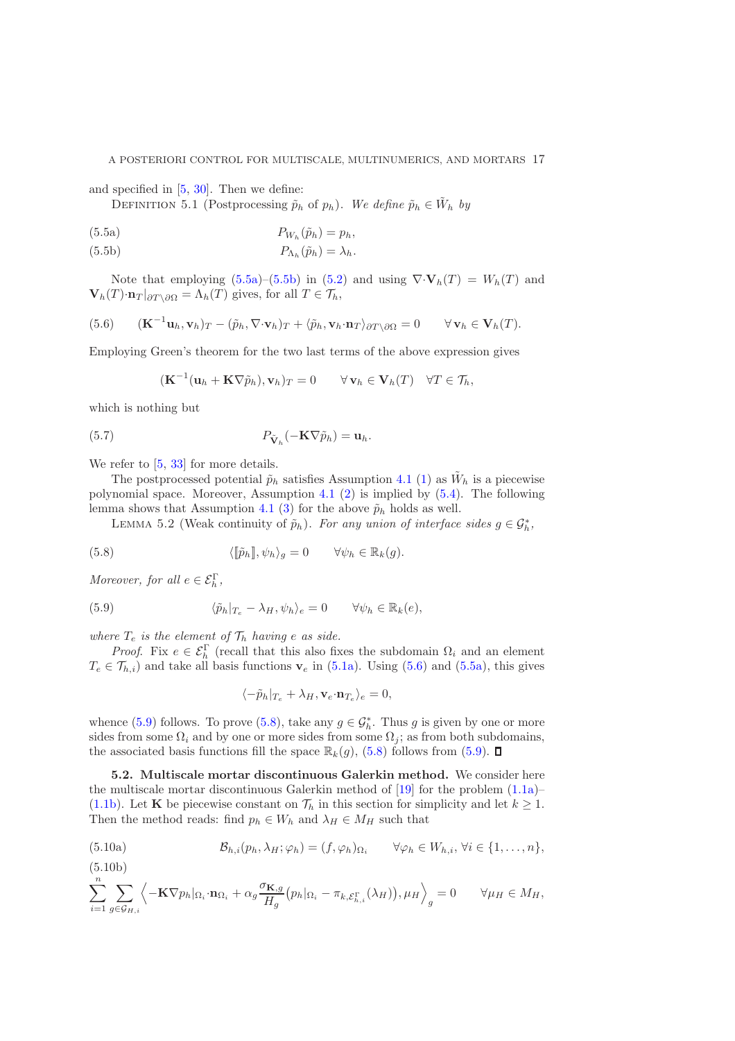and specified in [5, 30]. Then we define:

Definition 5.1 (Postprocessing $\tilde{p}_h$ of $p_h$). *We define $\tilde{p}_h \in \tilde{W}_h$ by*

$$P_{W_h}(\tilde{p}_h) = p_h, \tag{5.5a}$$

$$P_{\Lambda_h}(\tilde{p}_h) = \lambda_h. \tag{5.5b}$$

Note that employing (5.5a)–(5.5b) in (5.2) and using $\nabla\cdot\mathbf{V}_h(T) = W_h(T)$ and $\mathbf{V}_h(T)\cdot\mathbf{n}_T|_{\partial T\setminus\partial\Omega} = \Lambda_h(T)$ gives, for all $T \in \mathcal{T}_h$,

$$(\mathbf{K}^{-1}\mathbf{u}_h, \mathbf{v}_h)_T - (\tilde{p}_h, \nabla\cdot\mathbf{v}_h)_T + \langle \tilde{p}_h, \mathbf{v}_h\cdot\mathbf{n}_T\rangle_{\partial T\setminus\partial\Omega} = 0 \qquad \forall\, \mathbf{v}_h \in \mathbf{V}_h(T). \tag{5.6}$$

Employing Green's theorem for the two last terms of the above expression gives

$$(\mathbf{K}^{-1}(\mathbf{u}_h + \mathbf{K}\nabla\tilde{p}_h), \mathbf{v}_h)_T = 0 \qquad \forall\, \mathbf{v}_h \in \mathbf{V}_h(T) \quad \forall T \in \mathcal{T}_h,$$

which is nothing but

$$P_{\tilde{\mathbf{V}}_h}(-\mathbf{K}\nabla\tilde{p}_h) = \mathbf{u}_h. \tag{5.7}$$

We refer to [5, 33] for more details.

The postprocessed potential $\tilde{p}_h$ satisfies Assumption 4.1 (1) as $\tilde{W}_h$ is a piecewise polynomial space. Moreover, Assumption 4.1 (2) is implied by (5.4). The following lemma shows that Assumption 4.1 (3) for the above $\tilde{p}_h$ holds as well.

Lemma 5.2 (Weak continuity of $\tilde{p}_h$). *For any union of interface sides $g \in \mathcal{G}_h^*$,*

$$\langle [\![\tilde{p}_h]\!], \psi_h\rangle_g = 0 \qquad \forall \psi_h \in \mathbb{R}_k(g). \tag{5.8}$$

*Moreover, for all $e \in \mathcal{E}_h^\Gamma$,*

$$\langle \tilde{p}_h|_{T_e} - \lambda_H, \psi_h\rangle_e = 0 \qquad \forall \psi_h \in \mathbb{R}_k(e), \tag{5.9}$$

*where $T_e$ is the element of $\mathcal{T}_h$ having $e$ as side.*

*Proof.* Fix $e \in \mathcal{E}_h^\Gamma$ (recall that this also fixes the subdomain $\Omega_i$ and an element $T_e \in \mathcal{T}_{h,i}$) and take all basis functions $\mathbf{v}_e$ in (5.1a). Using (5.6) and (5.5a), this gives

$$\langle -\tilde{p}_h|_{T_e} + \lambda_H, \mathbf{v}_e\cdot\mathbf{n}_{T_e}\rangle_e = 0,$$

whence (5.9) follows. To prove (5.8), take any $g \in \mathcal{G}_h^*$. Thus $g$ is given by one or more sides from some $\Omega_i$ and by one or more sides from some $\Omega_j$; as from both subdomains, the associated basis functions fill the space $\mathbb{R}_k(g)$, (5.8) follows from (5.9). ∎

### 5.2. Multiscale mortar discontinuous Galerkin method.

We consider here the multiscale mortar discontinuous Galerkin method of [19] for the problem (1.1a)–(1.1b). Let $\mathbf{K}$ be piecewise constant on $\mathcal{T}_h$ in this section for simplicity and let $k \geq 1$. Then the method reads: find $p_h \in W_h$ and $\lambda_H \in M_H$ such that

$$\mathcal{B}_{h,i}(p_h, \lambda_H; \varphi_h) = (f, \varphi_h)_{\Omega_i} \qquad \forall \varphi_h \in W_{h,i},\ \forall i \in \{1,\ldots,n\}, \tag{5.10a}$$

$$\sum_{i=1}^n \sum_{g\in\mathcal{G}_{H,i}} \left\langle -\mathbf{K}\nabla p_h|_{\Omega_i}\cdot\mathbf{n}_{\Omega_i} + \alpha_g \frac{\sigma_{\mathbf{K},g}}{H_g}\big(p_h|_{\Omega_i} - \pi_{k,\mathcal{E}_{h,i}^\Gamma}(\lambda_H)\big), \mu_H \right\rangle_g = 0 \qquad \forall \mu_H \in M_H, \tag{5.10b}$$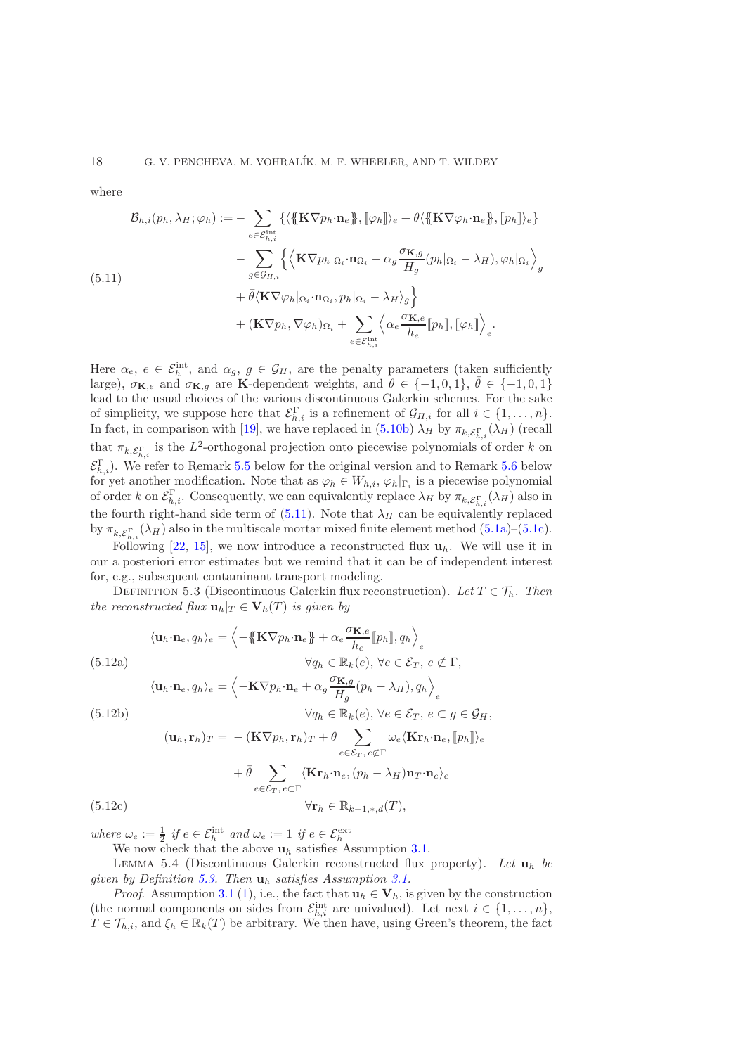where

$$
\begin{aligned}
\mathcal{B}_{h,i}(p_h, \lambda_H; \varphi_h) := &- \sum_{e \in \mathcal{E}_{h,i}^{\rm int}} \{ \langle \{\!\{ \mathbf{K} \nabla p_h \cdot \mathbf{n}_e \}\!\}, [\![ \varphi_h ]\!] \rangle_e + \theta \langle \{\!\{ \mathbf{K} \nabla \varphi_h \cdot \mathbf{n}_e \}\!\}, [\![ p_h ]\!] \rangle_e \} \\
&- \sum_{g \in \mathcal{G}_{H,i}} \Big\{ \Big\langle \mathbf{K} \nabla p_h|_{\Omega_i} \cdot \mathbf{n}_{\Omega_i} - \alpha_g \frac{\sigma_{\mathbf{K},g}}{H_g} (p_h|_{\Omega_i} - \lambda_H), \varphi_h|_{\Omega_i} \Big\rangle_g \\
&+ \bar{\theta} \langle \mathbf{K} \nabla \varphi_h|_{\Omega_i} \cdot \mathbf{n}_{\Omega_i}, p_h|_{\Omega_i} - \lambda_H \rangle_g \Big\} \\
&+ (\mathbf{K} \nabla p_h, \nabla \varphi_h)_{\Omega_i} + \sum_{e \in \mathcal{E}_{h,i}^{\rm int}} \Big\langle \alpha_e \frac{\sigma_{\mathbf{K},e}}{h_e} [\![ p_h ]\!], [\![ \varphi_h ]\!] \Big\rangle_e .
\end{aligned} \tag{5.11}
$$

Here $\alpha_e$, $e \in \mathcal{E}_h^{\rm int}$, and $\alpha_g$, $g \in \mathcal{G}_H$, are the penalty parameters (taken sufficiently large), $\sigma_{\mathbf{K},e}$ and $\sigma_{\mathbf{K},g}$ are $\mathbf{K}$-dependent weights, and $\theta \in \{-1, 0, 1\}$, $\bar{\theta} \in \{-1, 0, 1\}$ lead to the usual choices of the various discontinuous Galerkin schemes. For the sake of simplicity, we suppose here that $\mathcal{E}_{h,i}^{\Gamma}$ is a refinement of $\mathcal{G}_{H,i}$ for all $i \in \{1, \ldots, n\}$. In fact, in comparison with [19], we have replaced in (5.10b) $\lambda_H$ by $\pi_{k,\mathcal{E}_{h,i}^{\Gamma}}(\lambda_H)$ (recall that $\pi_{k,\mathcal{E}_{h,i}^{\Gamma}}$ is the $L^2$-orthogonal projection onto piecewise polynomials of order $k$ on $\mathcal{E}_{h,i}^{\Gamma}$). We refer to Remark 5.5 below for the original version and to Remark 5.6 below for yet another modification. Note that as $\varphi_h \in W_{h,i}$, $\varphi_h|_{\Gamma_i}$ is a piecewise polynomial of order $k$ on $\mathcal{E}_{h,i}^{\Gamma}$. Consequently, we can equivalently replace $\lambda_H$ by $\pi_{k,\mathcal{E}_{h,i}^{\Gamma}}(\lambda_H)$ also in the fourth right-hand side term of (5.11). Note that $\lambda_H$ can be equivalently replaced by $\pi_{k,\mathcal{E}_{h,i}^{\Gamma}}(\lambda_H)$ also in the multiscale mortar mixed finite element method (5.1a)–(5.1c).

Following [22, 15], we now introduce a reconstructed flux $\mathbf{u}_h$. We will use it in our a posteriori error estimates but we remind that it can be of independent interest for, e.g., subsequent contaminant transport modeling.

Definition 5.3 (Discontinuous Galerkin flux reconstruction). *Let $T \in \mathcal{T}_h$. Then the reconstructed flux $\mathbf{u}_h|_T \in \mathbf{V}_h(T)$ is given by*

$$
\langle \mathbf{u}_h \cdot \mathbf{n}_e, q_h \rangle_e = \Big\langle - \{\!\{ \mathbf{K} \nabla p_h \cdot \mathbf{n}_e \}\!\} + \alpha_e \frac{\sigma_{\mathbf{K},e}}{h_e} [\![ p_h ]\!], q_h \Big\rangle_e \qquad \forall q_h \in \mathbb{R}_k(e),\ \forall e \in \mathcal{E}_T,\ e \not\subset \Gamma, \tag{5.12a}
$$

$$
\langle \mathbf{u}_h \cdot \mathbf{n}_e, q_h \rangle_e = \Big\langle - \mathbf{K} \nabla p_h \cdot \mathbf{n}_e + \alpha_g \frac{\sigma_{\mathbf{K},g}}{H_g} (p_h - \lambda_H), q_h \Big\rangle_e \qquad \forall q_h \in \mathbb{R}_k(e),\ \forall e \in \mathcal{E}_T,\ e \subset g \in \mathcal{G}_H, \tag{5.12b}
$$

$$
\begin{aligned}
(\mathbf{u}_h, \mathbf{r}_h)_T = &- (\mathbf{K} \nabla p_h, \mathbf{r}_h)_T + \theta \sum_{e \in \mathcal{E}_T,\, e \not\subset \Gamma} \omega_e \langle \mathbf{K} \mathbf{r}_h \cdot \mathbf{n}_e, [\![ p_h ]\!] \rangle_e \\
&+ \bar{\theta} \sum_{e \in \mathcal{E}_T,\, e \subset \Gamma} \langle \mathbf{K} \mathbf{r}_h \cdot \mathbf{n}_e, (p_h - \lambda_H) \mathbf{n}_T \cdot \mathbf{n}_e \rangle_e \qquad \forall \mathbf{r}_h \in \mathbb{R}_{k-1,*,d}(T),
\end{aligned} \tag{5.12c}
$$

*where $\omega_e := \frac{1}{2}$ if $e \in \mathcal{E}_h^{\rm int}$ and $\omega_e := 1$ if $e \in \mathcal{E}_h^{\rm ext}$.*

We now check that the above $\mathbf{u}_h$ satisfies Assumption 3.1.

Lemma 5.4 (Discontinuous Galerkin reconstructed flux property). *Let $\mathbf{u}_h$ be given by Definition 5.3. Then $\mathbf{u}_h$ satisfies Assumption 3.1.*

*Proof.* Assumption 3.1 (1), i.e., the fact that $\mathbf{u}_h \in \mathbf{V}_h$, is given by the construction (the normal components on sides from $\mathcal{E}_{h,i}^{\rm int}$ are univalued). Let next $i \in \{1, \ldots, n\}$, $T \in \mathcal{T}_{h,i}$, and $\xi_h \in \mathbb{R}_k(T)$ be arbitrary. We then have, using Green's theorem, the fact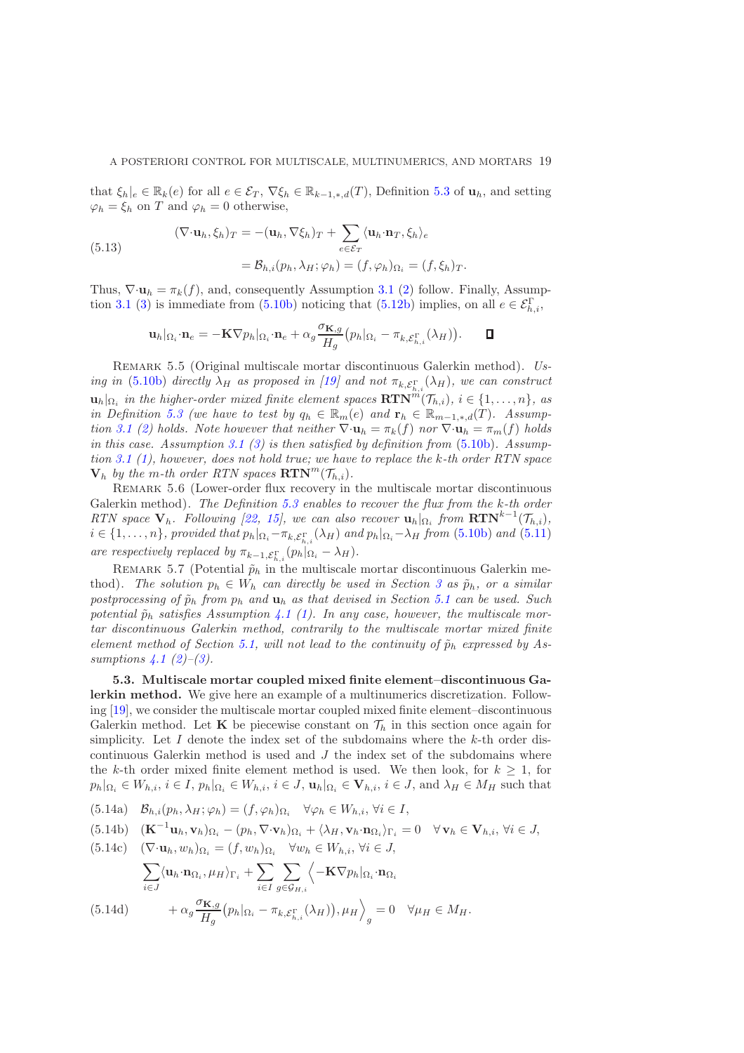that $\xi_h|_e \in \mathbb{R}_k(e)$ for all $e \in \mathcal{E}_T$, $\nabla \xi_h \in \mathbb{R}_{k-1,*,d}(T)$, Definition 5.3 of $\mathbf{u}_h$, and setting $\varphi_h = \xi_h$ on $T$ and $\varphi_h = 0$ otherwise,

$$
\begin{aligned}
(\nabla{\cdot}\mathbf{u}_h, \xi_h)_T &= -(\mathbf{u}_h, \nabla \xi_h)_T + \sum_{e \in \mathcal{E}_T} \langle \mathbf{u}_h{\cdot}\mathbf{n}_T, \xi_h \rangle_e \\
&= \mathcal{B}_{h,i}(p_h, \lambda_H; \varphi_h) = (f, \varphi_h)_{\Omega_i} = (f, \xi_h)_T.
\end{aligned} \tag{5.13}
$$

Thus, $\nabla{\cdot}\mathbf{u}_h = \pi_k(f)$, and, consequently Assumption 3.1 (2) follow. Finally, Assumption 3.1 (3) is immediate from (5.10b) noticing that (5.12b) implies, on all $e \in \mathcal{E}^{\Gamma}_{h,i}$,

$$
\mathbf{u}_h|_{\Omega_i}{\cdot}\mathbf{n}_e = -\mathbf{K}\nabla p_h|_{\Omega_i}{\cdot}\mathbf{n}_e + \alpha_g \frac{\sigma_{\mathbf{K},g}}{H_g}\big(p_h|_{\Omega_i} - \pi_{k,\mathcal{E}^{\Gamma}_{h,i}}(\lambda_H)\big). \qquad \square
$$

Remark 5.5 (Original multiscale mortar discontinuous Galerkin method). *Using in (5.10b) directly $\lambda_H$ as proposed in [19] and not $\pi_{k,\mathcal{E}^{\Gamma}_{h,i}}(\lambda_H)$, we can construct $\mathbf{u}_h|_{\Omega_i}$ in the higher-order mixed finite element spaces $\mathbf{RTN}^m(\mathcal{T}_{h,i})$, $i \in \{1, \ldots, n\}$, as in Definition 5.3 (we have to test by $q_h \in \mathbb{R}_m(e)$ and $\mathbf{r}_h \in \mathbb{R}_{m-1,*,d}(T)$. Assumption 3.1 (2) holds. Note however that neither $\nabla{\cdot}\mathbf{u}_h = \pi_k(f)$ nor $\nabla{\cdot}\mathbf{u}_h = \pi_m(f)$ holds in this case. Assumption 3.1 (3) is then satisfied by definition from (5.10b). Assumption 3.1 (1), however, does not hold true; we have to replace the k-th order RTN space $\mathbf{V}_h$ by the m-th order RTN spaces $\mathbf{RTN}^m(\mathcal{T}_{h,i})$.*

Remark 5.6 (Lower-order flux recovery in the multiscale mortar discontinuous Galerkin method). *The Definition 5.3 enables to recover the flux from the k-th order RTN space $\mathbf{V}_h$. Following [22, 15], we can also recover $\mathbf{u}_h|_{\Omega_i}$ from $\mathbf{RTN}^{k-1}(\mathcal{T}_{h,i})$, $i \in \{1, \ldots, n\}$, provided that $p_h|_{\Omega_i} - \pi_{k,\mathcal{E}^{\Gamma}_{h,i}}(\lambda_H)$ and $p_h|_{\Omega_i} - \lambda_H$ from (5.10b) and (5.11) are respectively replaced by $\pi_{k-1,\mathcal{E}^{\Gamma}_{h,i}}(p_h|_{\Omega_i} - \lambda_H)$.*

Remark 5.7 (Potential $\tilde{p}_h$ in the multiscale mortar discontinuous Galerkin method). *The solution $p_h \in W_h$ can directly be used in Section 3 as $\tilde{p}_h$, or a similar postprocessing of $\tilde{p}_h$ from $p_h$ and $\mathbf{u}_h$ as that devised in Section 5.1 can be used. Such potential $\tilde{p}_h$ satisfies Assumption 4.1 (1). In any case, however, the multiscale mortar discontinuous Galerkin method, contrarily to the multiscale mortar mixed finite element method of Section 5.1, will not lead to the continuity of $\tilde{p}_h$ expressed by Assumptions 4.1 (2)–(3).*

### 5.3. Multiscale mortar coupled mixed finite element–discontinuous Galerkin method.

We give here an example of a multinumerics discretization. Following [19], we consider the multiscale mortar coupled mixed finite element–discontinuous Galerkin method. Let $\mathbf{K}$ be piecewise constant on $\mathcal{T}_h$ in this section once again for simplicity. Let $I$ denote the index set of the subdomains where the $k$-th order discontinuous Galerkin method is used and $J$ the index set of the subdomains where the $k$-th order mixed finite element method is used. We then look, for $k \geq 1$, for $p_h|_{\Omega_i} \in W_{h,i}$, $i \in I$, $p_h|_{\Omega_i} \in W_{h,i}$, $i \in J$, $\mathbf{u}_h|_{\Omega_i} \in \mathbf{V}_{h,i}$, $i \in J$, and $\lambda_H \in M_H$ such that

$$
\mathcal{B}_{h,i}(p_h, \lambda_H; \varphi_h) = (f, \varphi_h)_{\Omega_i} \quad \forall \varphi_h \in W_{h,i}, \ \forall i \in I, \tag{5.14a}
$$

$$
(\mathbf{K}^{-1}\mathbf{u}_h, \mathbf{v}_h)_{\Omega_i} - (p_h, \nabla{\cdot}\mathbf{v}_h)_{\Omega_i} + \langle \lambda_H, \mathbf{v}_h{\cdot}\mathbf{n}_{\Omega_i} \rangle_{\Gamma_i} = 0 \quad \forall \mathbf{v}_h \in \mathbf{V}_{h,i}, \ \forall i \in J, \tag{5.14b}
$$

$$
(\nabla{\cdot}\mathbf{u}_h, w_h)_{\Omega_i} = (f, w_h)_{\Omega_i} \quad \forall w_h \in W_{h,i}, \ \forall i \in J, \tag{5.14c}
$$

$$
\begin{aligned}
&\sum_{i \in J} \langle \mathbf{u}_h{\cdot}\mathbf{n}_{\Omega_i}, \mu_H \rangle_{\Gamma_i} + \sum_{i \in I} \sum_{g \in \mathcal{G}_{H,i}} \Big\langle -\mathbf{K}\nabla p_h|_{\Omega_i}{\cdot}\mathbf{n}_{\Omega_i} \\
&\qquad + \alpha_g \frac{\sigma_{\mathbf{K},g}}{H_g}\big(p_h|_{\Omega_i} - \pi_{k,\mathcal{E}^{\Gamma}_{h,i}}(\lambda_H)\big), \mu_H \Big\rangle_g = 0 \quad \forall \mu_H \in M_H.
\end{aligned} \tag{5.14d}
$$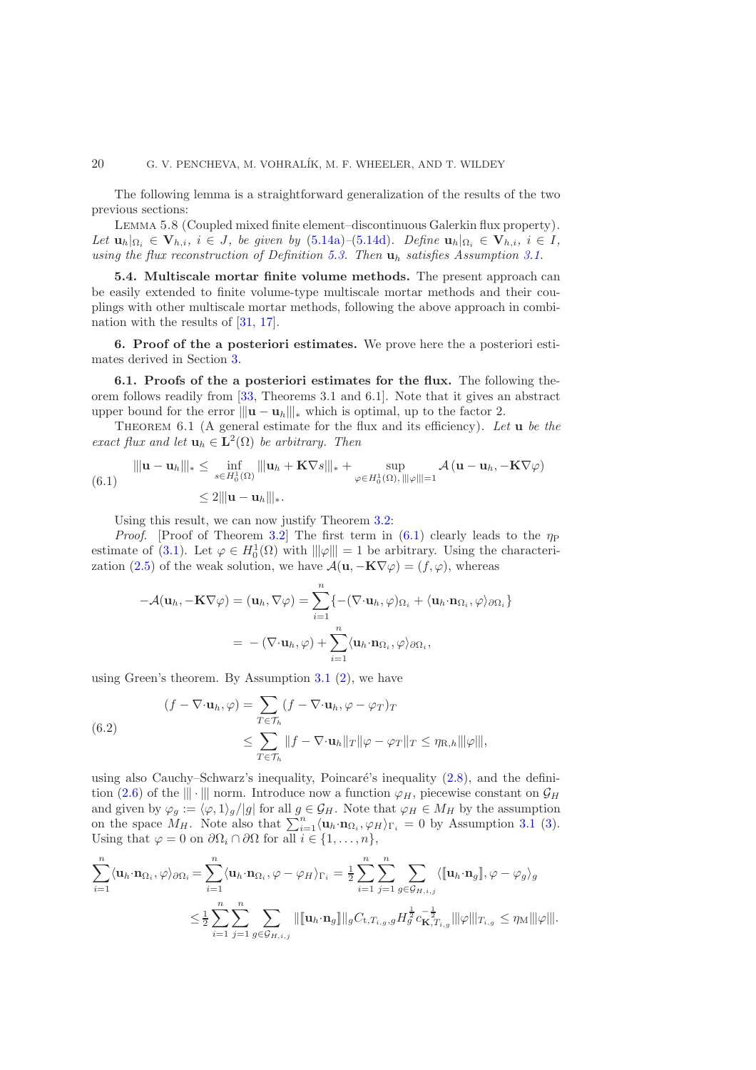The following lemma is a straightforward generalization of the results of the two previous sections:

Lemma 5.8 (Coupled mixed finite element–discontinuous Galerkin flux property). *Let $\mathbf{u}_h|_{\Omega_i} \in \mathbf{V}_{h,i}$, $i \in J$, be given by (5.14a)–(5.14d). Define $\mathbf{u}_h|_{\Omega_i} \in \mathbf{V}_{h,i}$, $i \in I$, using the flux reconstruction of Definition 5.3. Then $\mathbf{u}_h$ satisfies Assumption 3.1.*

### 5.4. Multiscale mortar finite volume methods.

The present approach can be easily extended to finite volume-type multiscale mortar methods and their couplings with other multiscale mortar methods, following the above approach in combination with the results of [31, 17].

## 6. Proof of the a posteriori estimates.

We prove here the a posteriori estimates derived in Section 3.

### 6.1. Proofs of the a posteriori estimates for the flux.

The following theorem follows readily from [33, Theorems 3.1 and 6.1]. Note that it gives an abstract upper bound for the error $|||\mathbf{u} - \mathbf{u}_h|||_*$ which is optimal, up to the factor 2.

Theorem 6.1 (A general estimate for the flux and its efficiency). *Let $\mathbf{u}$ be the exact flux and let $\mathbf{u}_h \in \mathbf{L}^2(\Omega)$ be arbitrary. Then*

$$
\begin{aligned}
|||\mathbf{u} - \mathbf{u}_h|||_* &\le \inf_{s \in H_0^1(\Omega)} |||\mathbf{u}_h + \mathbf{K}\nabla s|||_* + \sup_{\varphi \in H_0^1(\Omega),\, |||\varphi|||=1} \mathcal{A}(\mathbf{u} - \mathbf{u}_h, -\mathbf{K}\nabla\varphi) \\
&\le 2|||\mathbf{u} - \mathbf{u}_h|||_*.
\end{aligned} \tag{6.1}
$$

Using this result, we can now justify Theorem 3.2:

*Proof.* [Proof of Theorem 3.2] The first term in (6.1) clearly leads to the $\eta_{\mathrm{P}}$ estimate of (3.1). Let $\varphi \in H_0^1(\Omega)$ with $|||\varphi||| = 1$ be arbitrary. Using the characterization (2.5) of the weak solution, we have $\mathcal{A}(\mathbf{u}, -\mathbf{K}\nabla\varphi) = (f, \varphi)$, whereas

$$
\begin{aligned}
-\mathcal{A}(\mathbf{u}_h, -\mathbf{K}\nabla\varphi) = (\mathbf{u}_h, \nabla\varphi) &= \sum_{i=1}^n \{-(\nabla\cdot\mathbf{u}_h, \varphi)_{\Omega_i} + \langle \mathbf{u}_h\cdot\mathbf{n}_{\Omega_i}, \varphi\rangle_{\partial\Omega_i}\} \\
&= -(\nabla\cdot\mathbf{u}_h, \varphi) + \sum_{i=1}^n \langle \mathbf{u}_h\cdot\mathbf{n}_{\Omega_i}, \varphi\rangle_{\partial\Omega_i},
\end{aligned}
$$

using Green's theorem. By Assumption 3.1 (2), we have

$$
\begin{aligned}
(f - \nabla\cdot\mathbf{u}_h, \varphi) &= \sum_{T\in\mathcal{T}_h} (f - \nabla\cdot\mathbf{u}_h, \varphi - \varphi_T)_T \\
&\le \sum_{T\in\mathcal{T}_h} \|f - \nabla\cdot\mathbf{u}_h\|_T \|\varphi - \varphi_T\|_T \le \eta_{\mathrm{R},h}|||\varphi|||,
\end{aligned} \tag{6.2}
$$

using also Cauchy–Schwarz's inequality, Poincaré's inequality (2.8), and the definition (2.6) of the $|||\cdot|||$ norm. Introduce now a function $\varphi_H$, piecewise constant on $\mathcal{G}_H$ and given by $\varphi_g := \langle\varphi, 1\rangle_g/|g|$ for all $g \in \mathcal{G}_H$. Note that $\varphi_H \in M_H$ by the assumption on the space $M_H$. Note also that $\sum_{i=1}^n \langle \mathbf{u}_h\cdot\mathbf{n}_{\Omega_i}, \varphi_H\rangle_{\Gamma_i} = 0$ by Assumption 3.1 (3). Using that $\varphi = 0$ on $\partial\Omega_i \cap \partial\Omega$ for all $i \in \{1, \ldots, n\}$,

$$
\begin{aligned}
\sum_{i=1}^n \langle \mathbf{u}_h\cdot\mathbf{n}_{\Omega_i}, \varphi\rangle_{\partial\Omega_i} &= \sum_{i=1}^n \langle \mathbf{u}_h\cdot\mathbf{n}_{\Omega_i}, \varphi - \varphi_H\rangle_{\Gamma_i} = \tfrac{1}{2}\sum_{i=1}^n\sum_{j=1}^n\sum_{g\in\mathcal{G}_{H,i,j}} \langle [\![\mathbf{u}_h\cdot\mathbf{n}_g]\!], \varphi - \varphi_g\rangle_g \\
&\le \tfrac{1}{2}\sum_{i=1}^n\sum_{j=1}^n\sum_{g\in\mathcal{G}_{H,i,j}} \|[\![\mathbf{u}_h\cdot\mathbf{n}_g]\!]\|_g C_{\mathrm{t},T_{i,g},g} H_g^{\frac{1}{2}} c_{\mathbf{K},T_{i,g}}^{-\frac{1}{2}} |||\varphi|||_{T_{i,g}} \le \eta_{\mathrm{M}}|||\varphi|||.
\end{aligned}
$$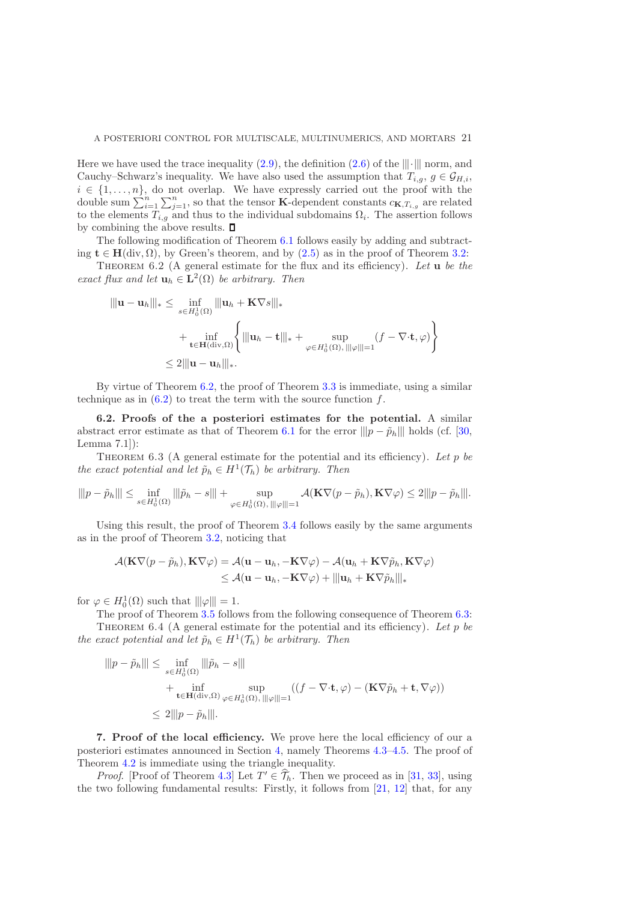Here we have used the trace inequality (2.9), the definition (2.6) of the $|||\cdot|||$ norm, and Cauchy–Schwarz's inequality. We have also used the assumption that $T_{i,g}$, $g \in \mathcal{G}_{H,i}$, $i \in \{1,\dots,n\}$, do not overlap. We have expressly carried out the proof with the double sum $\sum_{i=1}^{n}\sum_{j=1}^{n}$, so that the tensor $\mathbf{K}$-dependent constants $c_{\mathbf{K},T_{i,g}}$ are related to the elements $T_{i,g}$ and thus to the individual subdomains $\Omega_i$. The assertion follows by combining the above results. ∎

The following modification of Theorem 6.1 follows easily by adding and subtracting $\mathbf{t} \in \mathbf{H}(\mathrm{div},\Omega)$, by Green's theorem, and by (2.5) as in the proof of Theorem 3.2:

Theorem 6.2 (A general estimate for the flux and its efficiency). *Let $\mathbf{u}$ be the exact flux and let $\mathbf{u}_h \in \mathbf{L}^2(\Omega)$ be arbitrary. Then*

$$
\begin{aligned}
|||\mathbf{u}-\mathbf{u}_h|||_* \le{}& \inf_{s\in H_0^1(\Omega)} |||\mathbf{u}_h + \mathbf{K}\nabla s|||_* \\
&+ \inf_{\mathbf{t}\in \mathbf{H}(\mathrm{div},\Omega)} \left\{ |||\mathbf{u}_h - \mathbf{t}|||_* + \sup_{\varphi\in H_0^1(\Omega),\,|||\varphi|||=1} (f-\nabla\cdot\mathbf{t},\varphi)\right\} \\
\le{}& 2|||\mathbf{u}-\mathbf{u}_h|||_*.
\end{aligned}
$$

By virtue of Theorem 6.2, the proof of Theorem 3.3 is immediate, using a similar technique as in (6.2) to treat the term with the source function $f$.

**6.2. Proofs of the a posteriori estimates for the potential.** A similar abstract error estimate as that of Theorem 6.1 for the error $|||p-\tilde{p}_h|||$ holds (cf. [30, Lemma 7.1]):

Theorem 6.3 (A general estimate for the potential and its efficiency). *Let $p$ be the exact potential and let $\tilde{p}_h \in H^1(\mathcal{T}_h)$ be arbitrary. Then*

$$
|||p-\tilde{p}_h||| \le \inf_{s\in H_0^1(\Omega)} |||\tilde{p}_h - s||| + \sup_{\varphi\in H_0^1(\Omega),\,|||\varphi|||=1} \mathcal{A}(\mathbf{K}\nabla(p-\tilde{p}_h),\mathbf{K}\nabla\varphi) \le 2|||p-\tilde{p}_h|||.
$$

Using this result, the proof of Theorem 3.4 follows easily by the same arguments as in the proof of Theorem 3.2, noticing that

$$
\begin{aligned}
\mathcal{A}(\mathbf{K}\nabla(p-\tilde{p}_h),\mathbf{K}\nabla\varphi) &= \mathcal{A}(\mathbf{u}-\mathbf{u}_h,-\mathbf{K}\nabla\varphi) - \mathcal{A}(\mathbf{u}_h+\mathbf{K}\nabla\tilde{p}_h,\mathbf{K}\nabla\varphi)\\
&\le \mathcal{A}(\mathbf{u}-\mathbf{u}_h,-\mathbf{K}\nabla\varphi) + |||\mathbf{u}_h+\mathbf{K}\nabla\tilde{p}_h|||_*
\end{aligned}
$$

for $\varphi \in H_0^1(\Omega)$ such that $|||\varphi|||=1$.

The proof of Theorem 3.5 follows from the following consequence of Theorem 6.3:

Theorem 6.4 (A general estimate for the potential and its efficiency). *Let $p$ be the exact potential and let $\tilde{p}_h \in H^1(\mathcal{T}_h)$ be arbitrary. Then*

$$
\begin{aligned}
|||p-\tilde{p}_h||| \le{}& \inf_{s\in H_0^1(\Omega)} |||\tilde{p}_h - s||| \\
&+ \inf_{\mathbf{t}\in \mathbf{H}(\mathrm{div},\Omega)} \sup_{\varphi\in H_0^1(\Omega),\,|||\varphi|||=1} ((f-\nabla\cdot\mathbf{t},\varphi) - (\mathbf{K}\nabla\tilde{p}_h + \mathbf{t},\nabla\varphi))\\
\le{}& 2|||p-\tilde{p}_h|||.
\end{aligned}
$$

## 7. Proof of the local efficiency.

We prove here the local efficiency of our a posteriori estimates announced in Section 4, namely Theorems 4.3–4.5. The proof of Theorem 4.2 is immediate using the triangle inequality.

*Proof.* [Proof of Theorem 4.3] Let $T' \in \widehat{\mathcal{T}}_h$. Then we proceed as in [31, 33], using the two following fundamental results: Firstly, it follows from [21, 12] that, for any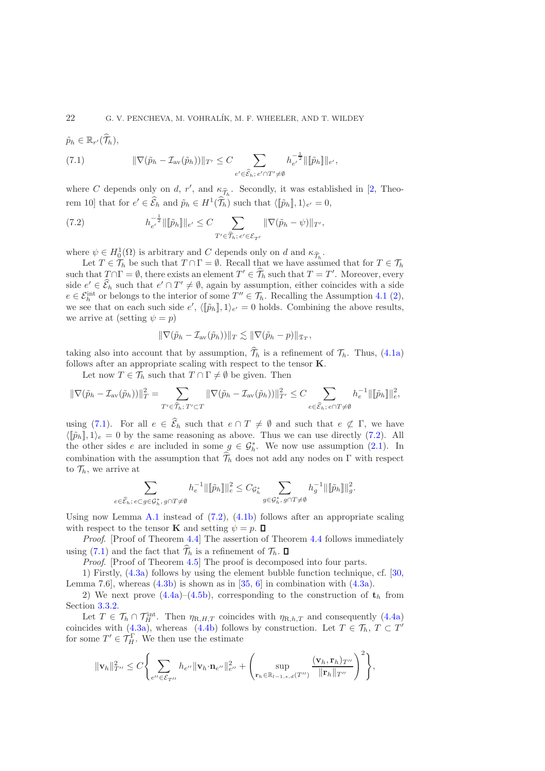$\tilde{p}_h \in \mathbb{R}_{r'}(\widehat{\mathcal{T}}_h)$,

$$\|\nabla(\tilde{p}_h - \mathcal{I}_{\rm av}(\tilde{p}_h))\|_{T'} \le C \sum_{e' \in \widehat{\mathcal{E}}_h;\, e' \cap T' \neq \emptyset} h_{e'}^{-\frac{1}{2}} \|[\![\tilde{p}_h]\!]\|_{e'}, \tag{7.1}$$

where $C$ depends only on $d$, $r'$, and $\kappa_{\widehat{\mathcal{T}}_h}$. Secondly, it was established in [2, Theorem 10] that for $e' \in \widehat{\mathcal{E}}_h$ and $\tilde{p}_h \in H^1(\widehat{\mathcal{T}}_h)$ such that $\langle [\![\tilde{p}_h]\!], 1\rangle_{e'} = 0$,

$$h_{e'}^{-\frac{1}{2}} \|[\![\tilde{p}_h]\!]\|_{e'} \le C \sum_{T' \in \widehat{\mathcal{T}}_h;\, e' \in \mathcal{E}_{T'}} \|\nabla(\tilde{p}_h - \psi)\|_{T'}, \tag{7.2}$$

where $\psi \in H_0^1(\Omega)$ is arbitrary and $C$ depends only on $d$ and $\kappa_{\widehat{\mathcal{T}}_h}$.

Let $T \in \mathcal{T}_h$ be such that $T \cap \Gamma = \emptyset$. Recall that we have assumed that for $T \in \mathcal{T}_h$ such that $T \cap \Gamma = \emptyset$, there exists an element $T' \in \widehat{\mathcal{T}}_h$ such that $T = T'$. Moreover, every side $e' \in \widehat{\mathcal{E}}_h$ such that $e' \cap T' \neq \emptyset$, again by assumption, either coincides with a side $e \in \mathcal{E}_h^{\rm int}$ or belongs to the interior of some $T'' \in \mathcal{T}_h$. Recalling the Assumption 4.1 (2), we see that on each such side $e'$, $\langle [\![\tilde{p}_h]\!], 1\rangle_{e'} = 0$ holds. Combining the above results, we arrive at (setting $\psi = p$)

$$\|\nabla(\tilde{p}_h - \mathcal{I}_{\rm av}(\tilde{p}_h))\|_T \lesssim \|\nabla(\tilde{p}_h - p)\|_{\mathfrak{T}_T},$$

taking also into account that by assumption, $\widehat{\mathcal{T}}_h$ is a refinement of $\mathcal{T}_h$. Thus, (4.1a) follows after an appropriate scaling with respect to the tensor $\mathbf{K}$.

Let now $T \in \mathcal{T}_h$ such that $T \cap \Gamma \neq \emptyset$ be given. Then

$$\|\nabla(\tilde{p}_h - \mathcal{I}_{\rm av}(\tilde{p}_h))\|_T^2 = \sum_{T' \in \widehat{\mathcal{T}}_h;\, T' \subset T} \|\nabla(\tilde{p}_h - \mathcal{I}_{\rm av}(\tilde{p}_h))\|_{T'}^2 \le C \sum_{e \in \widehat{\mathcal{E}}_h;\, e \cap T \neq \emptyset} h_e^{-1} \|[\![\tilde{p}_h]\!]\|_e^2,$$

using (7.1). For all $e \in \widehat{\mathcal{E}}_h$ such that $e \cap T \neq \emptyset$ and such that $e \not\subset \Gamma$, we have $\langle [\![\tilde{p}_h]\!], 1\rangle_e = 0$ by the same reasoning as above. Thus we can use directly (7.2). All the other sides $e$ are included in some $g \in \mathcal{G}_h^*$. We now use assumption (2.1). In combination with the assumption that $\widehat{\mathcal{T}}_h$ does not add any nodes on $\Gamma$ with respect to $\mathcal{T}_h$, we arrive at

$$\sum_{e \in \widehat{\mathcal{E}}_h;\, e \subset g \in \mathcal{G}_h^*,\, g \cap T \neq \emptyset} h_e^{-1} \|[\![\tilde{p}_h]\!]\|_e^2 \le C_{\mathcal{G}_h^*} \sum_{g \in \mathcal{G}_h^*,\, g \cap T \neq \emptyset} h_g^{-1} \|[\![\tilde{p}_h]\!]\|_g^2.$$

Using now Lemma A.1 instead of (7.2), (4.1b) follows after an appropriate scaling with respect to the tensor $\mathbf{K}$ and setting $\psi = p$. ∎

*Proof*. [Proof of Theorem 4.4] The assertion of Theorem 4.4 follows immediately using (7.1) and the fact that $\widehat{\mathcal{T}}_h$ is a refinement of $\mathcal{T}_h$. ∎

*Proof*. [Proof of Theorem 4.5] The proof is decomposed into four parts.

1) Firstly, (4.3a) follows by using the element bubble function technique, cf. [30, Lemma 7.6], whereas (4.3b) is shown as in [35, 6] in combination with (4.3a).

2) We next prove (4.4a)–(4.5b), corresponding to the construction of $\mathbf{t}_h$ from Section 3.3.2.

Let $T \in \mathcal{T}_h \cap \mathcal{T}_H^{\rm int}$. Then $\eta_{{\rm R},H,T}$ coincides with $\eta_{{\rm R},h,T}$ and consequently (4.4a) coincides with (4.3a), whereas (4.4b) follows by construction. Let $T \in \mathcal{T}_h$, $T \subset T'$ for some $T' \in \mathcal{T}_H^\Gamma$. We then use the estimate

$$\|\mathbf{v}_h\|_{T''}^2 \le C \left\{ \sum_{e'' \in \mathcal{E}_{T''}} h_{e''} \|\mathbf{v}_h \cdot \mathbf{n}_{e''}\|_{e''}^2 + \left( \sup_{\mathbf{r}_h \in \mathbb{R}_{l-1,*,d}(T'')} \frac{(\mathbf{v}_h, \mathbf{r}_h)_{T''}}{\|\mathbf{r}_h\|_{T''}} \right)^2 \right\},$$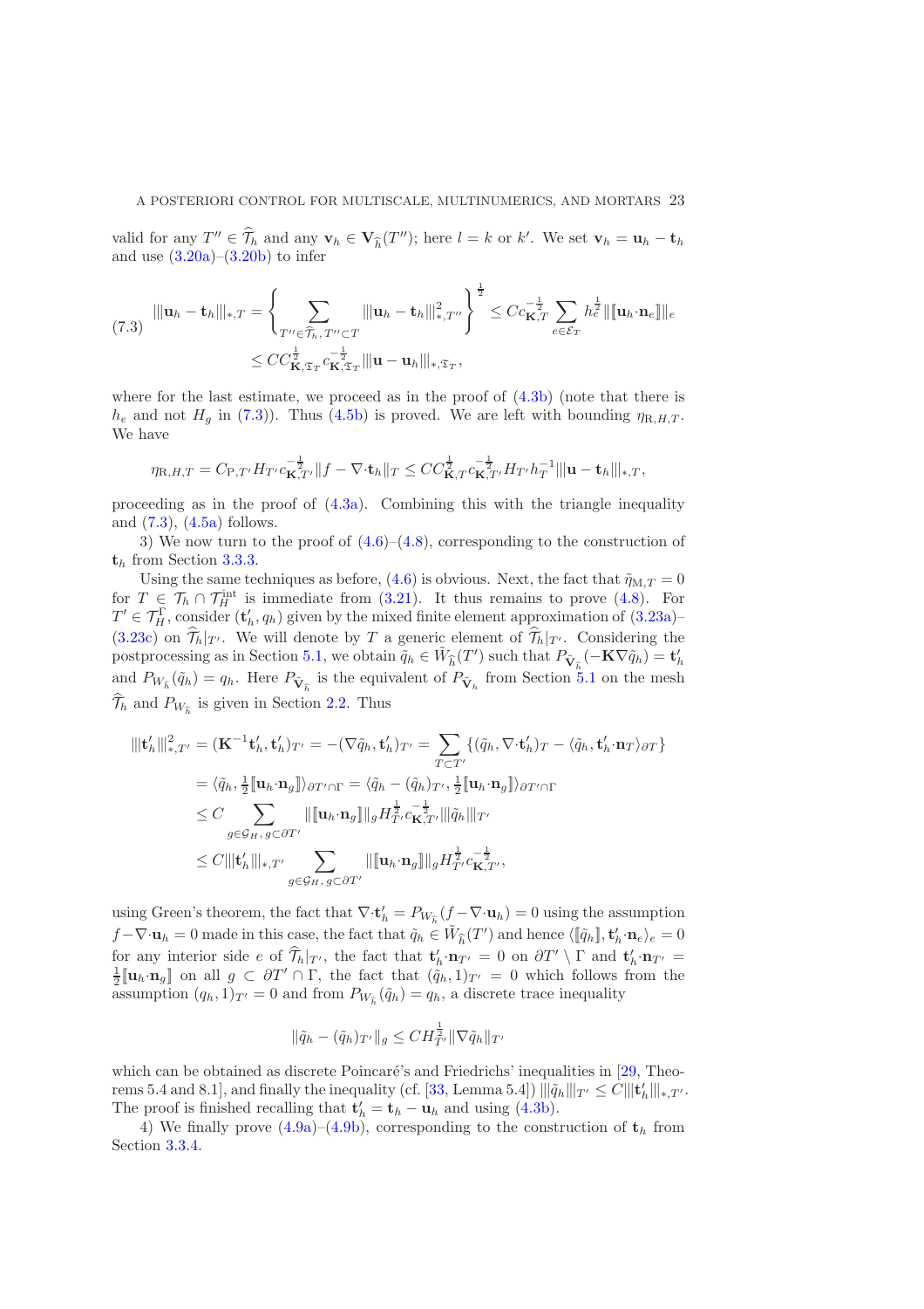valid for any $T'' \in \widehat{\mathcal{T}}_h$ and any $\mathbf{v}_h \in \mathbf{V}_{\widehat{h}}(T'')$; here $l = k$ or $k'$. We set $\mathbf{v}_h = \mathbf{u}_h - \mathbf{t}_h$ and use (3.20a)–(3.20b) to infer

$$
\begin{aligned}
|||\mathbf{u}_h - \mathbf{t}_h|||_{*,T} &= \left\{ \sum_{T'' \in \widehat{\mathcal{T}}_h,\, T'' \subset T} |||\mathbf{u}_h - \mathbf{t}_h|||^2_{*,T''} \right\}^{\frac{1}{2}} \leq C c_{\mathbf{K},T}^{-\frac{1}{2}} \sum_{e \in \mathcal{E}_T} h_e^{\frac{1}{2}} \|[\![\mathbf{u}_h \cdot \mathbf{n}_e]\!]\|_e \\
&\leq C C_{\mathbf{K},\mathfrak{T}_T}^{\frac{1}{2}} c_{\mathbf{K},\mathfrak{T}_T}^{-\frac{1}{2}} |||\mathbf{u} - \mathbf{u}_h|||_{*,\mathfrak{T}_T},
\end{aligned} \tag{7.3}
$$

where for the last estimate, we proceed as in the proof of (4.3b) (note that there is $h_e$ and not $H_g$ in (7.3)). Thus (4.5b) is proved. We are left with bounding $\eta_{\mathrm{R},H,T}$. We have

$$
\eta_{\mathrm{R},H,T} = C_{\mathrm{P},T'} H_{T'} c_{\mathbf{K},T'}^{-\frac{1}{2}} \|f - \nabla \cdot \mathbf{t}_h\|_T \leq C C_{\mathbf{K},T}^{\frac{1}{2}} c_{\mathbf{K},T'}^{-\frac{1}{2}} H_{T'} h_T^{-1} |||\mathbf{u} - \mathbf{t}_h|||_{*,T},
$$

proceeding as in the proof of (4.3a). Combining this with the triangle inequality and (7.3), (4.5a) follows.

3) We now turn to the proof of (4.6)–(4.8), corresponding to the construction of $\mathbf{t}_h$ from Section 3.3.3.

Using the same techniques as before, (4.6) is obvious. Next, the fact that $\tilde{\eta}_{\mathrm{M},T} = 0$ for $T \in \mathcal{T}_h \cap \mathcal{T}_H^{\mathrm{int}}$ is immediate from (3.21). It thus remains to prove (4.8). For $T' \in \mathcal{T}_H^{\Gamma}$, consider $(\mathbf{t}'_h, q_h)$ given by the mixed finite element approximation of (3.23a)–(3.23c) on $\widehat{\mathcal{T}}_h|_{T'}$. We will denote by $T$ a generic element of $\widehat{\mathcal{T}}_h|_{T'}$. Considering the postprocessing as in Section 5.1, we obtain $\tilde{q}_h \in \tilde{W}_{\widehat{h}}(T')$ such that $P_{\tilde{\mathbf{V}}_{\widehat{h}}}(-\mathbf{K}\nabla \tilde{q}_h) = \mathbf{t}'_h$ and $P_{W_{\widehat{h}}}(\tilde{q}_h) = q_h$. Here $P_{\tilde{\mathbf{V}}_{\widehat{h}}}$ is the equivalent of $P_{\tilde{\mathbf{V}}_h}$ from Section 5.1 on the mesh $\widehat{\mathcal{T}}_h$ and $P_{W_{\widehat{h}}}$ is given in Section 2.2. Thus

$$
\begin{aligned}
|||\mathbf{t}'_h|||^2_{*,T'} &= (\mathbf{K}^{-1}\mathbf{t}'_h, \mathbf{t}'_h)_{T'} = -(\nabla \tilde{q}_h, \mathbf{t}'_h)_{T'} = \sum_{T \subset T'} \{(\tilde{q}_h, \nabla \cdot \mathbf{t}'_h)_T - \langle \tilde{q}_h, \mathbf{t}'_h \cdot \mathbf{n}_T \rangle_{\partial T}\} \\
&= \langle \tilde{q}_h, \tfrac{1}{2}[\![\mathbf{u}_h \cdot \mathbf{n}_g]\!] \rangle_{\partial T' \cap \Gamma} = \langle \tilde{q}_h - (\tilde{q}_h)_{T'}, \tfrac{1}{2}[\![\mathbf{u}_h \cdot \mathbf{n}_g]\!] \rangle_{\partial T' \cap \Gamma} \\
&\leq C \sum_{g \in \mathcal{G}_H,\, g \subset \partial T'} \|[\![\mathbf{u}_h \cdot \mathbf{n}_g]\!]\|_g H_{T'}^{\frac{1}{2}} c_{\mathbf{K},T'}^{-\frac{1}{2}} |||\tilde{q}_h|||_{T'} \\
&\leq C |||\mathbf{t}'_h|||_{*,T'} \sum_{g \in \mathcal{G}_H,\, g \subset \partial T'} \|[\![\mathbf{u}_h \cdot \mathbf{n}_g]\!]\|_g H_{T'}^{\frac{1}{2}} c_{\mathbf{K},T'}^{-\frac{1}{2}},
\end{aligned}
$$

using Green's theorem, the fact that $\nabla \cdot \mathbf{t}'_h = P_{W_{\widehat{h}}}(f - \nabla \cdot \mathbf{u}_h) = 0$ using the assumption $f - \nabla \cdot \mathbf{u}_h = 0$ made in this case, the fact that $\tilde{q}_h \in \tilde{W}_{\widehat{h}}(T')$ and hence $\langle [\![\tilde{q}_h]\!], \mathbf{t}'_h \cdot \mathbf{n}_e \rangle_e = 0$ for any interior side $e$ of $\widehat{\mathcal{T}}_h|_{T'}$, the fact that $\mathbf{t}'_h \cdot \mathbf{n}_{T'} = 0$ on $\partial T' \setminus \Gamma$ and $\mathbf{t}'_h \cdot \mathbf{n}_{T'} = \frac{1}{2}[\![\mathbf{u}_h \cdot \mathbf{n}_g]\!]$ on all $g \subset \partial T' \cap \Gamma$, the fact that $(\tilde{q}_h, 1)_{T'} = 0$ which follows from the assumption $(q_h, 1)_{T'} = 0$ and from $P_{W_{\widehat{h}}}(\tilde{q}_h) = q_h$, a discrete trace inequality

$$
\|\tilde{q}_h - (\tilde{q}_h)_{T'}\|_g \leq C H_{T'}^{\frac{1}{2}} \|\nabla \tilde{q}_h\|_{T'}
$$

which can be obtained as discrete Poincaré's and Friedrichs' inequalities in [29, Theorems 5.4 and 8.1], and finally the inequality (cf. [33, Lemma 5.4]) $|||\tilde{q}_h|||_{T'} \leq C |||\mathbf{t}'_h|||_{*,T'}$. The proof is finished recalling that $\mathbf{t}'_h = \mathbf{t}_h - \mathbf{u}_h$ and using (4.3b).

4) We finally prove (4.9a)–(4.9b), corresponding to the construction of $\mathbf{t}_h$ from Section 3.3.4.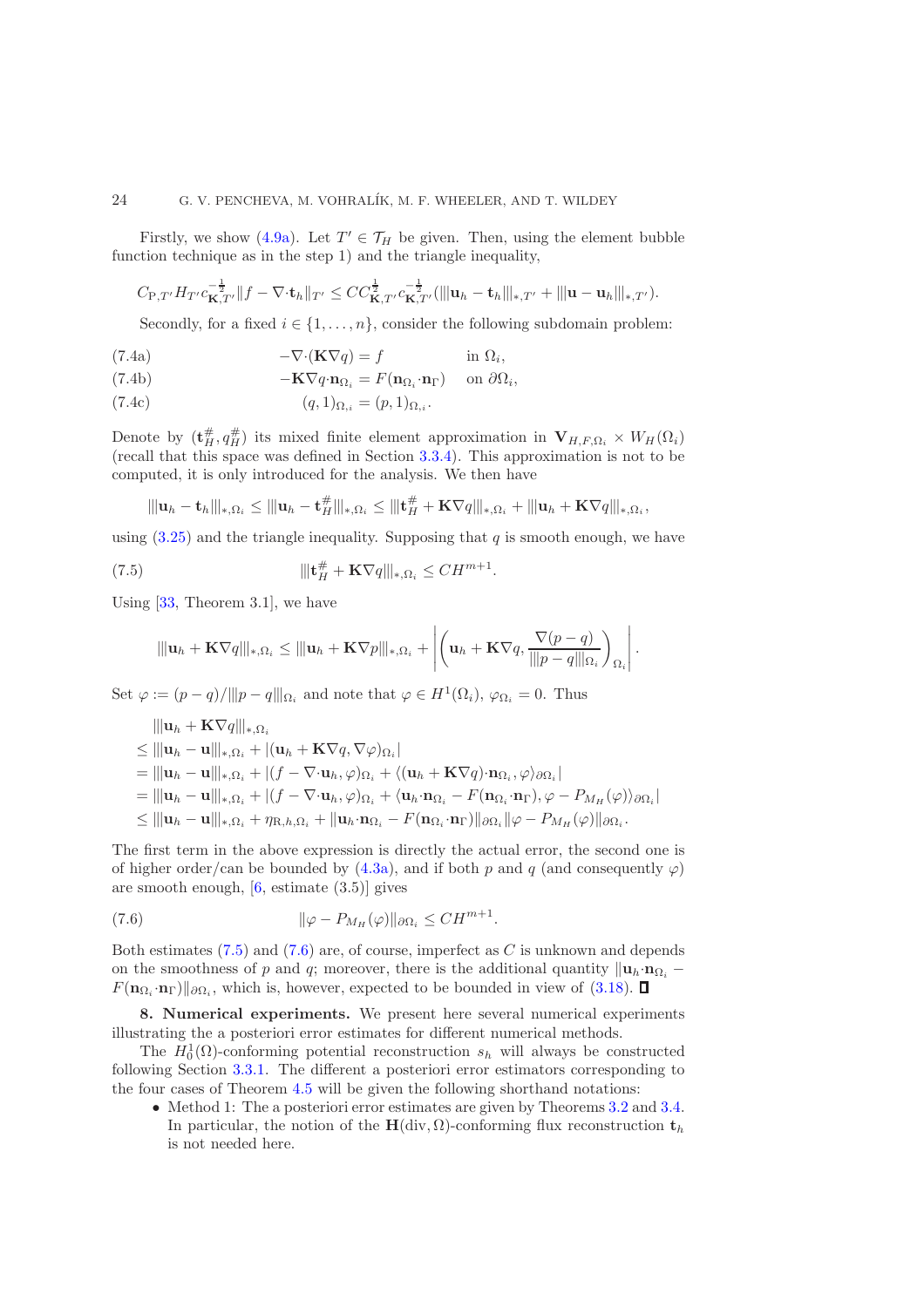Firstly, we show (4.9a). Let $T' \in \mathcal{T}_H$ be given. Then, using the element bubble function technique as in the step 1) and the triangle inequality,

$$C_{\mathrm{P},T'} H_{T'} c_{\mathbf{K},T'}^{-\frac{1}{2}} \|f - \nabla \cdot \mathbf{t}_h\|_{T'} \leq C C_{\mathbf{K},T'}^{\frac{1}{2}} c_{\mathbf{K},T'}^{-\frac{1}{2}} (|||\mathbf{u}_h - \mathbf{t}_h|||_{*,T'} + |||\mathbf{u} - \mathbf{u}_h|||_{*,T'}).$$

Secondly, for a fixed $i \in \{1, \ldots, n\}$, consider the following subdomain problem:

$$-\nabla \cdot (\mathbf{K} \nabla q) = f \quad \text{in } \Omega_i, \tag{7.4a}$$

$$-\mathbf{K} \nabla q \cdot \mathbf{n}_{\Omega_i} = F(\mathbf{n}_{\Omega_i} \cdot \mathbf{n}_\Gamma) \quad \text{on } \partial\Omega_i, \tag{7.4b}$$

$$(q, 1)_{\Omega_i} = (p, 1)_{\Omega_i}. \tag{7.4c}$$

Denote by $(\mathbf{t}_H^\#, q_H^\#)$ its mixed finite element approximation in $\mathbf{V}_{H,F,\Omega_i} \times W_H(\Omega_i)$ (recall that this space was defined in Section 3.3.4). This approximation is not to be computed, it is only introduced for the analysis. We then have

$$|||\mathbf{u}_h - \mathbf{t}_h|||_{*,\Omega_i} \leq |||\mathbf{u}_h - \mathbf{t}_H^\#|||_{*,\Omega_i} \leq |||\mathbf{t}_H^\# + \mathbf{K} \nabla q|||_{*,\Omega_i} + |||\mathbf{u}_h + \mathbf{K} \nabla q|||_{*,\Omega_i},$$

using (3.25) and the triangle inequality. Supposing that $q$ is smooth enough, we have

$$|||\mathbf{t}_H^\# + \mathbf{K} \nabla q|||_{*,\Omega_i} \leq C H^{m+1}. \tag{7.5}$$

Using [33, Theorem 3.1], we have

$$|||\mathbf{u}_h + \mathbf{K} \nabla q|||_{*,\Omega_i} \leq |||\mathbf{u}_h + \mathbf{K} \nabla p|||_{*,\Omega_i} + \left| \left( \mathbf{u}_h + \mathbf{K} \nabla q, \frac{\nabla (p - q)}{|||p - q|||_{\Omega_i}} \right)_{\Omega_i} \right|.$$

Set $\varphi := (p - q)/|||p - q|||_{\Omega_i}$ and note that $\varphi \in H^1(\Omega_i)$, $\varphi_{\Omega_i} = 0$. Thus

$$\begin{aligned}
&|||\mathbf{u}_h + \mathbf{K} \nabla q|||_{*,\Omega_i} \\
&\leq |||\mathbf{u}_h - \mathbf{u}|||_{*,\Omega_i} + |(\mathbf{u}_h + \mathbf{K} \nabla q, \nabla \varphi)_{\Omega_i}| \\
&= |||\mathbf{u}_h - \mathbf{u}|||_{*,\Omega_i} + |(f - \nabla \cdot \mathbf{u}_h, \varphi)_{\Omega_i} + \langle (\mathbf{u}_h + \mathbf{K} \nabla q) \cdot \mathbf{n}_{\Omega_i}, \varphi \rangle_{\partial\Omega_i}| \\
&= |||\mathbf{u}_h - \mathbf{u}|||_{*,\Omega_i} + |(f - \nabla \cdot \mathbf{u}_h, \varphi)_{\Omega_i} + \langle \mathbf{u}_h \cdot \mathbf{n}_{\Omega_i} - F(\mathbf{n}_{\Omega_i} \cdot \mathbf{n}_\Gamma), \varphi - P_{M_H}(\varphi) \rangle_{\partial\Omega_i}| \\
&\leq |||\mathbf{u}_h - \mathbf{u}|||_{*,\Omega_i} + \eta_{\mathrm{R},h,\Omega_i} + \|\mathbf{u}_h \cdot \mathbf{n}_{\Omega_i} - F(\mathbf{n}_{\Omega_i} \cdot \mathbf{n}_\Gamma)\|_{\partial\Omega_i} \|\varphi - P_{M_H}(\varphi)\|_{\partial\Omega_i}.
\end{aligned}$$

The first term in the above expression is directly the actual error, the second one is of higher order/can be bounded by (4.3a), and if both $p$ and $q$ (and consequently $\varphi$) are smooth enough, [6, estimate (3.5)] gives

$$\|\varphi - P_{M_H}(\varphi)\|_{\partial\Omega_i} \leq C H^{m+1}. \tag{7.6}$$

Both estimates (7.5) and (7.6) are, of course, imperfect as $C$ is unknown and depends on the smoothness of $p$ and $q$; moreover, there is the additional quantity $\|\mathbf{u}_h \cdot \mathbf{n}_{\Omega_i} - F(\mathbf{n}_{\Omega_i} \cdot \mathbf{n}_\Gamma)\|_{\partial\Omega_i}$, which is, however, expected to be bounded in view of (3.18). ∎

**8. Numerical experiments.** We present here several numerical experiments illustrating the a posteriori error estimates for different numerical methods.

The $H_0^1(\Omega)$-conforming potential reconstruction $s_h$ will always be constructed following Section 3.3.1. The different a posteriori error estimators corresponding to the four cases of Theorem 4.5 will be given the following shorthand notations:

- Method 1: The a posteriori error estimates are given by Theorems 3.2 and 3.4. In particular, the notion of the $\mathbf{H}(\mathrm{div}, \Omega)$-conforming flux reconstruction $\mathbf{t}_h$ is not needed here.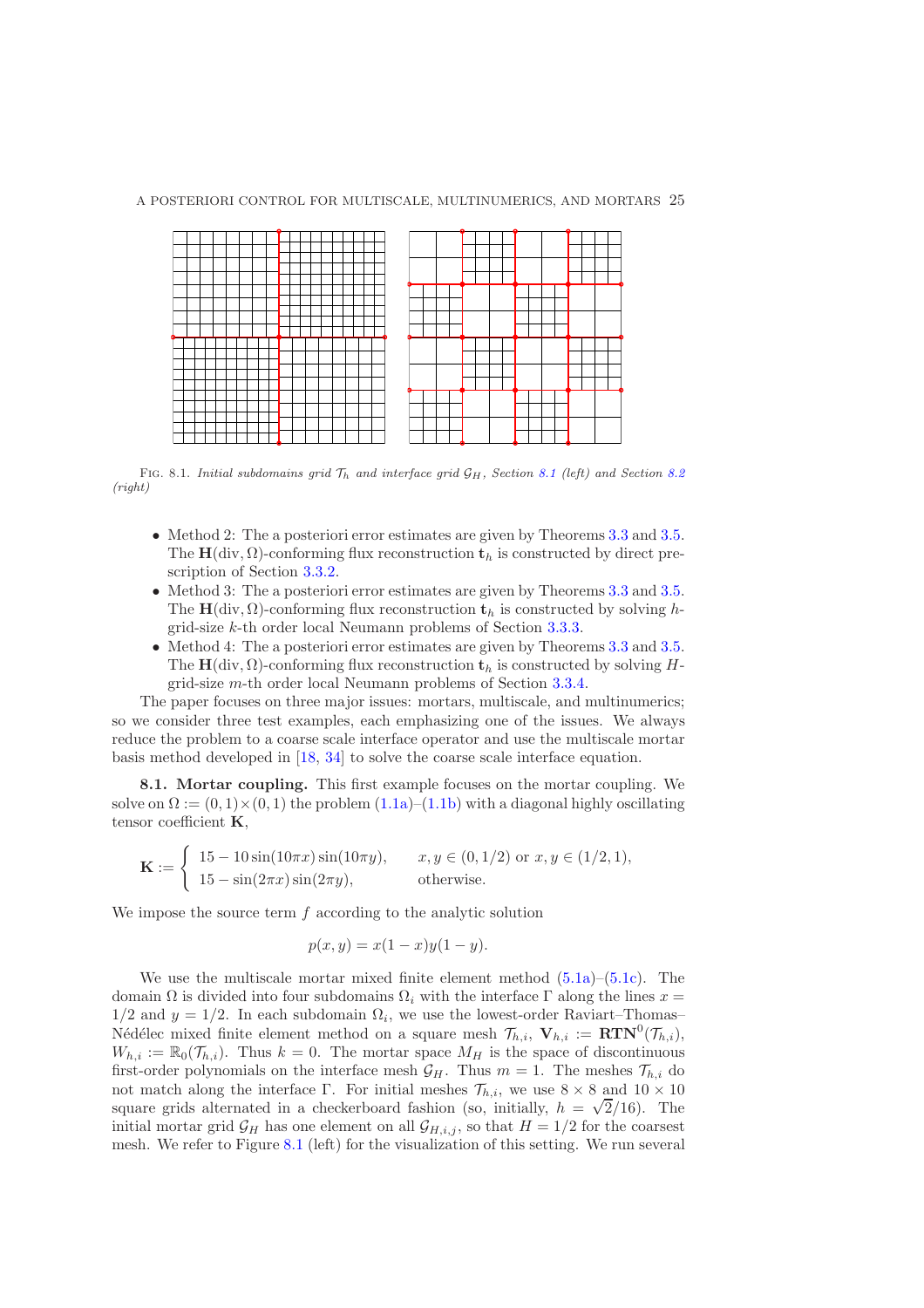FIG. 8.1. *Initial subdomains grid $\mathcal{T}_h$ and interface grid $\mathcal{G}_H$, Section 8.1 (left) and Section 8.2 (right)*

- Method 2: The a posteriori error estimates are given by Theorems 3.3 and 3.5. The $\mathbf{H}(\mathrm{div}, \Omega)$-conforming flux reconstruction $\mathbf{t}_h$ is constructed by direct prescription of Section 3.3.2.
- Method 3: The a posteriori error estimates are given by Theorems 3.3 and 3.5. The $\mathbf{H}(\mathrm{div}, \Omega)$-conforming flux reconstruction $\mathbf{t}_h$ is constructed by solving $h$-grid-size $k$-th order local Neumann problems of Section 3.3.3.
- Method 4: The a posteriori error estimates are given by Theorems 3.3 and 3.5. The $\mathbf{H}(\mathrm{div}, \Omega)$-conforming flux reconstruction $\mathbf{t}_h$ is constructed by solving $H$-grid-size $m$-th order local Neumann problems of Section 3.3.4.

The paper focuses on three major issues: mortars, multiscale, and multinumerics; so we consider three test examples, each emphasizing one of the issues. We always reduce the problem to a coarse scale interface operator and use the multiscale mortar basis method developed in [18, 34] to solve the coarse scale interface equation.

**8.1. Mortar coupling.** This first example focuses on the mortar coupling. We solve on $\Omega := (0,1) \times (0,1)$ the problem (1.1a)–(1.1b) with a diagonal highly oscillating tensor coefficient $\mathbf{K}$,

$$
\mathbf{K} := \begin{cases} 15 - 10\sin(10\pi x)\sin(10\pi y), & x, y \in (0, 1/2) \text{ or } x, y \in (1/2, 1), \\ 15 - \sin(2\pi x)\sin(2\pi y), & \text{otherwise.} \end{cases}
$$

We impose the source term $f$ according to the analytic solution

$$
p(x, y) = x(1 - x)y(1 - y).
$$

We use the multiscale mortar mixed finite element method (5.1a)–(5.1c). The domain $\Omega$ is divided into four subdomains $\Omega_i$ with the interface $\Gamma$ along the lines $x = 1/2$ and $y = 1/2$. In each subdomain $\Omega_i$, we use the lowest-order Raviart–Thomas–Nédélec mixed finite element method on a square mesh $\mathcal{T}_{h,i}$, $\mathbf{V}_{h,i} := \mathbf{RTN}^0(\mathcal{T}_{h,i})$, $W_{h,i} := \mathbb{R}_0(\mathcal{T}_{h,i})$. Thus $k = 0$. The mortar space $M_H$ is the space of discontinuous first-order polynomials on the interface mesh $\mathcal{G}_H$. Thus $m = 1$. The meshes $\mathcal{T}_{h,i}$ do not match along the interface $\Gamma$. For initial meshes $\mathcal{T}_{h,i}$, we use $8 \times 8$ and $10 \times 10$ square grids alternated in a checkerboard fashion (so, initially, $h = \sqrt{2}/16$). The initial mortar grid $\mathcal{G}_H$ has one element on all $\mathcal{G}_{H,i,j}$, so that $H = 1/2$ for the coarsest mesh. We refer to Figure 8.1 (left) for the visualization of this setting. We run several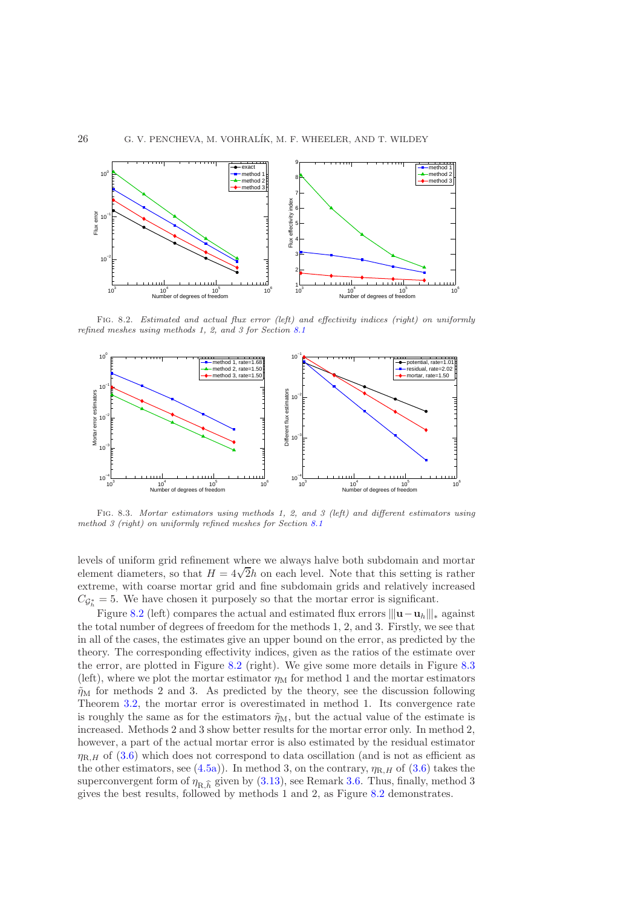Fig. 8.2. *Estimated and actual flux error (left) and effectivity indices (right) on uniformly refined meshes using methods 1, 2, and 3 for Section 8.1*

Fig. 8.3. *Mortar estimators using methods 1, 2, and 3 (left) and different estimators using method 3 (right) on uniformly refined meshes for Section 8.1*

levels of uniform grid refinement where we always halve both subdomain and mortar element diameters, so that $H = 4\sqrt{2}h$ on each level. Note that this setting is rather extreme, with coarse mortar grid and fine subdomain grids and relatively increased $C_{\mathcal{G}_h^*} = 5$. We have chosen it purposely so that the mortar error is significant.

Figure 8.2 (left) compares the actual and estimated flux errors $|||\mathbf{u} - \mathbf{u}_h|||_*$ against the total number of degrees of freedom for the methods 1, 2, and 3. Firstly, we see that in all of the cases, the estimates give an upper bound on the error, as predicted by the theory. The corresponding effectivity indices, given as the ratios of the estimate over the error, are plotted in Figure 8.2 (right). We give some more details in Figure 8.3 (left), where we plot the mortar estimator $\eta_{\rm M}$ for method 1 and the mortar estimators $\tilde{\eta}_{\rm M}$ for methods 2 and 3. As predicted by the theory, see the discussion following Theorem 3.2, the mortar error is overestimated in method 1. Its convergence rate is roughly the same as for the estimators $\tilde{\eta}_{\rm M}$, but the actual value of the estimate is increased. Methods 2 and 3 show better results for the mortar error only. In method 2, however, a part of the actual mortar error is also estimated by the residual estimator $\eta_{{\rm R},H}$ of (3.6) which does not correspond to data oscillation (and is not as efficient as the other estimators, see (4.5a)). In method 3, on the contrary, $\eta_{{\rm R},H}$ of (3.6) takes the superconvergent form of $\eta_{{\rm R},\widehat{h}}$ given by (3.13), see Remark 3.6. Thus, finally, method 3 gives the best results, followed by methods 1 and 2, as Figure 8.2 demonstrates.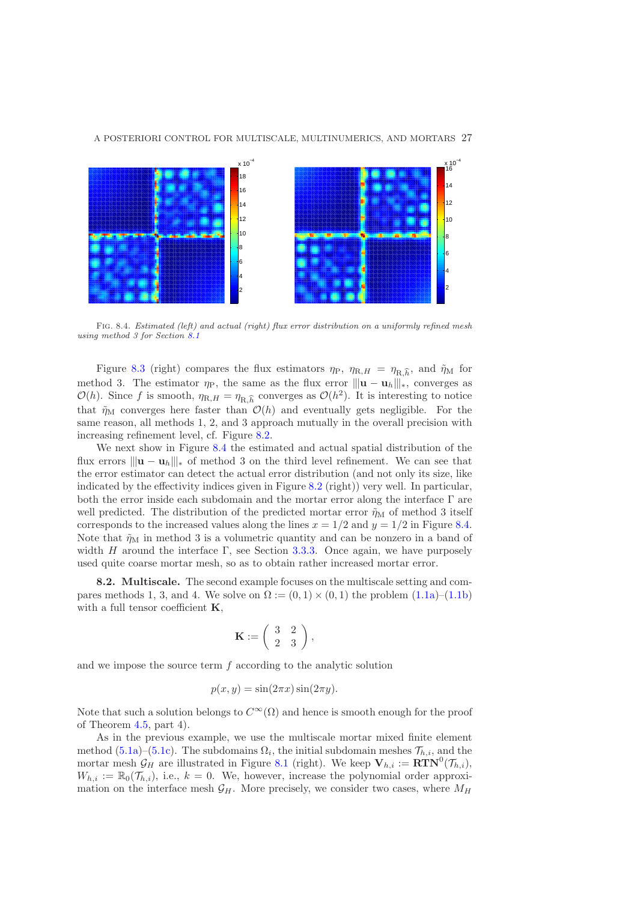FIG. 8.4. *Estimated (left) and actual (right) flux error distribution on a uniformly refined mesh using method 3 for Section 8.1*

Figure 8.3 (right) compares the flux estimators $\eta_{\rm P}$, $\eta_{{\rm R},H} = \eta_{{\rm R},\widehat{h}}$, and $\tilde{\eta}_{\rm M}$ for method 3. The estimator $\eta_{\rm P}$, the same as the flux error $|||\mathbf{u} - \mathbf{u}_h|||_*$, converges as $\mathcal{O}(h)$. Since $f$ is smooth, $\eta_{{\rm R},H} = \eta_{{\rm R},\widehat{h}}$ converges as $\mathcal{O}(h^2)$. It is interesting to notice that $\tilde{\eta}_{\rm M}$ converges here faster than $\mathcal{O}(h)$ and eventually gets negligible. For the same reason, all methods 1, 2, and 3 approach mutually in the overall precision with increasing refinement level, cf. Figure 8.2.

We next show in Figure 8.4 the estimated and actual spatial distribution of the flux errors $|||\mathbf{u} - \mathbf{u}_h|||_*$ of method 3 on the third level refinement. We can see that the error estimator can detect the actual error distribution (and not only its size, like indicated by the effectivity indices given in Figure 8.2 (right)) very well. In particular, both the error inside each subdomain and the mortar error along the interface $\Gamma$ are well predicted. The distribution of the predicted mortar error $\tilde{\eta}_{\rm M}$ of method 3 itself corresponds to the increased values along the lines $x = 1/2$ and $y = 1/2$ in Figure 8.4. Note that $\tilde{\eta}_{\rm M}$ in method 3 is a volumetric quantity and can be nonzero in a band of width $H$ around the interface $\Gamma$, see Section 3.3.3. Once again, we have purposely used quite coarse mortar mesh, so as to obtain rather increased mortar error.

**8.2. Multiscale.** The second example focuses on the multiscale setting and compares methods 1, 3, and 4. We solve on $\Omega := (0,1) \times (0,1)$ the problem (1.1a)–(1.1b) with a full tensor coefficient $\mathbf{K}$,

$$\mathbf{K} := \begin{pmatrix} 3 & 2 \\ 2 & 3 \end{pmatrix},$$

and we impose the source term $f$ according to the analytic solution

$$p(x,y) = \sin(2\pi x)\sin(2\pi y).$$

Note that such a solution belongs to $C^\infty(\Omega)$ and hence is smooth enough for the proof of Theorem 4.5, part 4).

As in the previous example, we use the multiscale mortar mixed finite element method (5.1a)–(5.1c). The subdomains $\Omega_i$, the initial subdomain meshes $\mathcal{T}_{h,i}$, and the mortar mesh $\mathcal{G}_H$ are illustrated in Figure 8.1 (right). We keep $\mathbf{V}_{h,i} := \mathbf{RTN}^0(\mathcal{T}_{h,i})$, $W_{h,i} := \mathbb{R}_0(\mathcal{T}_{h,i})$, i.e., $k = 0$. We, however, increase the polynomial order approximation on the interface mesh $\mathcal{G}_H$. More precisely, we consider two cases, where $M_H$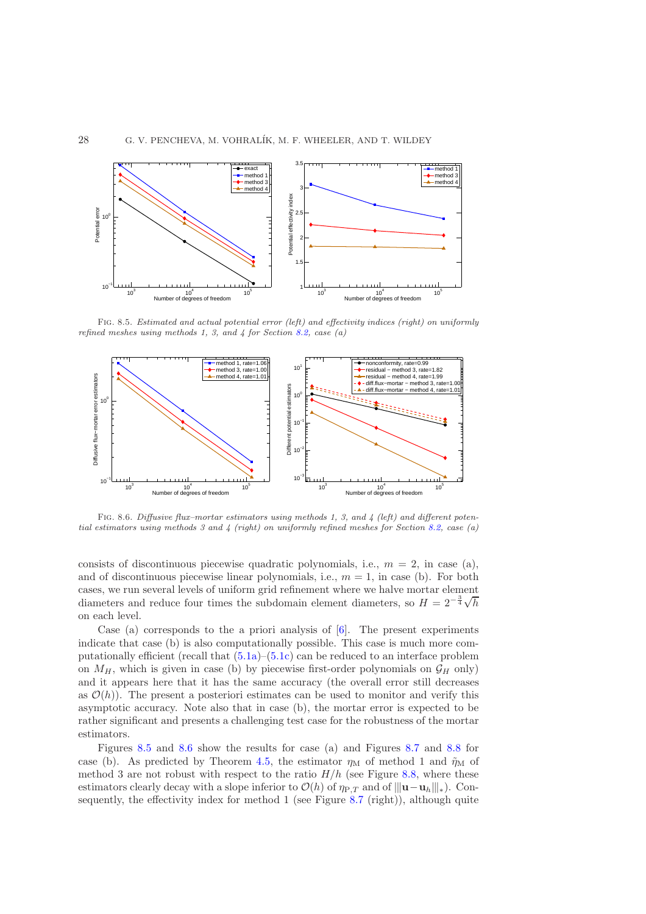Fig. 8.5. *Estimated and actual potential error (left) and effectivity indices (right) on uniformly refined meshes using methods 1, 3, and 4 for Section 8.2, case (a)*

Fig. 8.6. *Diffusive flux–mortar estimators using methods 1, 3, and 4 (left) and different potential estimators using methods 3 and 4 (right) on uniformly refined meshes for Section 8.2, case (a)*

consists of discontinuous piecewise quadratic polynomials, i.e., $m = 2$, in case (a), and of discontinuous piecewise linear polynomials, i.e., $m = 1$, in case (b). For both cases, we run several levels of uniform grid refinement where we halve mortar element diameters and reduce four times the subdomain element diameters, so $H = 2^{-\frac{3}{4}}\sqrt{h}$ on each level.

Case (a) corresponds to the a priori analysis of [6]. The present experiments indicate that case (b) is also computationally possible. This case is much more computationally efficient (recall that (5.1a)–(5.1c) can be reduced to an interface problem on $M_H$, which is given in case (b) by piecewise first-order polynomials on $\mathcal{G}_H$ only) and it appears here that it has the same accuracy (the overall error still decreases as $\mathcal{O}(h)$). The present a posteriori estimates can be used to monitor and verify this asymptotic accuracy. Note also that in case (b), the mortar error is expected to be rather significant and presents a challenging test case for the robustness of the mortar estimators.

Figures 8.5 and 8.6 show the results for case (a) and Figures 8.7 and 8.8 for case (b). As predicted by Theorem 4.5, the estimator $\eta_{\mathrm{M}}$ of method 1 and $\tilde{\eta}_{\mathrm{M}}$ of method 3 are not robust with respect to the ratio $H/h$ (see Figure 8.8, where these estimators clearly decay with a slope inferior to $\mathcal{O}(h)$ of $\eta_{\mathrm{P},T}$ and of $|||\mathbf{u}-\mathbf{u}_h|||_*$). Consequently, the effectivity index for method 1 (see Figure 8.7 (right)), although quite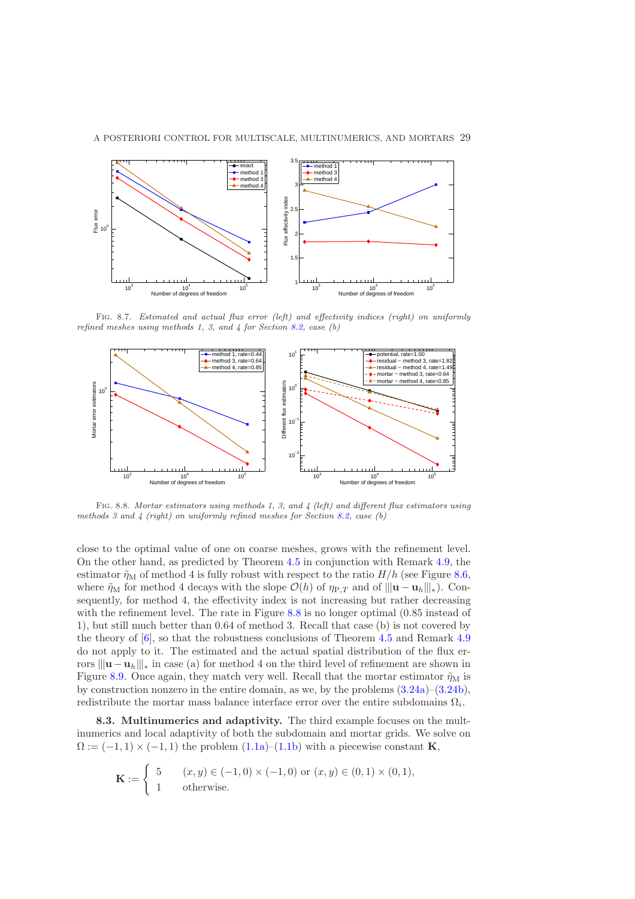FIG. 8.7. *Estimated and actual flux error (left) and effectivity indices (right) on uniformly refined meshes using methods 1, 3, and 4 for Section 8.2, case (b)*

FIG. 8.8. *Mortar estimators using methods 1, 3, and 4 (left) and different flux estimators using methods 3 and 4 (right) on uniformly refined meshes for Section 8.2, case (b)*

close to the optimal value of one on coarse meshes, grows with the refinement level. On the other hand, as predicted by Theorem 4.5 in conjunction with Remark 4.9, the estimator $\tilde{\eta}_{\mathrm{M}}$ of method 4 is fully robust with respect to the ratio $H/h$ (see Figure 8.6, where $\tilde{\eta}_{\mathrm{M}}$ for method 4 decays with the slope $\mathcal{O}(h)$ of $\eta_{\mathrm{P},T}$ and of $|||\mathbf{u}-\mathbf{u}_h|||_*$). Consequently, for method 4, the effectivity index is not increasing but rather decreasing with the refinement level. The rate in Figure 8.8 is no longer optimal (0.85 instead of 1), but still much better than 0.64 of method 3. Recall that case (b) is not covered by the theory of [6], so that the robustness conclusions of Theorem 4.5 and Remark 4.9 do not apply to it. The estimated and the actual spatial distribution of the flux errors $|||\mathbf{u}-\mathbf{u}_h|||_*$ in case (a) for method 4 on the third level of refinement are shown in Figure 8.9. Once again, they match very well. Recall that the mortar estimator $\tilde{\eta}_{\mathrm{M}}$ is by construction nonzero in the entire domain, as we, by the problems (3.24a)–(3.24b), redistribute the mortar mass balance interface error over the entire subdomains $\Omega_i$.

**8.3. Multinumerics and adaptivity.** The third example focuses on the multinumerics and local adaptivity of both the subdomain and mortar grids. We solve on $\Omega := (-1,1)\times(-1,1)$ the problem (1.1a)–(1.1b) with a piecewise constant $\mathbf{K}$,

$$
\mathbf{K} := \begin{cases} 5 & (x,y)\in(-1,0)\times(-1,0) \text{ or } (x,y)\in(0,1)\times(0,1),\\ 1 & \text{otherwise.} \end{cases}
$$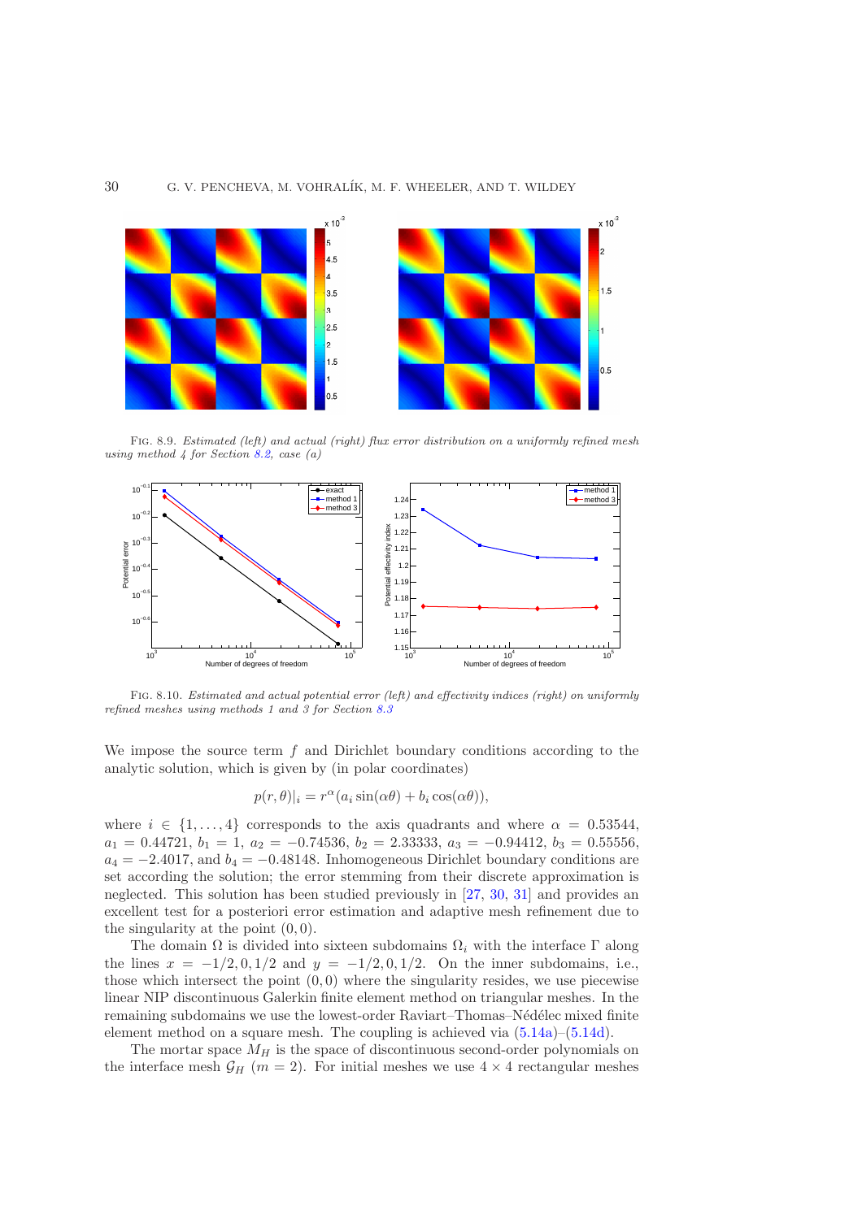FIG. 8.9. *Estimated (left) and actual (right) flux error distribution on a uniformly refined mesh using method 4 for Section 8.2, case (a)*

FIG. 8.10. *Estimated and actual potential error (left) and effectivity indices (right) on uniformly refined meshes using methods 1 and 3 for Section 8.3*

We impose the source term $f$ and Dirichlet boundary conditions according to the analytic solution, which is given by (in polar coordinates)

$$p(r, \theta)|_i = r^{\alpha}(a_i \sin(\alpha\theta) + b_i \cos(\alpha\theta)),$$

where $i \in \{1, \dots, 4\}$ corresponds to the axis quadrants and where $\alpha = 0.53544$, $a_1 = 0.44721$, $b_1 = 1$, $a_2 = -0.74536$, $b_2 = 2.33333$, $a_3 = -0.94412$, $b_3 = 0.55556$, $a_4 = -2.4017$, and $b_4 = -0.48148$. Inhomogeneous Dirichlet boundary conditions are set according the solution; the error stemming from their discrete approximation is neglected. This solution has been studied previously in [27, 30, 31] and provides an excellent test for a posteriori error estimation and adaptive mesh refinement due to the singularity at the point $(0, 0)$.

The domain $\Omega$ is divided into sixteen subdomains $\Omega_i$ with the interface $\Gamma$ along the lines $x = -1/2, 0, 1/2$ and $y = -1/2, 0, 1/2$. On the inner subdomains, i.e., those which intersect the point $(0, 0)$ where the singularity resides, we use piecewise linear NIP discontinuous Galerkin finite element method on triangular meshes. In the remaining subdomains we use the lowest-order Raviart–Thomas–Nédélec mixed finite element method on a square mesh. The coupling is achieved via (5.14a)–(5.14d).

The mortar space $M_H$ is the space of discontinuous second-order polynomials on the interface mesh $\mathcal{G}_H$ ($m = 2$). For initial meshes we use $4 \times 4$ rectangular meshes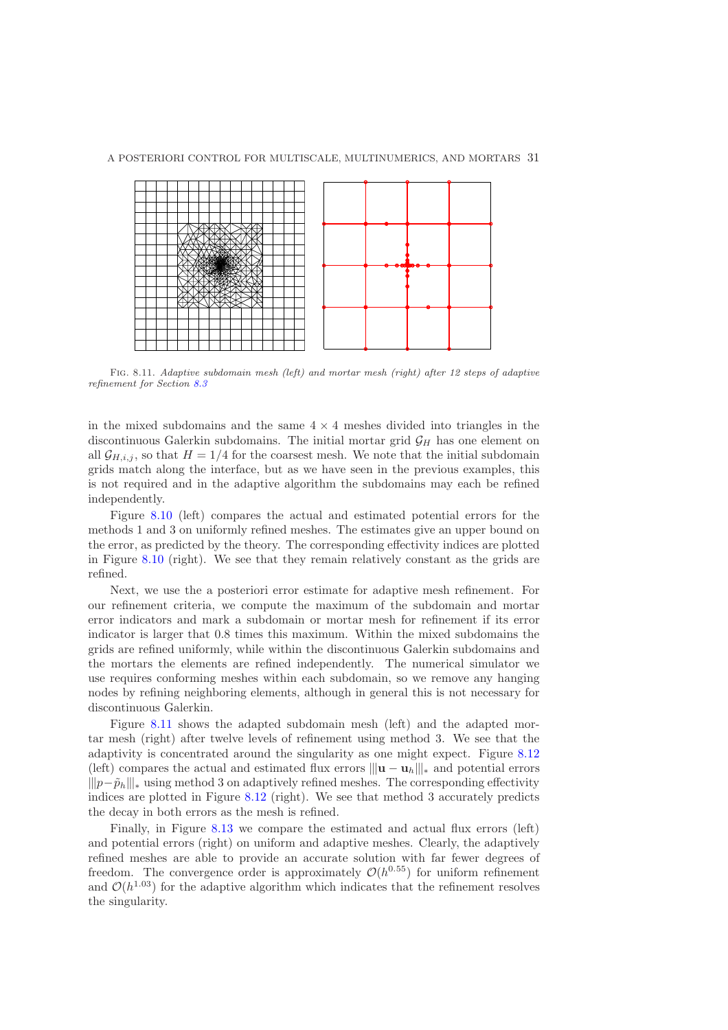Fig. 8.11. *Adaptive subdomain mesh (left) and mortar mesh (right) after 12 steps of adaptive refinement for Section 8.3*

in the mixed subdomains and the same $4 \times 4$ meshes divided into triangles in the discontinuous Galerkin subdomains. The initial mortar grid $\mathcal{G}_H$ has one element on all $\mathcal{G}_{H,i,j}$, so that $H = 1/4$ for the coarsest mesh. We note that the initial subdomain grids match along the interface, but as we have seen in the previous examples, this is not required and in the adaptive algorithm the subdomains may each be refined independently.

Figure 8.10 (left) compares the actual and estimated potential errors for the methods 1 and 3 on uniformly refined meshes. The estimates give an upper bound on the error, as predicted by the theory. The corresponding effectivity indices are plotted in Figure 8.10 (right). We see that they remain relatively constant as the grids are refined.

Next, we use the a posteriori error estimate for adaptive mesh refinement. For our refinement criteria, we compute the maximum of the subdomain and mortar error indicators and mark a subdomain or mortar mesh for refinement if its error indicator is larger that 0.8 times this maximum. Within the mixed subdomains the grids are refined uniformly, while within the discontinuous Galerkin subdomains and the mortars the elements are refined independently. The numerical simulator we use requires conforming meshes within each subdomain, so we remove any hanging nodes by refining neighboring elements, although in general this is not necessary for discontinuous Galerkin.

Figure 8.11 shows the adapted subdomain mesh (left) and the adapted mortar mesh (right) after twelve levels of refinement using method 3. We see that the adaptivity is concentrated around the singularity as one might expect. Figure 8.12 (left) compares the actual and estimated flux errors $|||\mathbf{u} - \mathbf{u}_h|||_*$ and potential errors $|||p - \tilde{p}_h|||_*$ using method 3 on adaptively refined meshes. The corresponding effectivity indices are plotted in Figure 8.12 (right). We see that method 3 accurately predicts the decay in both errors as the mesh is refined.

Finally, in Figure 8.13 we compare the estimated and actual flux errors (left) and potential errors (right) on uniform and adaptive meshes. Clearly, the adaptively refined meshes are able to provide an accurate solution with far fewer degrees of freedom. The convergence order is approximately $\mathcal{O}(h^{0.55})$ for uniform refinement and $\mathcal{O}(h^{1.03})$ for the adaptive algorithm which indicates that the refinement resolves the singularity.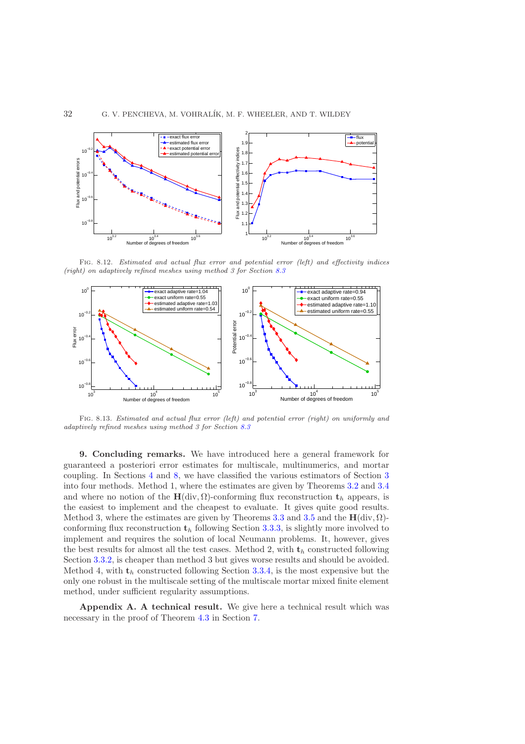Fig. 8.12. *Estimated and actual flux error and potential error (left) and effectivity indices (right) on adaptively refined meshes using method 3 for Section 8.3*

Fig. 8.13. *Estimated and actual flux error (left) and potential error (right) on uniformly and adaptively refined meshes using method 3 for Section 8.3*

**9. Concluding remarks.** We have introduced here a general framework for guaranteed a posteriori error estimates for multiscale, multinumerics, and mortar coupling. In Sections 4 and 8, we have classified the various estimators of Section 3 into four methods. Method 1, where the estimates are given by Theorems 3.2 and 3.4 and where no notion of the $\mathbf{H}(\mathrm{div}, \Omega)$-conforming flux reconstruction $\mathbf{t}_h$ appears, is the easiest to implement and the cheapest to evaluate. It gives quite good results. Method 3, where the estimates are given by Theorems 3.3 and 3.5 and the $\mathbf{H}(\mathrm{div}, \Omega)$-conforming flux reconstruction $\mathbf{t}_h$ following Section 3.3.3, is slightly more involved to implement and requires the solution of local Neumann problems. It, however, gives the best results for almost all the test cases. Method 2, with $\mathbf{t}_h$ constructed following Section 3.3.2, is cheaper than method 3 but gives worse results and should be avoided. Method 4, with $\mathbf{t}_h$ constructed following Section 3.3.4, is the most expensive but the only one robust in the multiscale setting of the multiscale mortar mixed finite element method, under sufficient regularity assumptions.

**Appendix A. A technical result.** We give here a technical result which was necessary in the proof of Theorem 4.3 in Section 7.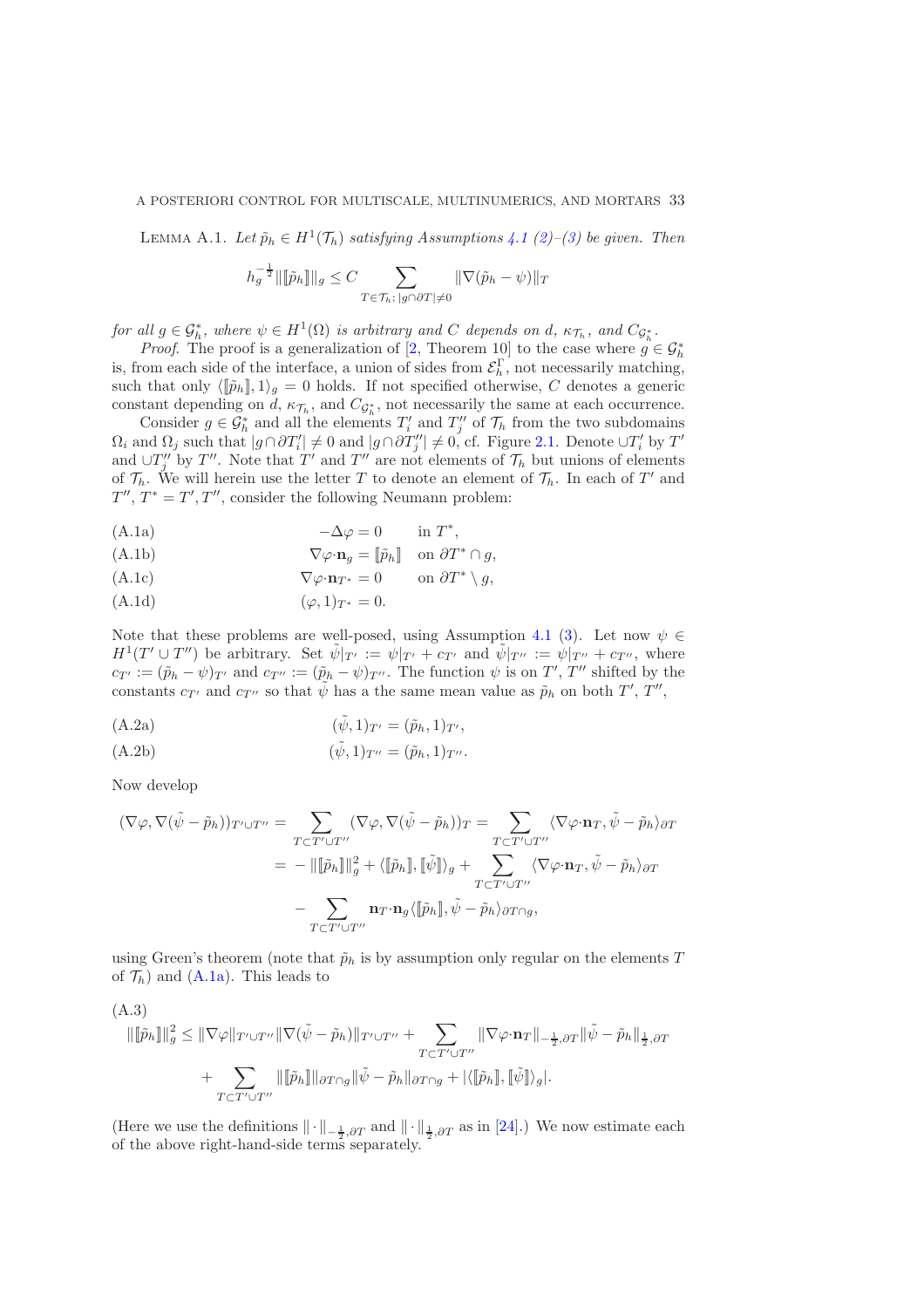Lemma A.1. *Let $\tilde{p}_h \in H^1(\mathcal{T}_h)$ satisfying Assumptions 4.1 (2)–(3) be given. Then*

$$h_g^{-\frac{1}{2}} \|[\![\tilde{p}_h]\!]\|_g \leq C \sum_{T \in \mathcal{T}_h;\, |g \cap \partial T| \neq 0} \|\nabla(\tilde{p}_h - \psi)\|_T$$

*for all $g \in \mathcal{G}_h^*$, where $\psi \in H^1(\Omega)$ is arbitrary and $C$ depends on $d$, $\kappa_{\mathcal{T}_h}$, and $C_{\mathcal{G}_h^*}$.*

*Proof.* The proof is a generalization of [2, Theorem 10] to the case where $g \in \mathcal{G}_h^*$ is, from each side of the interface, a union of sides from $\mathcal{E}_h^\Gamma$, not necessarily matching, such that only $\langle [\![\tilde{p}_h]\!], 1 \rangle_g = 0$ holds. If not specified otherwise, $C$ denotes a generic constant depending on $d$, $\kappa_{\mathcal{T}_h}$, and $C_{\mathcal{G}_h^*}$, not necessarily the same at each occurrence.

Consider $g \in \mathcal{G}_h^*$ and all the elements $T_i'$ and $T_j''$ of $\mathcal{T}_h$ from the two subdomains $\Omega_i$ and $\Omega_j$ such that $|g \cap \partial T_i'| \neq 0$ and $|g \cap \partial T_j''| \neq 0$, cf. Figure 2.1. Denote $\cup T_i'$ by $T'$ and $\cup T_j''$ by $T''$. Note that $T'$ and $T''$ are not elements of $\mathcal{T}_h$ but unions of elements of $\mathcal{T}_h$. We will herein use the letter $T$ to denote an element of $\mathcal{T}_h$. In each of $T'$ and $T''$, $T^* = T', T''$, consider the following Neumann problem:

$$-\Delta \varphi = 0 \quad \text{in } T^*, \tag{A.1a}$$

$$\nabla \varphi \cdot \mathbf{n}_g = [\![\tilde{p}_h]\!] \quad \text{on } \partial T^* \cap g, \tag{A.1b}$$

$$\nabla \varphi \cdot \mathbf{n}_{T^*} = 0 \quad \text{on } \partial T^* \setminus g, \tag{A.1c}$$

$$(\varphi, 1)_{T^*} = 0. \tag{A.1d}$$

Note that these problems are well-posed, using Assumption 4.1 (3). Let now $\psi \in H^1(T' \cup T'')$ be arbitrary. Set $\tilde{\psi}|_{T'} := \psi|_{T'} + c_{T'}$ and $\tilde{\psi}|_{T''} := \psi|_{T''} + c_{T''}$, where $c_{T'} := (\tilde{p}_h - \psi)_{T'}$ and $c_{T''} := (\tilde{p}_h - \psi)_{T''}$. The function $\psi$ is on $T'$, $T''$ shifted by the constants $c_{T'}$ and $c_{T''}$ so that $\tilde{\psi}$ has a the same mean value as $\tilde{p}_h$ on both $T'$, $T''$,

$$(\tilde{\psi}, 1)_{T'} = (\tilde{p}_h, 1)_{T'}, \tag{A.2a}$$

$$(\tilde{\psi}, 1)_{T''} = (\tilde{p}_h, 1)_{T''}. \tag{A.2b}$$

Now develop

$$\begin{aligned}
(\nabla \varphi, \nabla(\tilde{\psi} - \tilde{p}_h))_{T' \cup T''} &= \sum_{T \subset T' \cup T''} (\nabla \varphi, \nabla(\tilde{\psi} - \tilde{p}_h))_T = \sum_{T \subset T' \cup T''} \langle \nabla \varphi \cdot \mathbf{n}_T, \tilde{\psi} - \tilde{p}_h \rangle_{\partial T} \\
&= -\|[\![\tilde{p}_h]\!]\|_g^2 + \langle [\![\tilde{p}_h]\!], [\![\tilde{\psi}]\!] \rangle_g + \sum_{T \subset T' \cup T''} \langle \nabla \varphi \cdot \mathbf{n}_T, \tilde{\psi} - \tilde{p}_h \rangle_{\partial T} \\
&\quad - \sum_{T \subset T' \cup T''} \mathbf{n}_T \cdot \mathbf{n}_g \langle [\![\tilde{p}_h]\!], \tilde{\psi} - \tilde{p}_h \rangle_{\partial T \cap g},
\end{aligned}$$

using Green's theorem (note that $\tilde{p}_h$ is by assumption only regular on the elements $T$ of $\mathcal{T}_h$) and (A.1a). This leads to

$$\begin{aligned}
\|[\![\tilde{p}_h]\!]\|_g^2 &\leq \|\nabla \varphi\|_{T' \cup T''} \|\nabla(\tilde{\psi} - \tilde{p}_h)\|_{T' \cup T''} + \sum_{T \subset T' \cup T''} \|\nabla \varphi \cdot \mathbf{n}_T\|_{-\frac{1}{2}, \partial T} \|\tilde{\psi} - \tilde{p}_h\|_{\frac{1}{2}, \partial T} \\
&\quad + \sum_{T \subset T' \cup T''} \|[\![\tilde{p}_h]\!]\|_{\partial T \cap g} \|\tilde{\psi} - \tilde{p}_h\|_{\partial T \cap g} + |\langle [\![\tilde{p}_h]\!], [\![\tilde{\psi}]\!] \rangle_g|.
\end{aligned} \tag{A.3}$$

(Here we use the definitions $\|\cdot\|_{-\frac{1}{2}, \partial T}$ and $\|\cdot\|_{\frac{1}{2}, \partial T}$ as in [24].) We now estimate each of the above right-hand-side terms separately.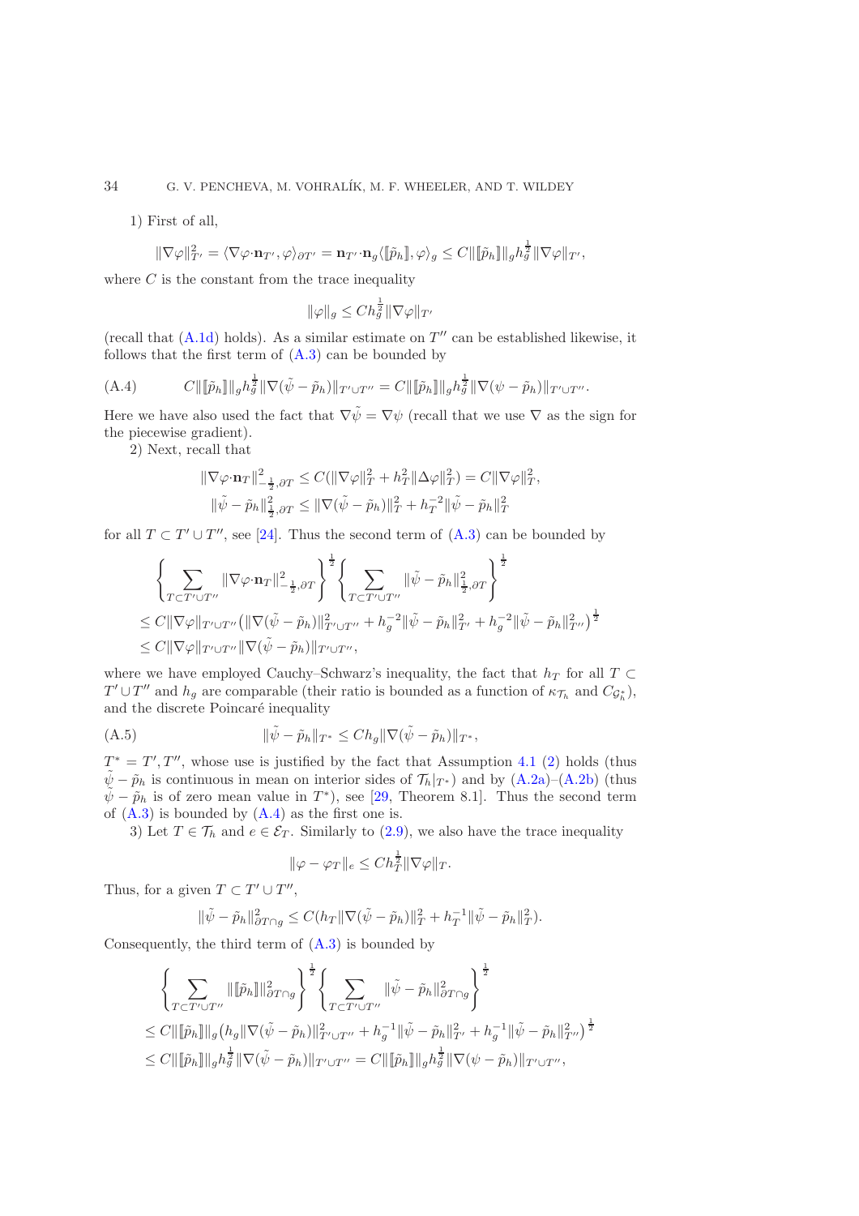1) First of all,

$$\|\nabla\varphi\|_{T'}^2 = \langle \nabla\varphi\cdot\mathbf{n}_{T'}, \varphi\rangle_{\partial T'} = \mathbf{n}_{T'}\cdot\mathbf{n}_g\langle [\![\tilde{p}_h]\!], \varphi\rangle_g \leq C\|[\![\tilde{p}_h]\!]\|_g h_g^{\frac{1}{2}}\|\nabla\varphi\|_{T'},$$

where $C$ is the constant from the trace inequality

$$\|\varphi\|_g \leq C h_g^{\frac{1}{2}}\|\nabla\varphi\|_{T'}$$

(recall that (A.1d) holds). As a similar estimate on $T''$ can be established likewise, it follows that the first term of (A.3) can be bounded by

$$C\|[\![\tilde{p}_h]\!]\|_g h_g^{\frac{1}{2}}\|\nabla(\tilde{\psi}-\tilde{p}_h)\|_{T'\cup T''} = C\|[\![\tilde{p}_h]\!]\|_g h_g^{\frac{1}{2}}\|\nabla(\psi-\tilde{p}_h)\|_{T'\cup T''}. \tag{A.4}$$

Here we have also used the fact that $\nabla\tilde{\psi} = \nabla\psi$ (recall that we use $\nabla$ as the sign for the piecewise gradient).

2) Next, recall that

$$\|\nabla\varphi\cdot\mathbf{n}_T\|_{-\frac{1}{2},\partial T}^2 \leq C(\|\nabla\varphi\|_T^2 + h_T^2\|\Delta\varphi\|_T^2) = C\|\nabla\varphi\|_T^2,$$
$$\|\tilde{\psi}-\tilde{p}_h\|_{\frac{1}{2},\partial T}^2 \leq \|\nabla(\tilde{\psi}-\tilde{p}_h)\|_T^2 + h_T^{-2}\|\tilde{\psi}-\tilde{p}_h\|_T^2$$

for all $T\subset T'\cup T''$, see [24]. Thus the second term of (A.3) can be bounded by

$$\begin{aligned}
&\left\{\sum_{T\subset T'\cup T''}\|\nabla\varphi\cdot\mathbf{n}_T\|_{-\frac{1}{2},\partial T}^2\right\}^{\frac{1}{2}}\left\{\sum_{T\subset T'\cup T''}\|\tilde{\psi}-\tilde{p}_h\|_{\frac{1}{2},\partial T}^2\right\}^{\frac{1}{2}}\\
&\leq C\|\nabla\varphi\|_{T'\cup T''}\big(\|\nabla(\tilde{\psi}-\tilde{p}_h)\|_{T'\cup T''}^2 + h_g^{-2}\|\tilde{\psi}-\tilde{p}_h\|_{T'}^2 + h_g^{-2}\|\tilde{\psi}-\tilde{p}_h\|_{T''}^2\big)^{\frac{1}{2}}\\
&\leq C\|\nabla\varphi\|_{T'\cup T''}\|\nabla(\tilde{\psi}-\tilde{p}_h)\|_{T'\cup T''},
\end{aligned}$$

where we have employed Cauchy–Schwarz's inequality, the fact that $h_T$ for all $T\subset T'\cup T''$ and $h_g$ are comparable (their ratio is bounded as a function of $\kappa_{\mathcal{T}_h}$ and $C_{\mathcal{G}_h^*}$), and the discrete Poincaré inequality

$$\|\tilde{\psi}-\tilde{p}_h\|_{T^*} \leq C h_g\|\nabla(\tilde{\psi}-\tilde{p}_h)\|_{T^*}, \tag{A.5}$$

$T^* = T', T''$, whose use is justified by the fact that Assumption 4.1 (2) holds (thus $\tilde{\psi}-\tilde{p}_h$ is continuous in mean on interior sides of $\mathcal{T}_h|_{T^*}$) and by (A.2a)–(A.2b) (thus $\tilde{\psi}-\tilde{p}_h$ is of zero mean value in $T^*$), see [29, Theorem 8.1]. Thus the second term of (A.3) is bounded by (A.4) as the first one is.

3) Let $T\in\mathcal{T}_h$ and $e\in\mathcal{E}_T$. Similarly to (2.9), we also have the trace inequality

$$\|\varphi-\varphi_T\|_e \leq C h_T^{\frac{1}{2}}\|\nabla\varphi\|_T.$$

Thus, for a given $T\subset T'\cup T''$,

$$\|\tilde{\psi}-\tilde{p}_h\|_{\partial T\cap g}^2 \leq C(h_T\|\nabla(\tilde{\psi}-\tilde{p}_h)\|_T^2 + h_T^{-1}\|\tilde{\psi}-\tilde{p}_h\|_T^2).$$

Consequently, the third term of (A.3) is bounded by

$$\begin{aligned}
&\left\{\sum_{T\subset T'\cup T''}\|[\![\tilde{p}_h]\!]\|_{\partial T\cap g}^2\right\}^{\frac{1}{2}}\left\{\sum_{T\subset T'\cup T''}\|\tilde{\psi}-\tilde{p}_h\|_{\partial T\cap g}^2\right\}^{\frac{1}{2}}\\
&\leq C\|[\![\tilde{p}_h]\!]\|_g\big(h_g\|\nabla(\tilde{\psi}-\tilde{p}_h)\|_{T'\cup T''}^2 + h_g^{-1}\|\tilde{\psi}-\tilde{p}_h\|_{T'}^2 + h_g^{-1}\|\tilde{\psi}-\tilde{p}_h\|_{T''}^2\big)^{\frac{1}{2}}\\
&\leq C\|[\![\tilde{p}_h]\!]\|_g h_g^{\frac{1}{2}}\|\nabla(\tilde{\psi}-\tilde{p}_h)\|_{T'\cup T''} = C\|[\![\tilde{p}_h]\!]\|_g h_g^{\frac{1}{2}}\|\nabla(\psi-\tilde{p}_h)\|_{T'\cup T''},
\end{aligned}$$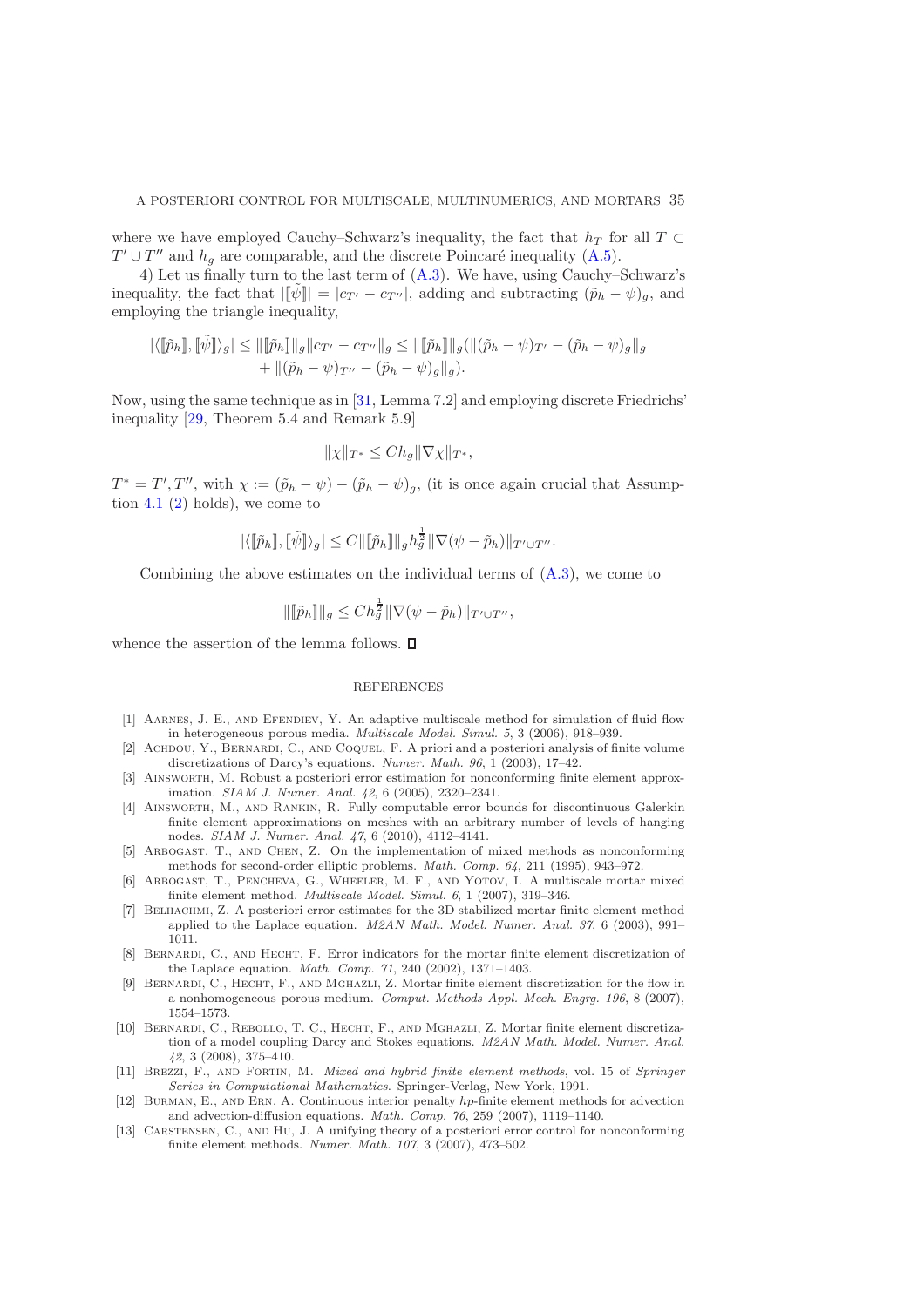where we have employed Cauchy–Schwarz's inequality, the fact that $h_T$ for all $T \subset T' \cup T''$ and $h_g$ are comparable, and the discrete Poincaré inequality (A.5).

4) Let us finally turn to the last term of (A.3). We have, using Cauchy–Schwarz's inequality, the fact that $|[\![\tilde{\psi}]\!]| = |c_{T'} - c_{T''}|$, adding and subtracting $(\tilde{p}_h - \psi)_g$, and employing the triangle inequality,

$$
\begin{aligned}
|\langle [\![\tilde{p}_h]\!], [\![\tilde{\psi}]\!] \rangle_g| \leq \|[\![\tilde{p}_h]\!]\|_g \|c_{T'} - c_{T''}\|_g \leq \|[\![\tilde{p}_h]\!]\|_g (\|(\tilde{p}_h - \psi)_{T'} - (\tilde{p}_h - \psi)_g\|_g \\
+ \|(\tilde{p}_h - \psi)_{T''} - (\tilde{p}_h - \psi)_g\|_g).
\end{aligned}
$$

Now, using the same technique as in [31, Lemma 7.2] and employing discrete Friedrichs' inequality [29, Theorem 5.4 and Remark 5.9]

$$
\|\chi\|_{T^*} \leq C h_g \|\nabla \chi\|_{T^*},
$$

$T^* = T', T''$, with $\chi := (\tilde{p}_h - \psi) - (\tilde{p}_h - \psi)_g$, (it is once again crucial that Assumption 4.1 (2) holds), we come to

$$
|\langle [\![\tilde{p}_h]\!], [\![\tilde{\psi}]\!] \rangle_g| \leq C \|[\![\tilde{p}_h]\!]\|_g h_g^{\frac{1}{2}} \|\nabla(\psi - \tilde{p}_h)\|_{T' \cup T''}.
$$

Combining the above estimates on the individual terms of (A.3), we come to

$$
\|[\![\tilde{p}_h]\!]\|_g \leq C h_g^{\frac{1}{2}} \|\nabla(\psi - \tilde{p}_h)\|_{T' \cup T''},
$$

whence the assertion of the lemma follows. ∎

## REFERENCES

[1] Aarnes, J. E., and Efendiev, Y. An adaptive multiscale method for simulation of fluid flow in heterogeneous porous media. *Multiscale Model. Simul. 5*, 3 (2006), 918–939.

[2] Achdou, Y., Bernardi, C., and Coquel, F. A priori and a posteriori analysis of finite volume discretizations of Darcy's equations. *Numer. Math. 96*, 1 (2003), 17–42.

[3] Ainsworth, M. Robust a posteriori error estimation for nonconforming finite element approximation. *SIAM J. Numer. Anal. 42*, 6 (2005), 2320–2341.

[4] Ainsworth, M., and Rankin, R. Fully computable error bounds for discontinuous Galerkin finite element approximations on meshes with an arbitrary number of levels of hanging nodes. *SIAM J. Numer. Anal. 47*, 6 (2010), 4112–4141.

[5] Arbogast, T., and Chen, Z. On the implementation of mixed methods as nonconforming methods for second-order elliptic problems. *Math. Comp. 64*, 211 (1995), 943–972.

[6] Arbogast, T., Pencheva, G., Wheeler, M. F., and Yotov, I. A multiscale mortar mixed finite element method. *Multiscale Model. Simul. 6*, 1 (2007), 319–346.

[7] Belhachmi, Z. A posteriori error estimates for the 3D stabilized mortar finite element method applied to the Laplace equation. *M2AN Math. Model. Numer. Anal. 37*, 6 (2003), 991–1011.

[8] Bernardi, C., and Hecht, F. Error indicators for the mortar finite element discretization of the Laplace equation. *Math. Comp. 71*, 240 (2002), 1371–1403.

[9] Bernardi, C., Hecht, F., and Mghazli, Z. Mortar finite element discretization for the flow in a nonhomogeneous porous medium. *Comput. Methods Appl. Mech. Engrg. 196*, 8 (2007), 1554–1573.

[10] Bernardi, C., Rebollo, T. C., Hecht, F., and Mghazli, Z. Mortar finite element discretization of a model coupling Darcy and Stokes equations. *M2AN Math. Model. Numer. Anal. 42*, 3 (2008), 375–410.

[11] Brezzi, F., and Fortin, M. *Mixed and hybrid finite element methods*, vol. 15 of *Springer Series in Computational Mathematics*. Springer-Verlag, New York, 1991.

[12] Burman, E., and Ern, A. Continuous interior penalty *hp*-finite element methods for advection and advection-diffusion equations. *Math. Comp. 76*, 259 (2007), 1119–1140.

[13] Carstensen, C., and Hu, J. A unifying theory of a posteriori error control for nonconforming finite element methods. *Numer. Math. 107*, 3 (2007), 473–502.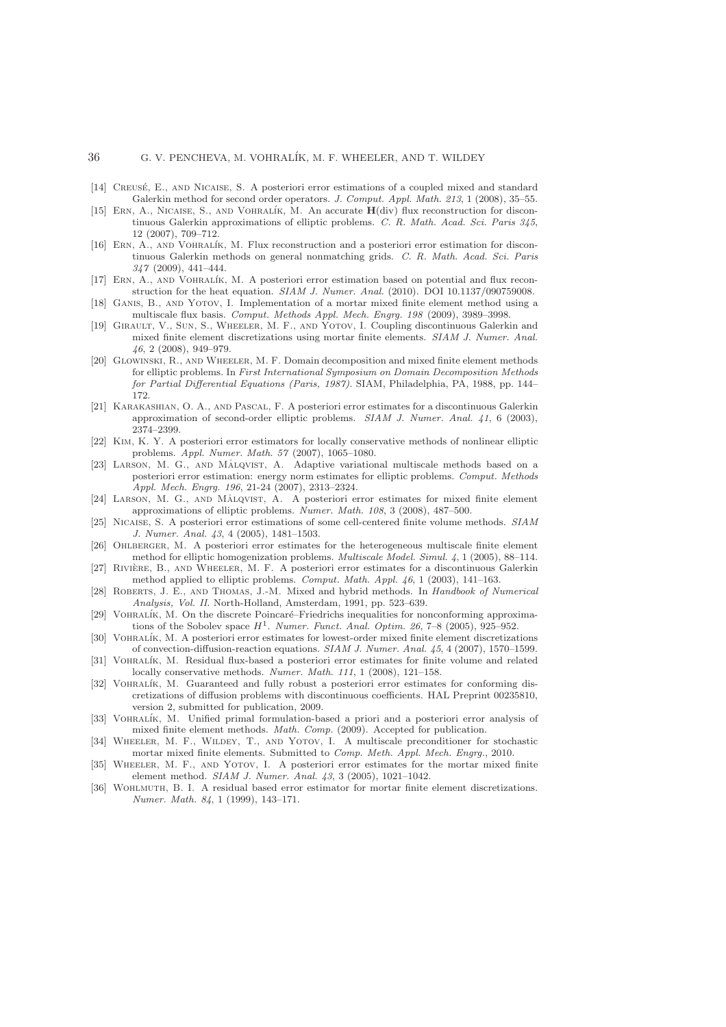[14] Creusé, E., and Nicaise, S. A posteriori error estimations of a coupled mixed and standard Galerkin method for second order operators. *J. Comput. Appl. Math. 213*, 1 (2008), 35–55.

[15] Ern, A., Nicaise, S., and Vohralík, M. An accurate **H**(div) flux reconstruction for discontinuous Galerkin approximations of elliptic problems. *C. R. Math. Acad. Sci. Paris 345*, 12 (2007), 709–712.

[16] Ern, A., and Vohralík, M. Flux reconstruction and a posteriori error estimation for discontinuous Galerkin methods on general nonmatching grids. *C. R. Math. Acad. Sci. Paris 347* (2009), 441–444.

[17] Ern, A., and Vohralík, M. A posteriori error estimation based on potential and flux reconstruction for the heat equation. *SIAM J. Numer. Anal.* (2010). DOI 10.1137/090759008.

[18] Ganis, B., and Yotov, I. Implementation of a mortar mixed finite element method using a multiscale flux basis. *Comput. Methods Appl. Mech. Engrg. 198* (2009), 3989–3998.

[19] Girault, V., Sun, S., Wheeler, M. F., and Yotov, I. Coupling discontinuous Galerkin and mixed finite element discretizations using mortar finite elements. *SIAM J. Numer. Anal. 46*, 2 (2008), 949–979.

[20] Glowinski, R., and Wheeler, M. F. Domain decomposition and mixed finite element methods for elliptic problems. In *First International Symposium on Domain Decomposition Methods for Partial Differential Equations (Paris, 1987)*. SIAM, Philadelphia, PA, 1988, pp. 144–172.

[21] Karakashian, O. A., and Pascal, F. A posteriori error estimates for a discontinuous Galerkin approximation of second-order elliptic problems. *SIAM J. Numer. Anal. 41*, 6 (2003), 2374–2399.

[22] Kim, K. Y. A posteriori error estimators for locally conservative methods of nonlinear elliptic problems. *Appl. Numer. Math. 57* (2007), 1065–1080.

[23] Larson, M. G., and Målqvist, A. Adaptive variational multiscale methods based on a posteriori error estimation: energy norm estimates for elliptic problems. *Comput. Methods Appl. Mech. Engrg. 196*, 21-24 (2007), 2313–2324.

[24] Larson, M. G., and Målqvist, A. A posteriori error estimates for mixed finite element approximations of elliptic problems. *Numer. Math. 108*, 3 (2008), 487–500.

[25] Nicaise, S. A posteriori error estimations of some cell-centered finite volume methods. *SIAM J. Numer. Anal. 43*, 4 (2005), 1481–1503.

[26] Ohlberger, M. A posteriori error estimates for the heterogeneous multiscale finite element method for elliptic homogenization problems. *Multiscale Model. Simul. 4*, 1 (2005), 88–114.

[27] Rivière, B., and Wheeler, M. F. A posteriori error estimates for a discontinuous Galerkin method applied to elliptic problems. *Comput. Math. Appl. 46*, 1 (2003), 141–163.

[28] Roberts, J. E., and Thomas, J.-M. Mixed and hybrid methods. In *Handbook of Numerical Analysis, Vol. II*. North-Holland, Amsterdam, 1991, pp. 523–639.

[29] Vohralík, M. On the discrete Poincaré–Friedrichs inequalities for nonconforming approximations of the Sobolev space $H^1$. *Numer. Funct. Anal. Optim. 26*, 7–8 (2005), 925–952.

[30] Vohralík, M. A posteriori error estimates for lowest-order mixed finite element discretizations of convection-diffusion-reaction equations. *SIAM J. Numer. Anal. 45*, 4 (2007), 1570–1599.

[31] Vohralík, M. Residual flux-based a posteriori error estimates for finite volume and related locally conservative methods. *Numer. Math. 111*, 1 (2008), 121–158.

[32] Vohralík, M. Guaranteed and fully robust a posteriori error estimates for conforming discretizations of diffusion problems with discontinuous coefficients. HAL Preprint 00235810, version 2, submitted for publication, 2009.

[33] Vohralík, M. Unified primal formulation-based a priori and a posteriori error analysis of mixed finite element methods. *Math. Comp.* (2009). Accepted for publication.

[34] Wheeler, M. F., Wildey, T., and Yotov, I. A multiscale preconditioner for stochastic mortar mixed finite elements. Submitted to *Comp. Meth. Appl. Mech. Engrg.*, 2010.

[35] Wheeler, M. F., and Yotov, I. A posteriori error estimates for the mortar mixed finite element method. *SIAM J. Numer. Anal. 43*, 3 (2005), 1021–1042.

[36] Wohlmuth, B. I. A residual based error estimator for mortar finite element discretizations. *Numer. Math. 84*, 1 (1999), 143–171.